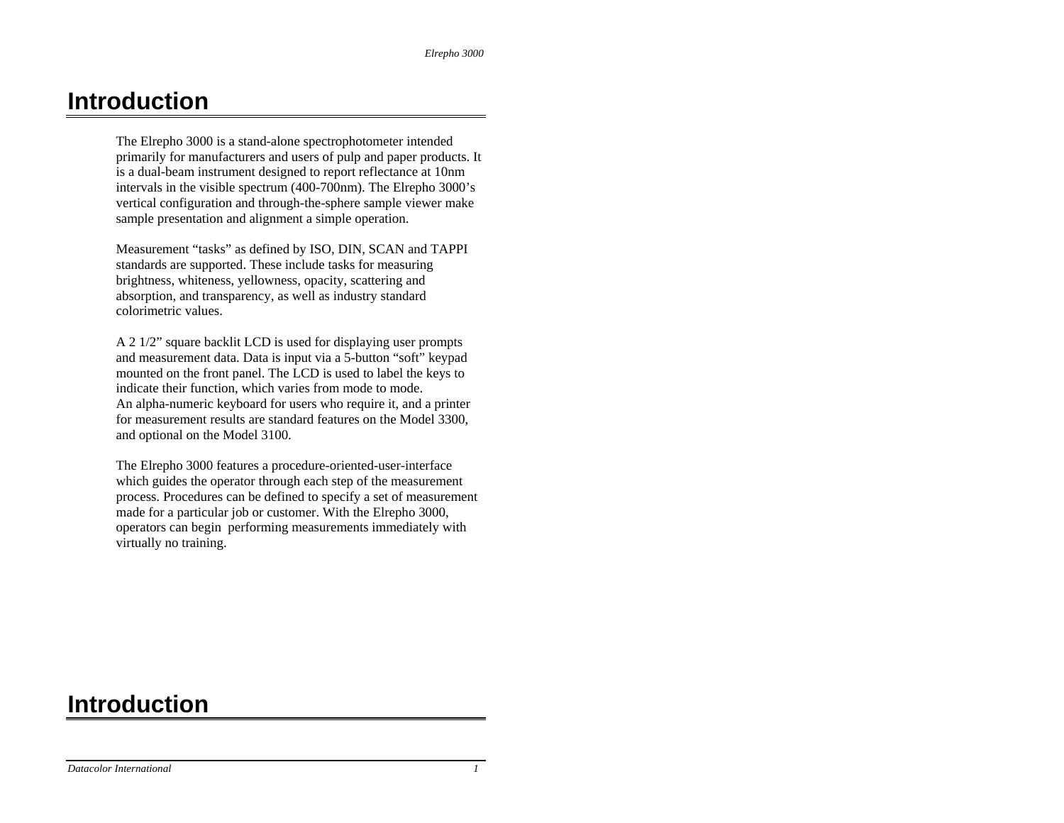# Introduction

The Elrepho 3000 is a stand-alone spectrophotometer intended primarily for manufacturers and users of pulp and paper products. It is a dual-beam instrument designed to report reflectance at 10nm intervals in the visible spectrum (400-700nm). The Elrepho 3000's vertical configuration and through-the-sphere sample viewer make sample presentation and alignment a simple operation.

Measurement "tasks" as defined by ISO, DIN, SCAN and TAPPI standards are supported. These include tasks for measuring brightness, whiteness, yellowness, opacity, scattering and absorption, and transparency, as well as industry standard colorimetric values.

A 2 1/2" square backlit LCD is used for displaying user prompts and measurement data. Data is input via a 5-button "soft" keypad mounted on the front panel. The LCD is used to label the keys to indicate their function, which varies from mode to mode.
An alpha-numeric keyboard for users who require it, and a printer for measurement results are standard features on the Model 3300, and optional on the Model 3100.

The Elrepho 3000 features a procedure-oriented-user-interface which guides the operator through each step of the measurement process. Procedures can be defined to specify a set of measurement made for a particular job or customer. With the Elrepho 3000, operators can begin performing measurements immediately with virtually no training.

# Introduction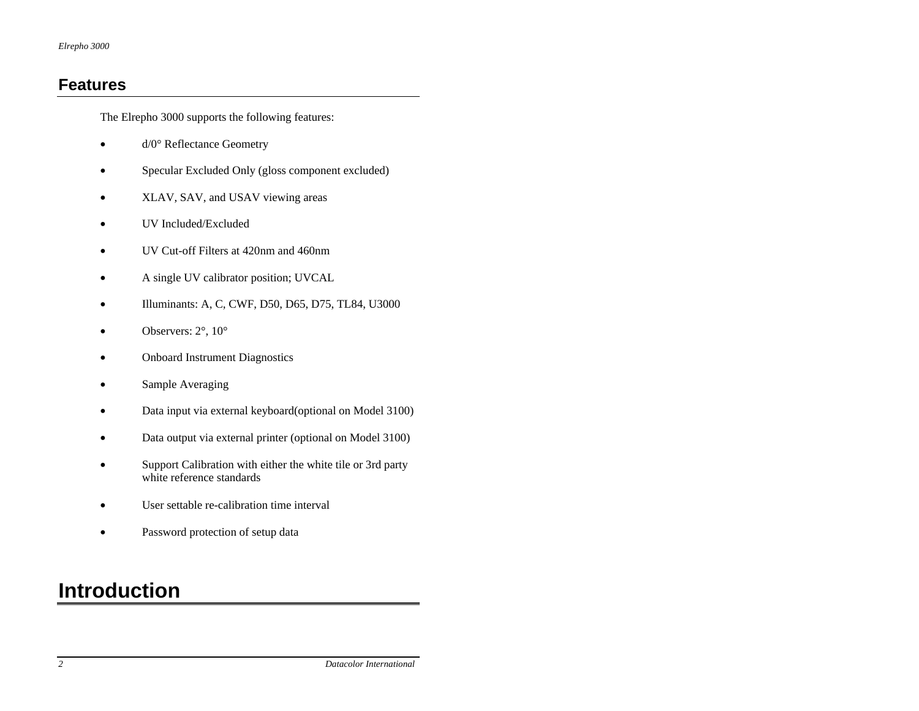## Features

The Elrepho 3000 supports the following features:

- d/0° Reflectance Geometry
- Specular Excluded Only (gloss component excluded)
- XLAV, SAV, and USAV viewing areas
- UV Included/Excluded
- UV Cut-off Filters at 420nm and 460nm
- A single UV calibrator position; UVCAL
- Illuminants: A, C, CWF, D50, D65, D75, TL84, U3000
- Observers: 2°, 10°
- Onboard Instrument Diagnostics
- Sample Averaging
- Data input via external keyboard(optional on Model 3100)
- Data output via external printer (optional on Model 3100)
- Support Calibration with either the white tile or 3rd party white reference standards
- User settable re-calibration time interval
- Password protection of setup data

# Introduction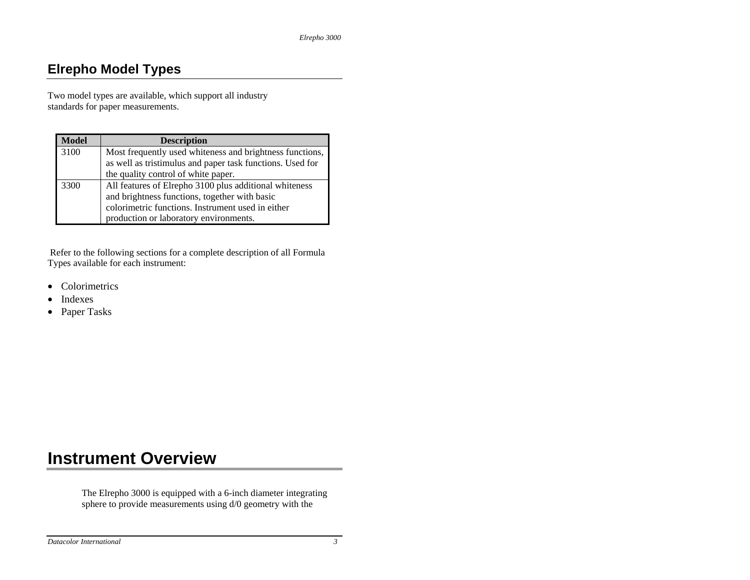## Elrepho Model Types

Two model types are available, which support all industry standards for paper measurements.

| Model | Description |
|---|---|
| 3100 | Most frequently used whiteness and brightness functions, as well as tristimulus and paper task functions. Used for the quality control of white paper. |
| 3300 | All features of Elrepho 3100 plus additional whiteness and brightness functions, together with basic colorimetric functions. Instrument used in either production or laboratory environments. |

Refer to the following sections for a complete description of all Formula Types available for each instrument:

- Colorimetrics
- Indexes
- Paper Tasks

# Instrument Overview

The Elrepho 3000 is equipped with a 6-inch diameter integrating sphere to provide measurements using d/0 geometry with the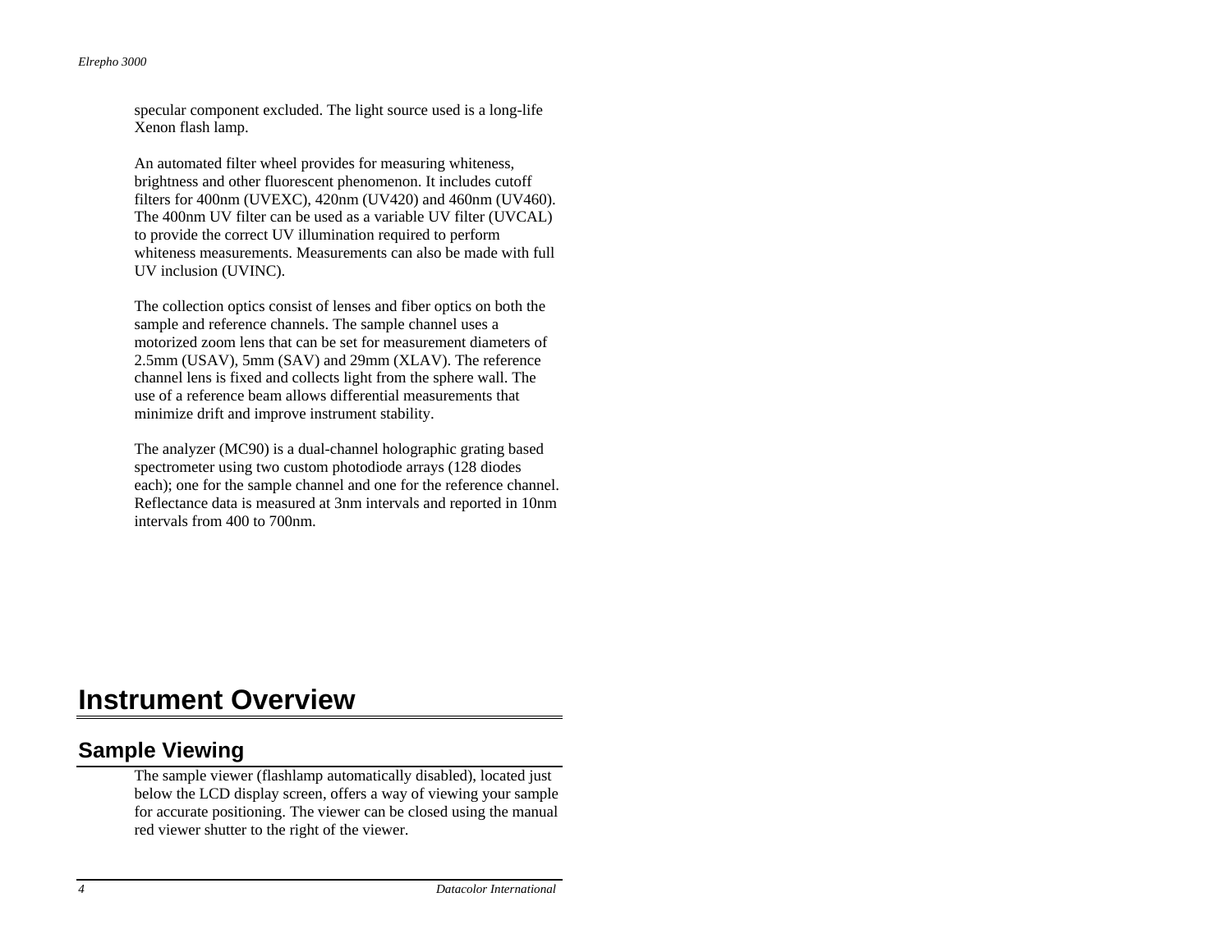specular component excluded. The light source used is a long-life Xenon flash lamp.

An automated filter wheel provides for measuring whiteness, brightness and other fluorescent phenomenon. It includes cutoff filters for 400nm (UVEXC), 420nm (UV420) and 460nm (UV460). The 400nm UV filter can be used as a variable UV filter (UVCAL) to provide the correct UV illumination required to perform whiteness measurements. Measurements can also be made with full UV inclusion (UVINC).

The collection optics consist of lenses and fiber optics on both the sample and reference channels. The sample channel uses a motorized zoom lens that can be set for measurement diameters of 2.5mm (USAV), 5mm (SAV) and 29mm (XLAV). The reference channel lens is fixed and collects light from the sphere wall. The use of a reference beam allows differential measurements that minimize drift and improve instrument stability.

The analyzer (MC90) is a dual-channel holographic grating based spectrometer using two custom photodiode arrays (128 diodes each); one for the sample channel and one for the reference channel. Reflectance data is measured at 3nm intervals and reported in 10nm intervals from 400 to 700nm.

# Instrument Overview

## Sample Viewing

The sample viewer (flashlamp automatically disabled), located just below the LCD display screen, offers a way of viewing your sample for accurate positioning. The viewer can be closed using the manual red viewer shutter to the right of the viewer.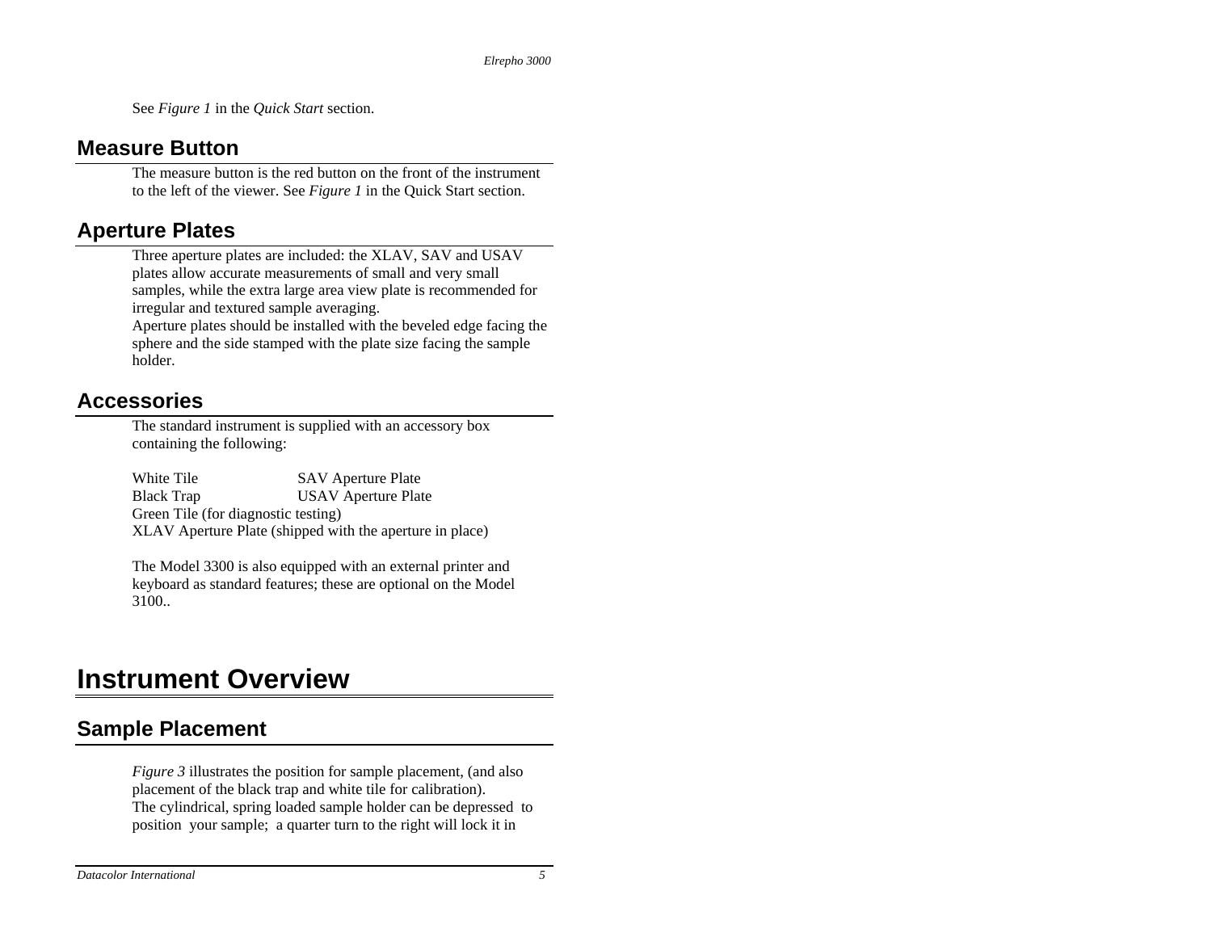See *Figure 1* in the *Quick Start* section.

## Measure Button

The measure button is the red button on the front of the instrument to the left of the viewer. See *Figure 1* in the Quick Start section.

## Aperture Plates

Three aperture plates are included: the XLAV, SAV and USAV plates allow accurate measurements of small and very small samples, while the extra large area view plate is recommended for irregular and textured sample averaging.
Aperture plates should be installed with the beveled edge facing the sphere and the side stamped with the plate size facing the sample holder.

## Accessories

The standard instrument is supplied with an accessory box containing the following:

White Tile — SAV Aperture Plate
Black Trap — USAV Aperture Plate
Green Tile (for diagnostic testing)
XLAV Aperture Plate (shipped with the aperture in place)

The Model 3300 is also equipped with an external printer and keyboard as standard features; these are optional on the Model 3100..

# Instrument Overview

## Sample Placement

*Figure 3* illustrates the position for sample placement, (and also placement of the black trap and white tile for calibration).
The cylindrical, spring loaded sample holder can be depressed to position your sample; a quarter turn to the right will lock it in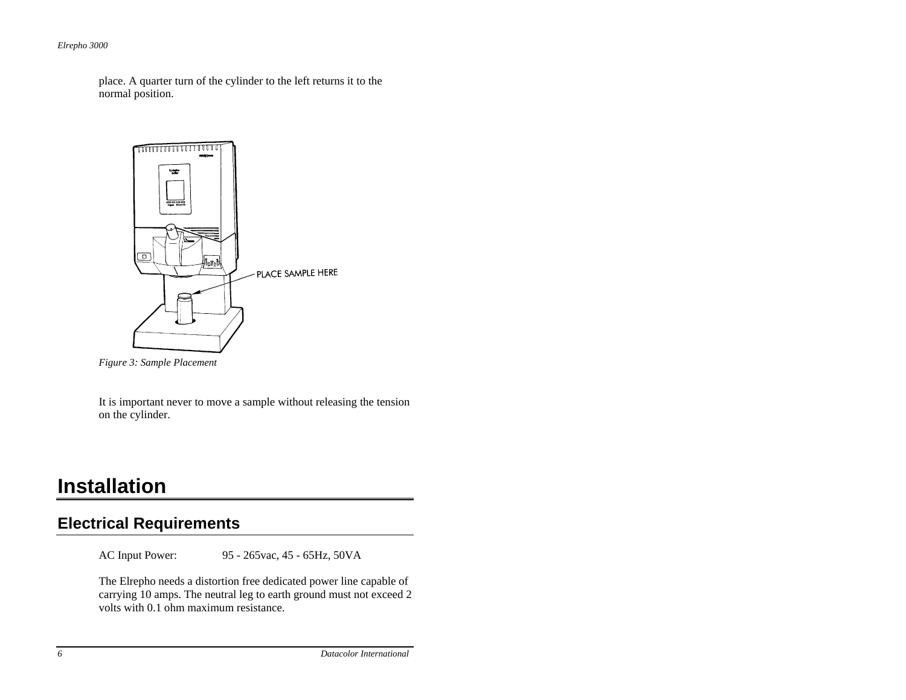place. A quarter turn of the cylinder to the left returns it to the normal position.

*Figure 3: Sample Placement*

It is important never to move a sample without releasing the tension on the cylinder.

# Installation

## Electrical Requirements

AC Input Power: 95 - 265vac, 45 - 65Hz, 50VA

The Elrepho needs a distortion free dedicated power line capable of carrying 10 amps. The neutral leg to earth ground must not exceed 2 volts with 0.1 ohm maximum resistance.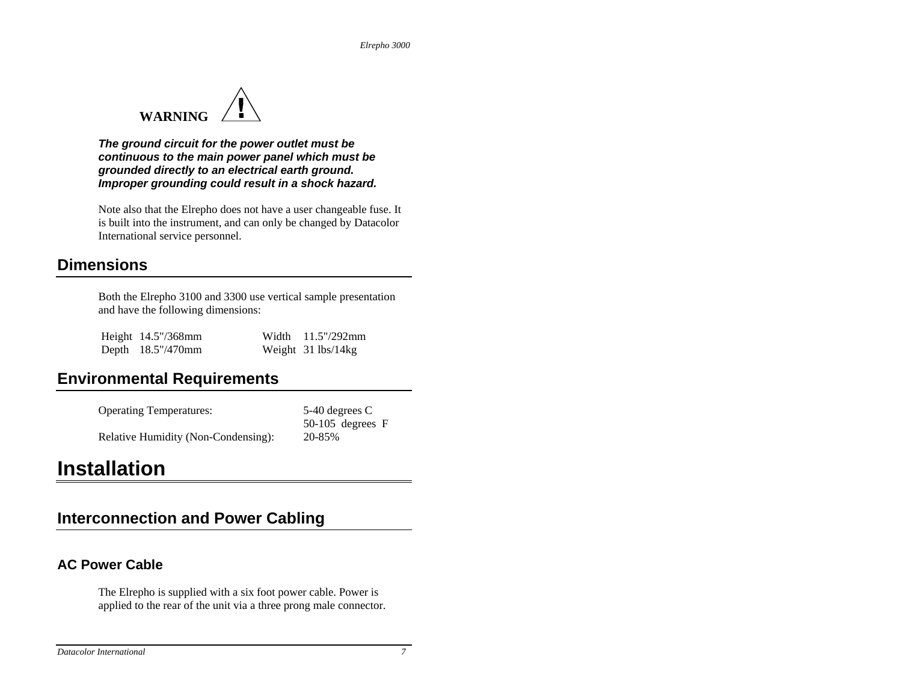**WARNING** ⚠

***The ground circuit for the power outlet must be continuous to the main power panel which must be grounded directly to an electrical earth ground. Improper grounding could result in a shock hazard.***

Note also that the Elrepho does not have a user changeable fuse. It is built into the instrument, and can only be changed by Datacolor International service personnel.

## Dimensions

Both the Elrepho 3100 and 3300 use vertical sample presentation and have the following dimensions:

| | | | |
|---|---|---|---|
| Height | 14.5"/368mm | Width | 11.5"/292mm |
| Depth | 18.5"/470mm | Weight | 31 lbs/14kg |

## Environmental Requirements

| | |
|---|---|
| Operating Temperatures: | 5-40 degrees C<br>50-105 degrees F |
| Relative Humidity (Non-Condensing): | 20-85% |

# Installation

## Interconnection and Power Cabling

### AC Power Cable

The Elrepho is supplied with a six foot power cable. Power is applied to the rear of the unit via a three prong male connector.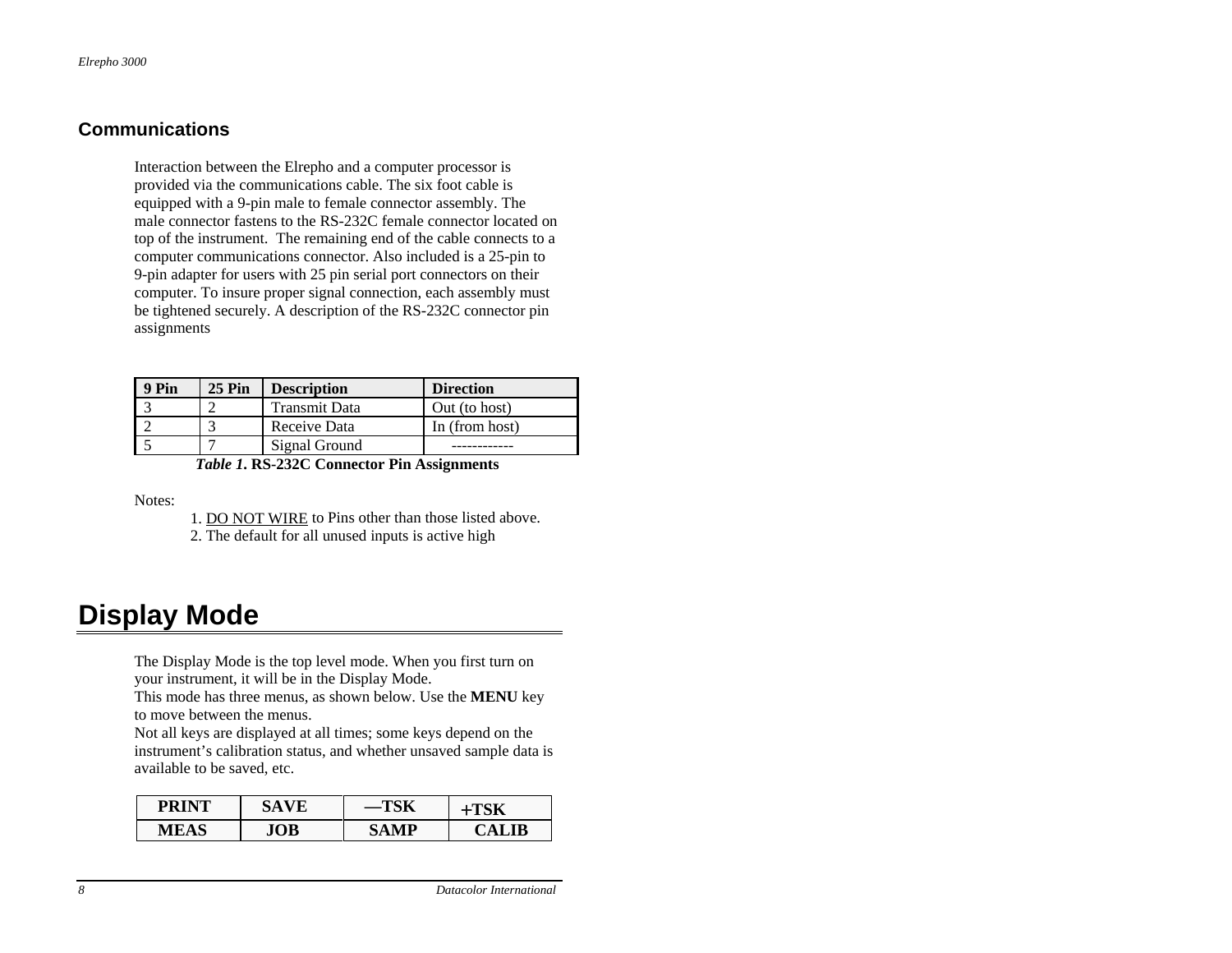## Communications

Interaction between the Elrepho and a computer processor is provided via the communications cable. The six foot cable is equipped with a 9-pin male to female connector assembly. The male connector fastens to the RS-232C female connector located on top of the instrument. The remaining end of the cable connects to a computer communications connector. Also included is a 25-pin to 9-pin adapter for users with 25 pin serial port connectors on their computer. To insure proper signal connection, each assembly must be tightened securely. A description of the RS-232C connector pin assignments

| 9 Pin | 25 Pin | Description | Direction |
|---|---|---|---|
| 3 | 2 | Transmit Data | Out (to host) |
| 2 | 3 | Receive Data | In (from host) |
| 5 | 7 | Signal Ground | ------------ |

***Table 1*. RS-232C Connector Pin Assignments**

Notes:

1. DO NOT WIRE to Pins other than those listed above.
2. The default for all unused inputs is active high

# Display Mode

The Display Mode is the top level mode. When you first turn on your instrument, it will be in the Display Mode.
This mode has three menus, as shown below. Use the **MENU** key to move between the menus.
Not all keys are displayed at all times; some keys depend on the instrument's calibration status, and whether unsaved sample data is available to be saved, etc.

| PRINT | SAVE | —TSK | +TSK |
|---|---|---|---|
| MEAS | JOB | SAMP | CALIB |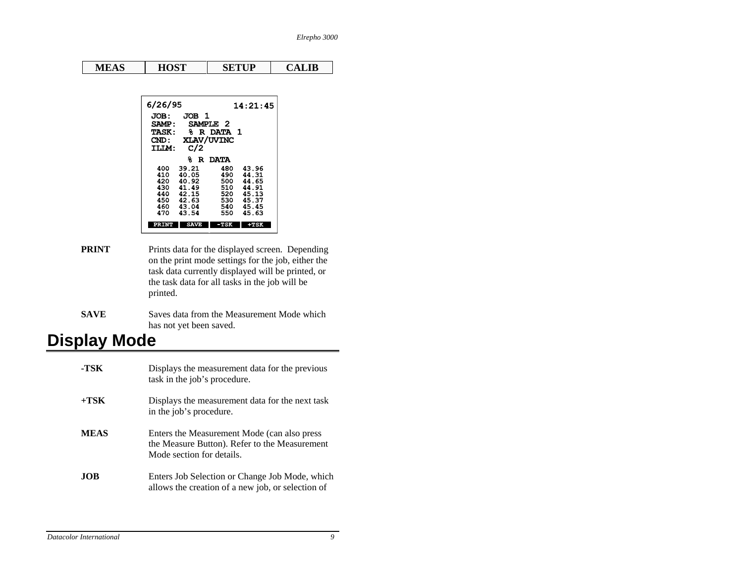| MEAS | HOST | SETUP | CALIB |
|---|---|---|---|

```
6/26/95              14:21:45
 JOB:   JOB 1
 SAMP:   SAMPLE 2
 TASK:   % R DATA 1
 CND:   XLAV/UVINC
 ILLM:   C/2
          % R DATA
  400  39.21      480  43.96
  410  40.05      490  44.31
  420  40.92      500  44.65
  430  41.49      510  44.91
  440  42.15      520  45.13
  450  42.63      530  45.37
  460  43.04      540  45.45
  470  43.54      550  45.63
 PRINT   SAVE   -TSK   +TSK
```

**PRINT** Prints data for the displayed screen. Depending on the print mode settings for the job, either the task data currently displayed will be printed, or the task data for all tasks in the job will be printed.

**SAVE** Saves data from the Measurement Mode which has not yet been saved.

# Display Mode

**-TSK** Displays the measurement data for the previous task in the job's procedure.

**+TSK** Displays the measurement data for the next task in the job's procedure.

**MEAS** Enters the Measurement Mode (can also press the Measure Button). Refer to the Measurement Mode section for details.

**JOB** Enters Job Selection or Change Job Mode, which allows the creation of a new job, or selection of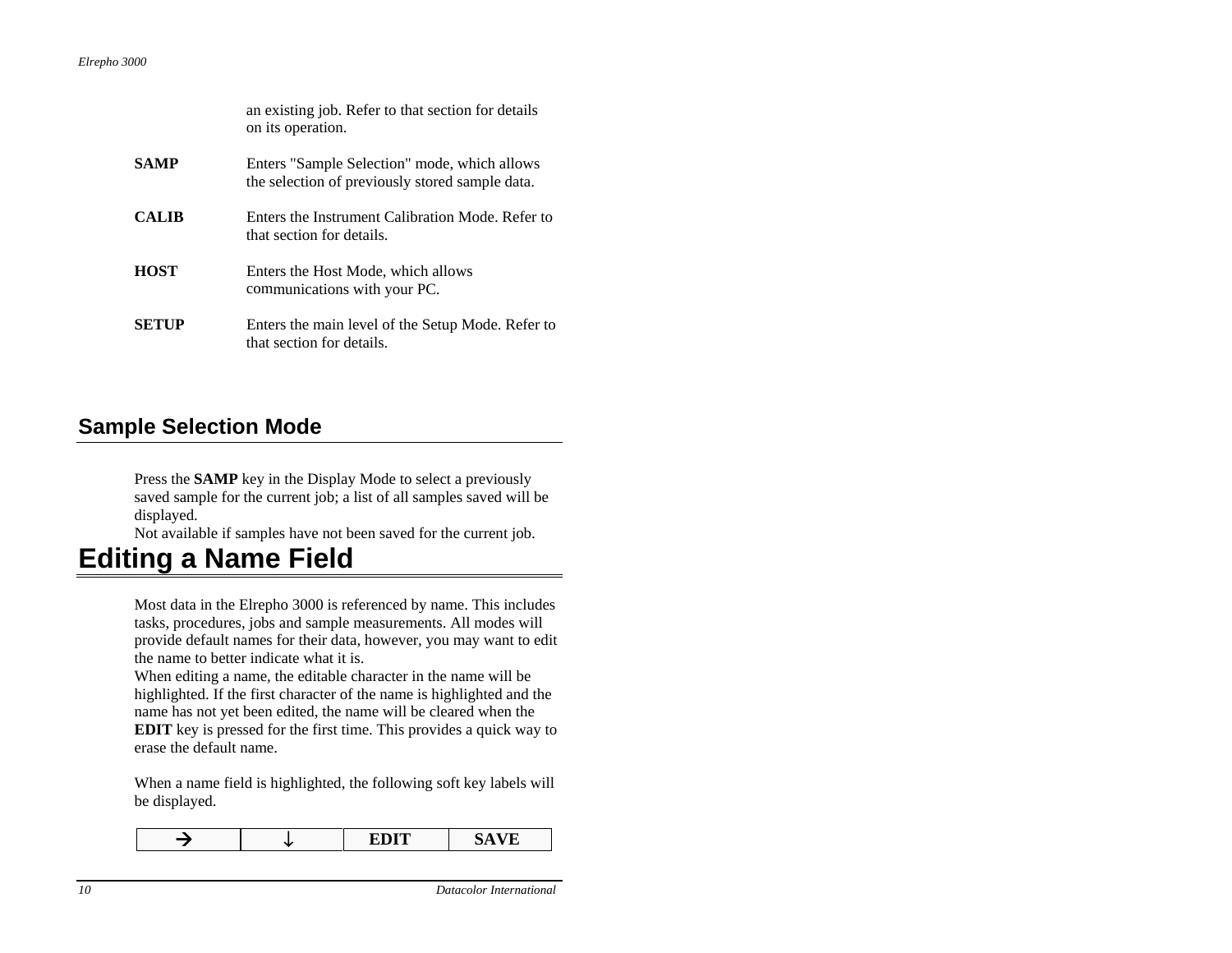an existing job. Refer to that section for details on its operation.

| | |
|---|---|
| **SAMP** | Enters "Sample Selection" mode, which allows the selection of previously stored sample data. |
| **CALIB** | Enters the Instrument Calibration Mode. Refer to that section for details. |
| **HOST** | Enters the Host Mode, which allows communications with your PC. |
| **SETUP** | Enters the main level of the Setup Mode. Refer to that section for details. |

## Sample Selection Mode

Press the **SAMP** key in the Display Mode to select a previously saved sample for the current job; a list of all samples saved will be displayed.
Not available if samples have not been saved for the current job.

# Editing a Name Field

Most data in the Elrepho 3000 is referenced by name. This includes tasks, procedures, jobs and sample measurements. All modes will provide default names for their data, however, you may want to edit the name to better indicate what it is.
When editing a name, the editable character in the name will be highlighted. If the first character of the name is highlighted and the name has not yet been edited, the name will be cleared when the **EDIT** key is pressed for the first time. This provides a quick way to erase the default name.

When a name field is highlighted, the following soft key labels will be displayed.

| → | ↓ | EDIT | SAVE |
|---|---|---|---|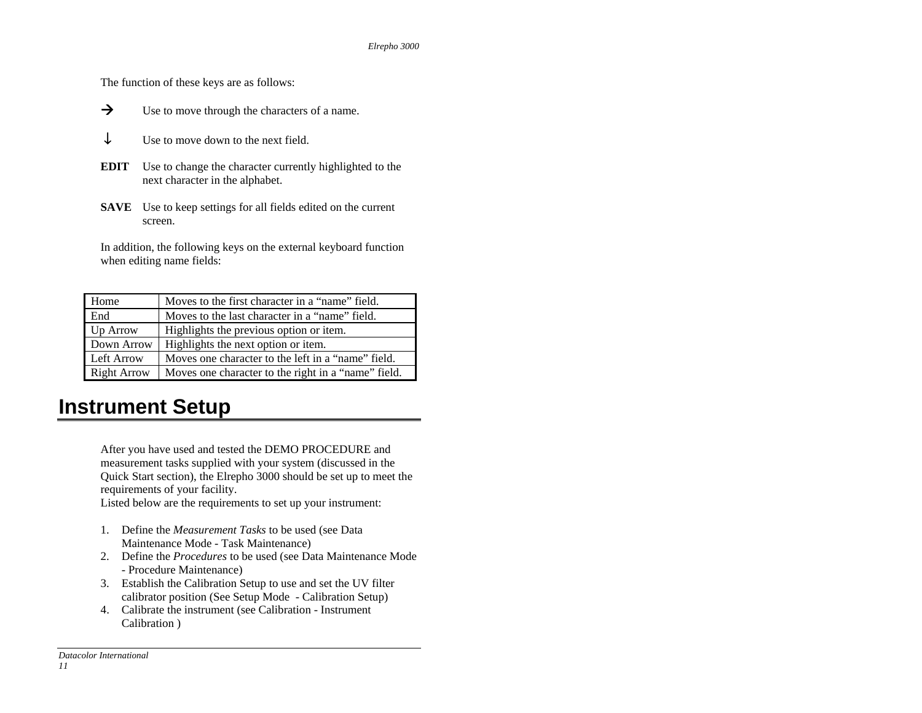The function of these keys are as follows:

→ Use to move through the characters of a name.

↓ Use to move down to the next field.

**EDIT** Use to change the character currently highlighted to the next character in the alphabet.

**SAVE** Use to keep settings for all fields edited on the current screen.

In addition, the following keys on the external keyboard function when editing name fields:

| Key | Function |
|---|---|
| Home | Moves to the first character in a “name” field. |
| End | Moves to the last character in a “name” field. |
| Up Arrow | Highlights the previous option or item. |
| Down Arrow | Highlights the next option or item. |
| Left Arrow | Moves one character to the left in a “name” field. |
| Right Arrow | Moves one character to the right in a “name” field. |

# Instrument Setup

After you have used and tested the DEMO PROCEDURE and measurement tasks supplied with your system (discussed in the Quick Start section), the Elrepho 3000 should be set up to meet the requirements of your facility.
Listed below are the requirements to set up your instrument:

1. Define the *Measurement Tasks* to be used (see Data Maintenance Mode - Task Maintenance)
2. Define the *Procedures* to be used (see Data Maintenance Mode - Procedure Maintenance)
3. Establish the Calibration Setup to use and set the UV filter calibrator position (See Setup Mode - Calibration Setup)
4. Calibrate the instrument (see Calibration - Instrument Calibration )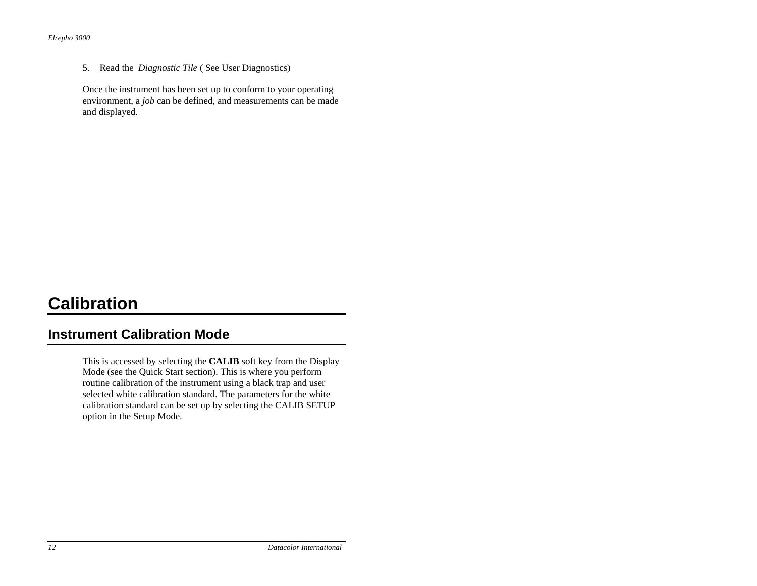5. Read the *Diagnostic Tile* ( See User Diagnostics)

Once the instrument has been set up to conform to your operating environment, a *job* can be defined, and measurements can be made and displayed.

# Calibration

## Instrument Calibration Mode

This is accessed by selecting the **CALIB** soft key from the Display Mode (see the Quick Start section). This is where you perform routine calibration of the instrument using a black trap and user selected white calibration standard. The parameters for the white calibration standard can be set up by selecting the CALIB SETUP option in the Setup Mode.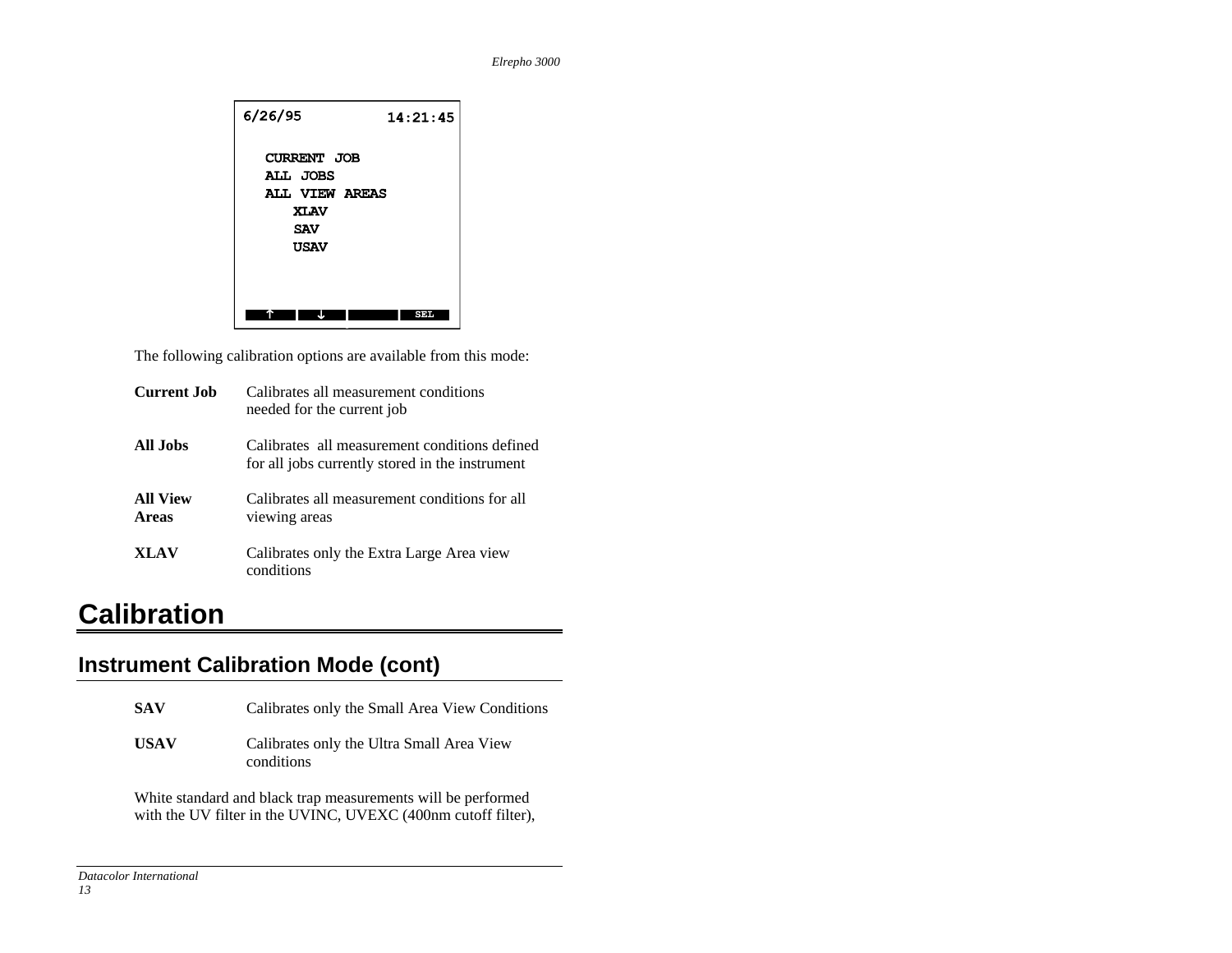```
6/26/95                14:21:45

   CURRENT JOB
   ALL JOBS
   ALL VIEW AREAS
      XLAV
      SAV
      USAV

   ↑      ↓                SEL
```

The following calibration options are available from this mode:

| | |
|---|---|
| **Current Job** | Calibrates all measurement conditions needed for the current job |
| **All Jobs** | Calibrates all measurement conditions defined for all jobs currently stored in the instrument |
| **All View Areas** | Calibrates all measurement conditions for all viewing areas |
| **XLAV** | Calibrates only the Extra Large Area view conditions |

# Calibration

## Instrument Calibration Mode (cont)

| | |
|---|---|
| **SAV** | Calibrates only the Small Area View Conditions |
| **USAV** | Calibrates only the Ultra Small Area View conditions |

White standard and black trap measurements will be performed with the UV filter in the UVINC, UVEXC (400nm cutoff filter),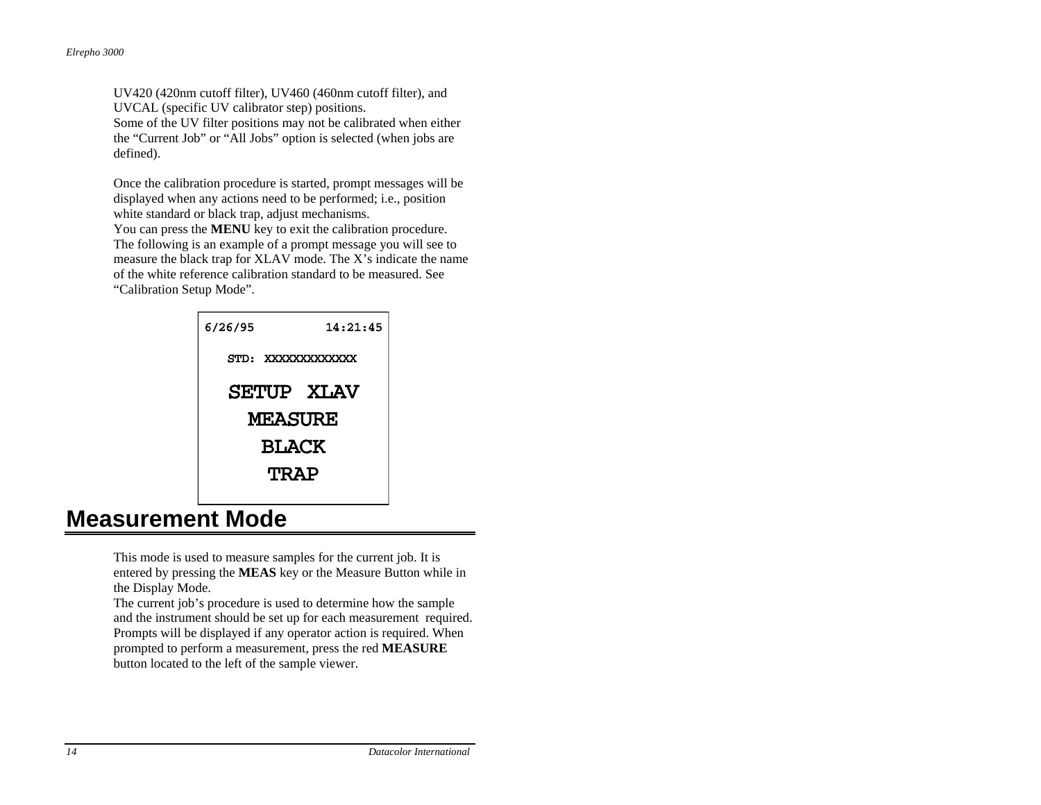UV420 (420nm cutoff filter), UV460 (460nm cutoff filter), and UVCAL (specific UV calibrator step) positions.
Some of the UV filter positions may not be calibrated when either the “Current Job” or “All Jobs” option is selected (when jobs are defined).

Once the calibration procedure is started, prompt messages will be displayed when any actions need to be performed; i.e., position white standard or black trap, adjust mechanisms.
You can press the **MENU** key to exit the calibration procedure.
The following is an example of a prompt message you will see to measure the black trap for XLAV mode. The X’s indicate the name of the white reference calibration standard to be measured. See “Calibration Setup Mode”.

```
6/26/95          14:21:45

   STD: XXXXXXXXXXXX

     SETUP  XLAV
       MEASURE
        BLACK
        TRAP
```

## Measurement Mode

This mode is used to measure samples for the current job. It is entered by pressing the **MEAS** key or the Measure Button while in the Display Mode.
The current job’s procedure is used to determine how the sample and the instrument should be set up for each measurement required. Prompts will be displayed if any operator action is required. When prompted to perform a measurement, press the red **MEASURE** button located to the left of the sample viewer.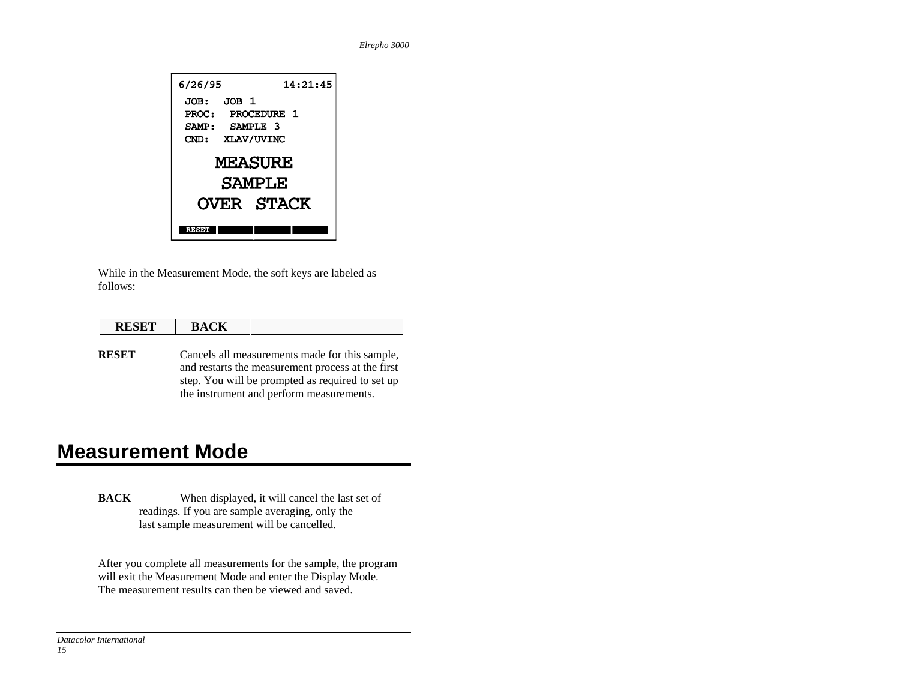```
6/26/95          14:21:45
 JOB:   JOB 1
 PROC:  PROCEDURE 1
 SAMP:  SAMPLE 3
 CND:   XLAV/UVINC

       MEASURE
        SAMPLE
     OVER STACK

 RESET
```

While in the Measurement Mode, the soft keys are labeled as follows:

| RESET | BACK | | |
|---|---|---|---|

**RESET** Cancels all measurements made for this sample, and restarts the measurement process at the first step. You will be prompted as required to set up the instrument and perform measurements.

## Measurement Mode

**BACK** When displayed, it will cancel the last set of readings. If you are sample averaging, only the last sample measurement will be cancelled.

After you complete all measurements for the sample, the program will exit the Measurement Mode and enter the Display Mode. The measurement results can then be viewed and saved.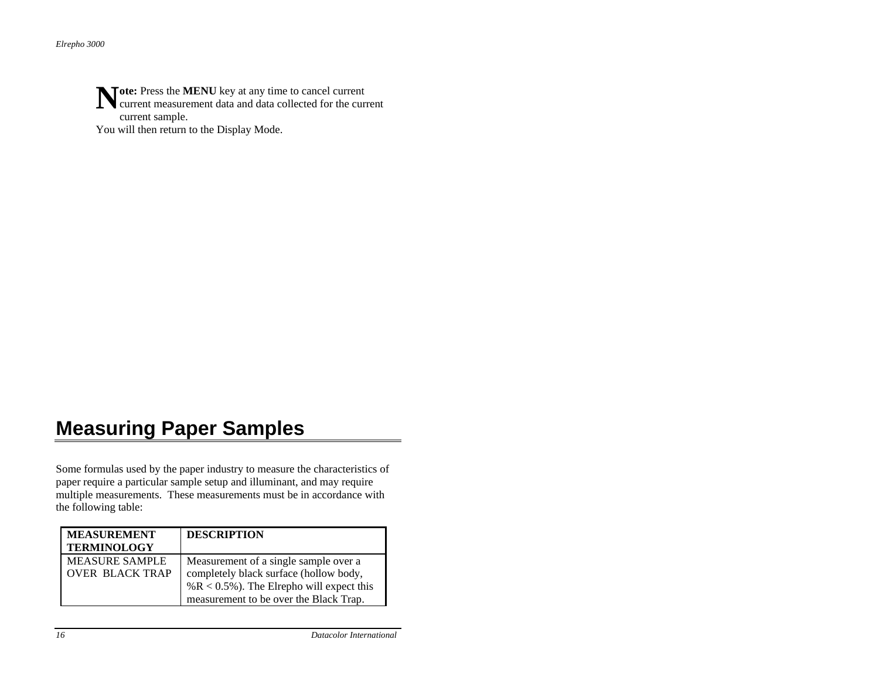**Note:** Press the **MENU** key at any time to cancel current current measurement data and data collected for the current current sample.
You will then return to the Display Mode.

# Measuring Paper Samples

Some formulas used by the paper industry to measure the characteristics of paper require a particular sample setup and illuminant, and may require multiple measurements.  These measurements must be in accordance with the following table:

| MEASUREMENT TERMINOLOGY | DESCRIPTION |
| --- | --- |
| MEASURE SAMPLE OVER  BLACK TRAP | Measurement of a single sample over a completely black surface (hollow body, %R < 0.5%). The Elrepho will expect this measurement to be over the Black Trap. |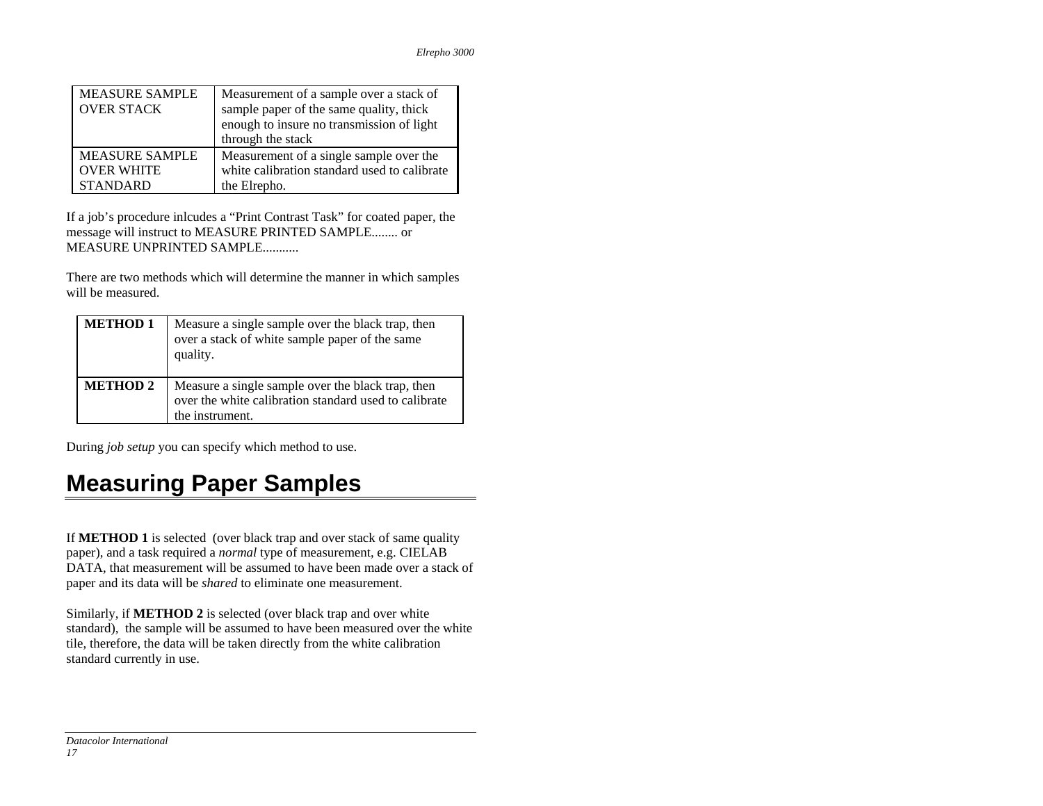| MEASURE SAMPLE OVER STACK | Measurement of a sample over a stack of sample paper of the same quality, thick enough to insure no transmission of light through the stack |
|---|---|
| MEASURE SAMPLE OVER WHITE STANDARD | Measurement of a single sample over the white calibration standard used to calibrate the Elrepho. |

If a job's procedure inlcudes a "Print Contrast Task" for coated paper, the message will instruct to MEASURE PRINTED SAMPLE........ or MEASURE UNPRINTED SAMPLE...........

There are two methods which will determine the manner in which samples will be measured.

| **METHOD 1** | Measure a single sample over the black trap, then over a stack of white sample paper of the same quality. |
|---|---|
| **METHOD 2** | Measure a single sample over the black trap, then over the white calibration standard used to calibrate the instrument. |

During *job setup* you can specify which method to use.

# Measuring Paper Samples

If **METHOD 1** is selected (over black trap and over stack of same quality paper), and a task required a *normal* type of measurement, e.g. CIELAB DATA, that measurement will be assumed to have been made over a stack of paper and its data will be *shared* to eliminate one measurement.

Similarly, if **METHOD 2** is selected (over black trap and over white standard), the sample will be assumed to have been measured over the white tile, therefore, the data will be taken directly from the white calibration standard currently in use.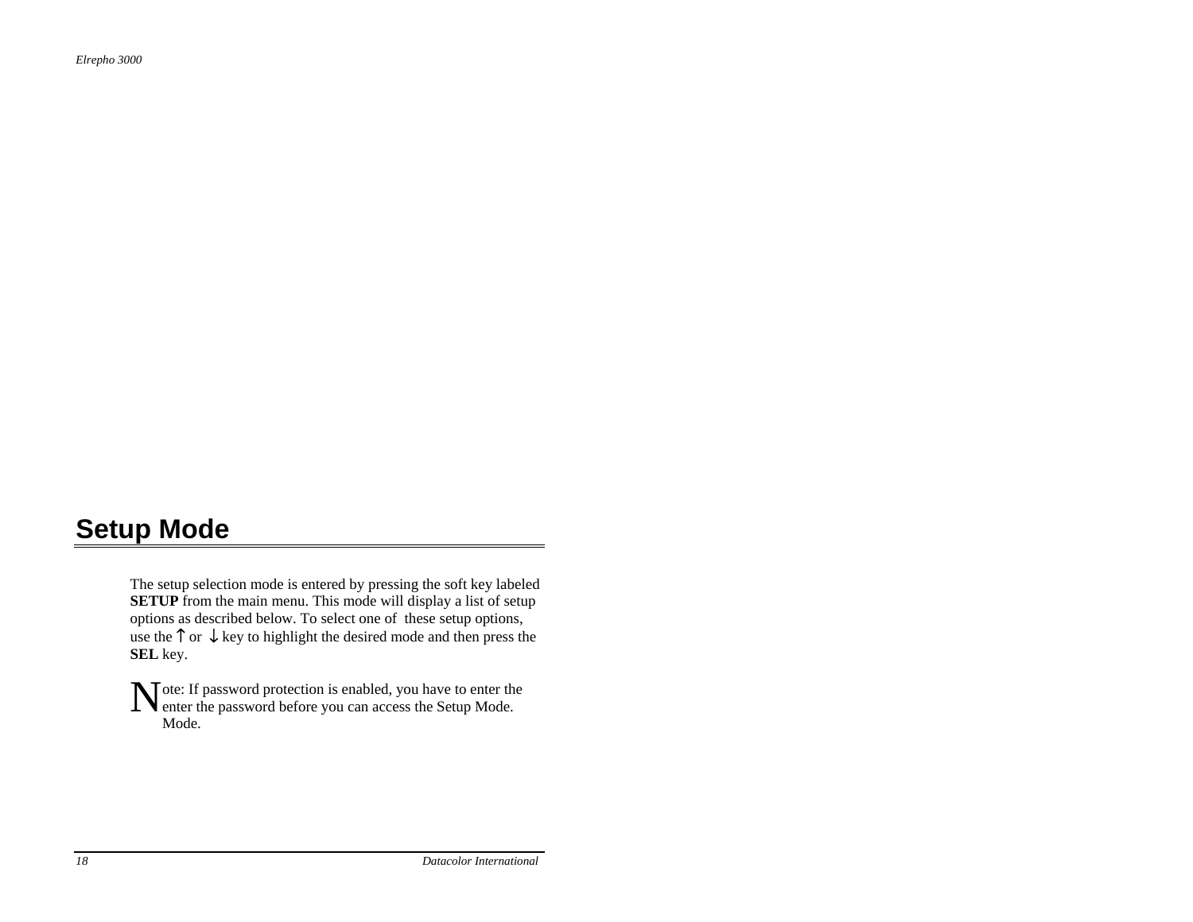## Setup Mode

The setup selection mode is entered by pressing the soft key labeled **SETUP** from the main menu. This mode will display a list of setup options as described below. To select one of these setup options, use the ↑ or ↓ key to highlight the desired mode and then press the **SEL** key.

Note: If password protection is enabled, you have to enter the enter the password before you can access the Setup Mode. Mode.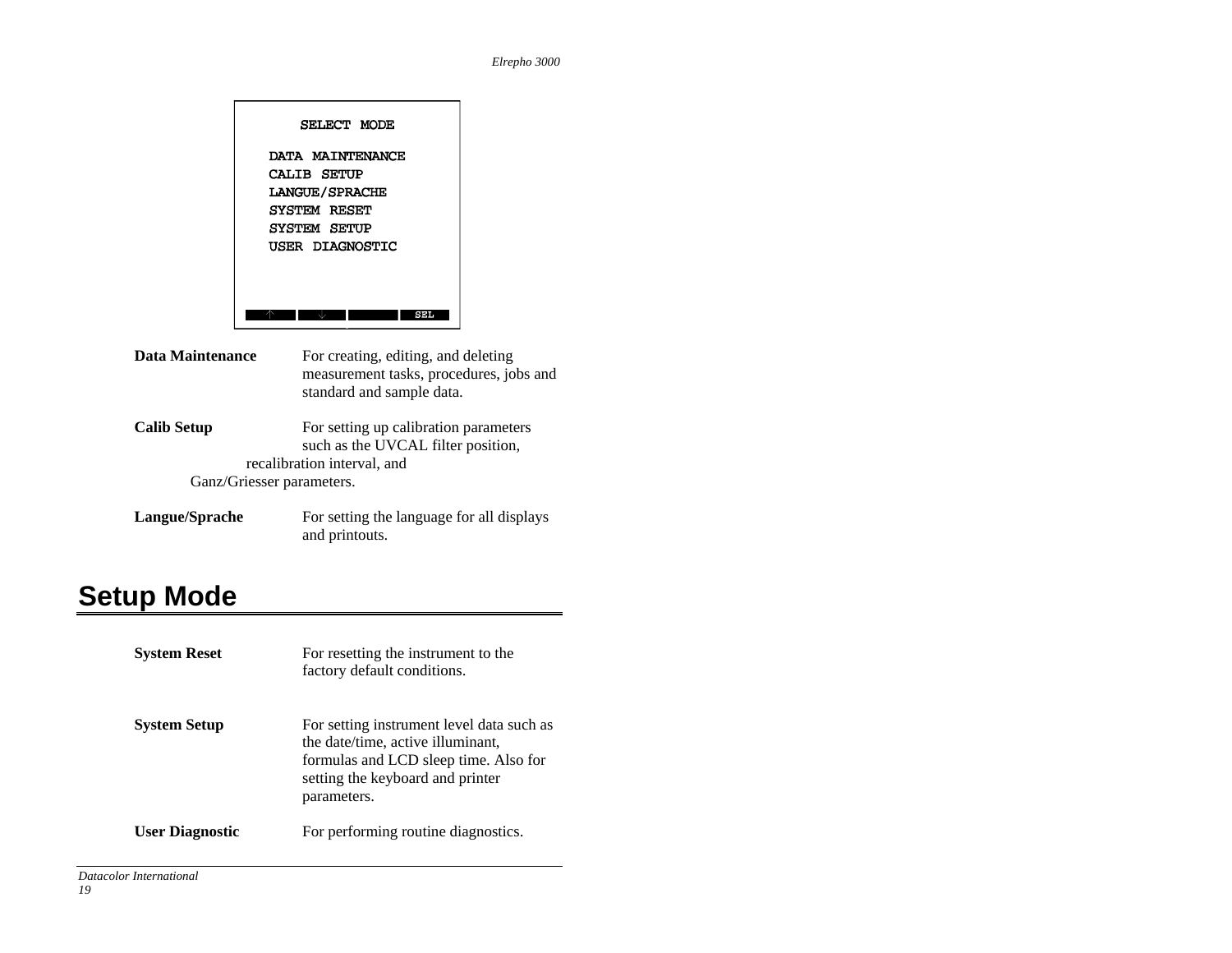```
SELECT MODE

DATA MAINTENANCE
CALIB SETUP
LANGUE/SPRACHE
SYSTEM RESET
SYSTEM SETUP
USER DIAGNOSTIC

  ↑      ↓            SEL
```

**Data Maintenance** For creating, editing, and deleting measurement tasks, procedures, jobs and standard and sample data.

**Calib Setup** For setting up calibration parameters such as the UVCAL filter position, recalibration interval, and Ganz/Griesser parameters.

**Langue/Sprache** For setting the language for all displays and printouts.

## Setup Mode

**System Reset** For resetting the instrument to the factory default conditions.

**System Setup** For setting instrument level data such as the date/time, active illuminant, formulas and LCD sleep time. Also for setting the keyboard and printer parameters.

**User Diagnostic** For performing routine diagnostics.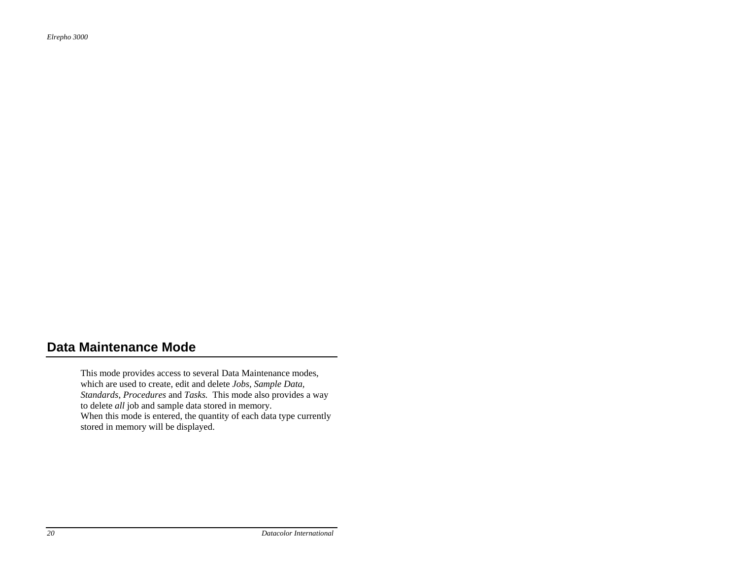## Data Maintenance Mode

This mode provides access to several Data Maintenance modes, which are used to create, edit and delete *Jobs, Sample Data, Standards*, *Procedures* and *Tasks.* This mode also provides a way to delete *all* job and sample data stored in memory.
When this mode is entered, the quantity of each data type currently stored in memory will be displayed.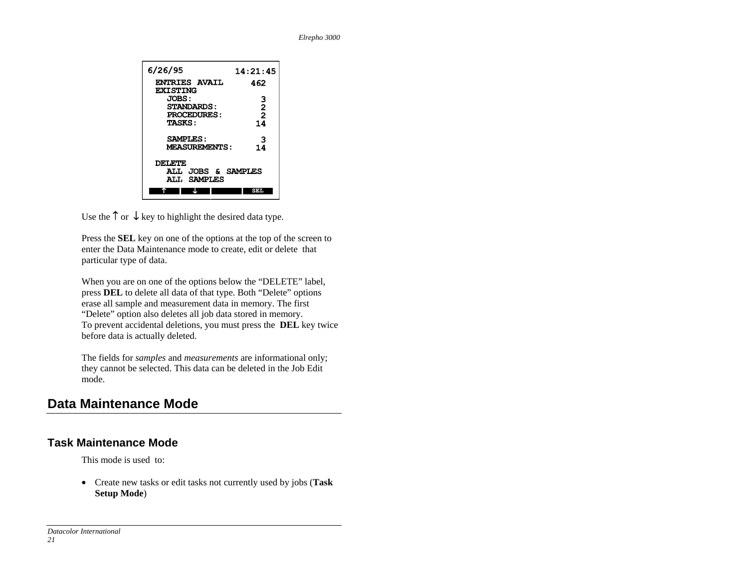```
6/26/95                 14:21:45
 ENTRIES AVAIL            462
 EXISTING
   JOBS:                    3
   STANDARDS:               2
   PROCEDURES:              2
   TASKS:                  14

   SAMPLES:                 3
   MEASUREMENTS:           14

 DELETE
   ALL JOBS & SAMPLES
   ALL SAMPLES
   ↑    ↓              SEL
```

Use the ↑ or ↓ key to highlight the desired data type.

Press the **SEL** key on one of the options at the top of the screen to enter the Data Maintenance mode to create, edit or delete that particular type of data.

When you are on one of the options below the "DELETE" label, press **DEL** to delete all data of that type. Both "Delete" options erase all sample and measurement data in memory. The first "Delete" option also deletes all job data stored in memory.
To prevent accidental deletions, you must press the **DEL** key twice before data is actually deleted.

The fields for *samples* and *measurements* are informational only; they cannot be selected. This data can be deleted in the Job Edit mode.

## Data Maintenance Mode

### Task Maintenance Mode

This mode is used to:

- Create new tasks or edit tasks not currently used by jobs (**Task Setup Mode**)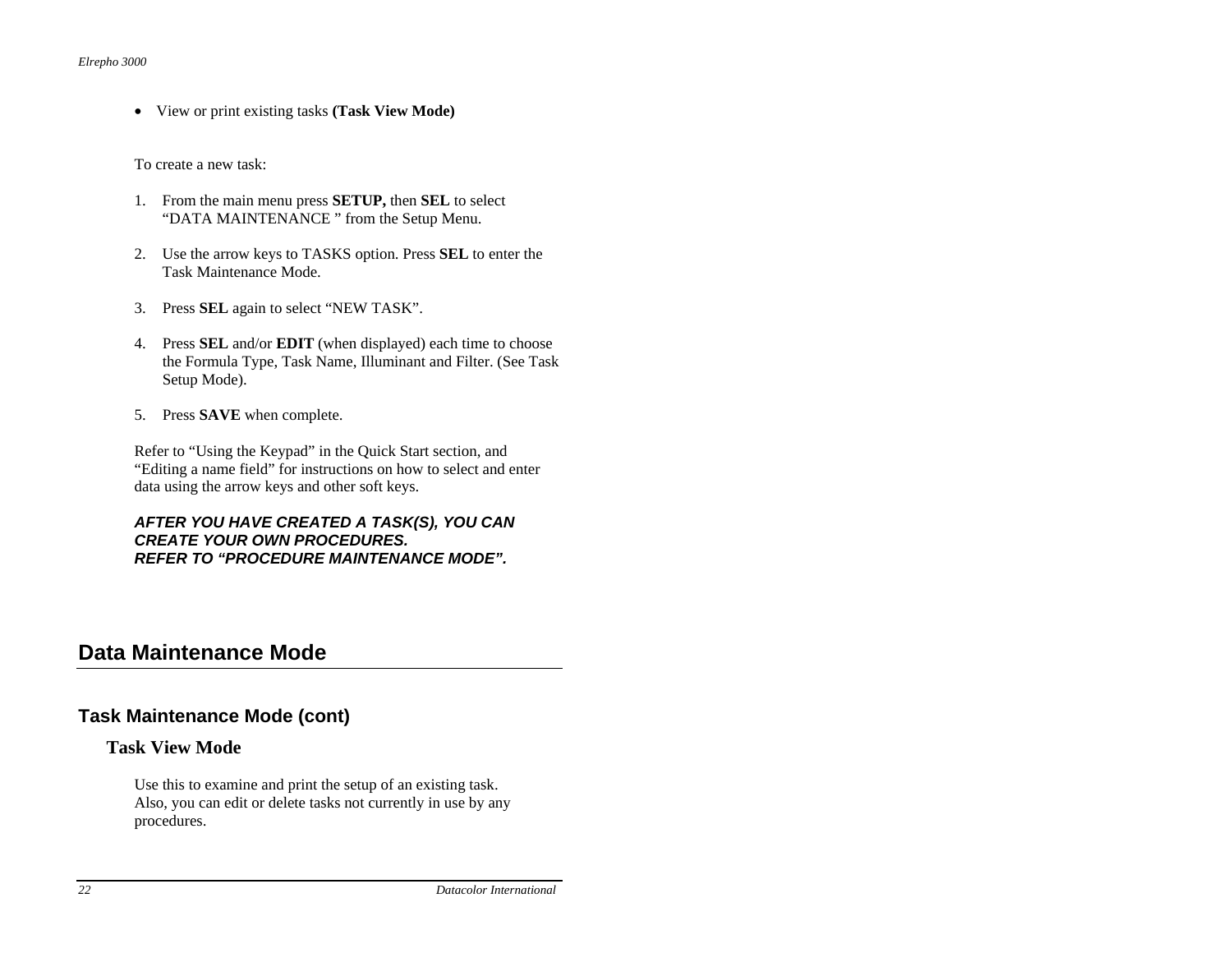- View or print existing tasks **(Task View Mode)**

To create a new task:

1. From the main menu press **SETUP,** then **SEL** to select "DATA MAINTENANCE " from the Setup Menu.

2. Use the arrow keys to TASKS option. Press **SEL** to enter the Task Maintenance Mode.

3. Press **SEL** again to select "NEW TASK".

4. Press **SEL** and/or **EDIT** (when displayed) each time to choose the Formula Type, Task Name, Illuminant and Filter. (See Task Setup Mode).

5. Press **SAVE** when complete.

Refer to "Using the Keypad" in the Quick Start section, and "Editing a name field" for instructions on how to select and enter data using the arrow keys and other soft keys.

***AFTER YOU HAVE CREATED A TASK(S), YOU CAN CREATE YOUR OWN PROCEDURES.***
***REFER TO "PROCEDURE MAINTENANCE MODE".***

# Data Maintenance Mode

## Task Maintenance Mode (cont)

### Task View Mode

Use this to examine and print the setup of an existing task. Also, you can edit or delete tasks not currently in use by any procedures.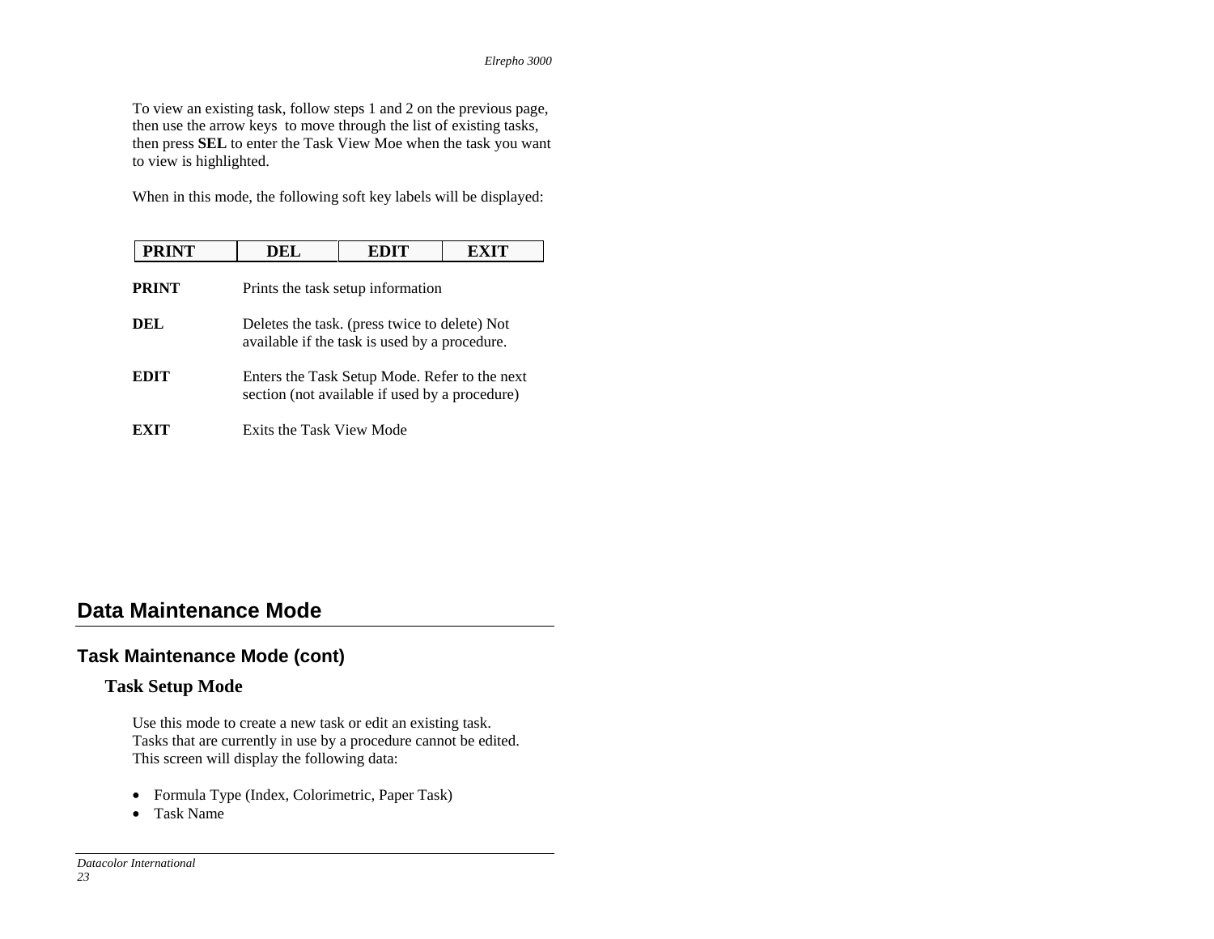To view an existing task, follow steps 1 and 2 on the previous page, then use the arrow keys  to move through the list of existing tasks, then press **SEL** to enter the Task View Moe when the task you want to view is highlighted.

When in this mode, the following soft key labels will be displayed:

| PRINT | DEL | EDIT | EXIT |
|---|---|---|---|

**PRINT** Prints the task setup information

**DEL** Deletes the task. (press twice to delete) Not available if the task is used by a procedure.

**EDIT** Enters the Task Setup Mode. Refer to the next section (not available if used by a procedure)

**EXIT** Exits the Task View Mode

# Data Maintenance Mode

## Task Maintenance Mode (cont)

### Task Setup Mode

Use this mode to create a new task or edit an existing task. Tasks that are currently in use by a procedure cannot be edited. This screen will display the following data:

- Formula Type (Index, Colorimetric, Paper Task)
- Task Name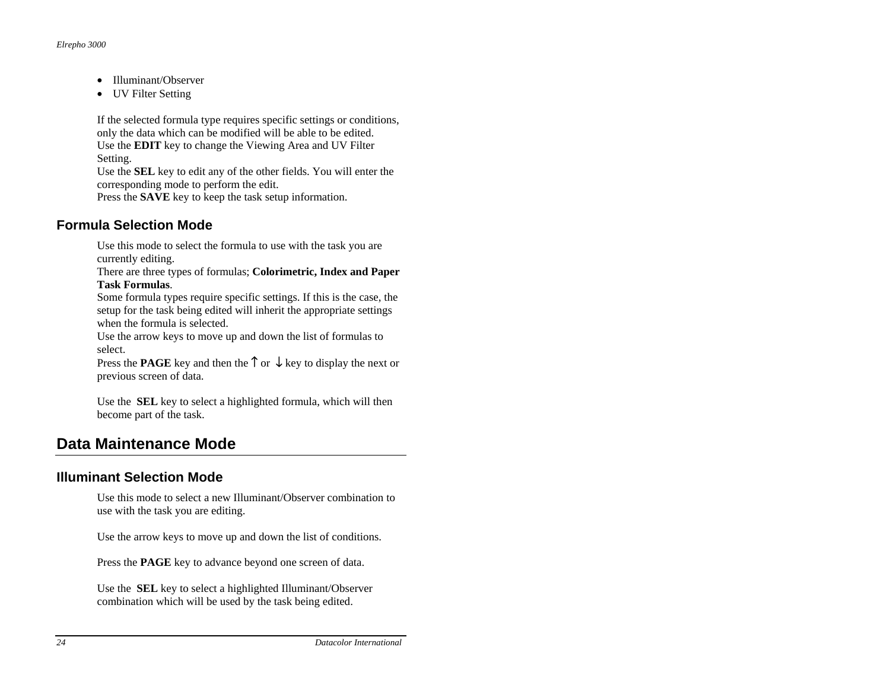- Illuminant/Observer
- UV Filter Setting

If the selected formula type requires specific settings or conditions, only the data which can be modified will be able to be edited.
Use the **EDIT** key to change the Viewing Area and UV Filter Setting.
Use the **SEL** key to edit any of the other fields. You will enter the corresponding mode to perform the edit.
Press the **SAVE** key to keep the task setup information.

### Formula Selection Mode

Use this mode to select the formula to use with the task you are currently editing.
There are three types of formulas; **Colorimetric, Index and Paper Task Formulas**.
Some formula types require specific settings. If this is the case, the setup for the task being edited will inherit the appropriate settings when the formula is selected.
Use the arrow keys to move up and down the list of formulas to select.
Press the **PAGE** key and then the ↑ or ↓ key to display the next or previous screen of data.

Use the **SEL** key to select a highlighted formula, which will then become part of the task.

## Data Maintenance Mode

### Illuminant Selection Mode

Use this mode to select a new Illuminant/Observer combination to use with the task you are editing.

Use the arrow keys to move up and down the list of conditions.

Press the **PAGE** key to advance beyond one screen of data.

Use the **SEL** key to select a highlighted Illuminant/Observer combination which will be used by the task being edited.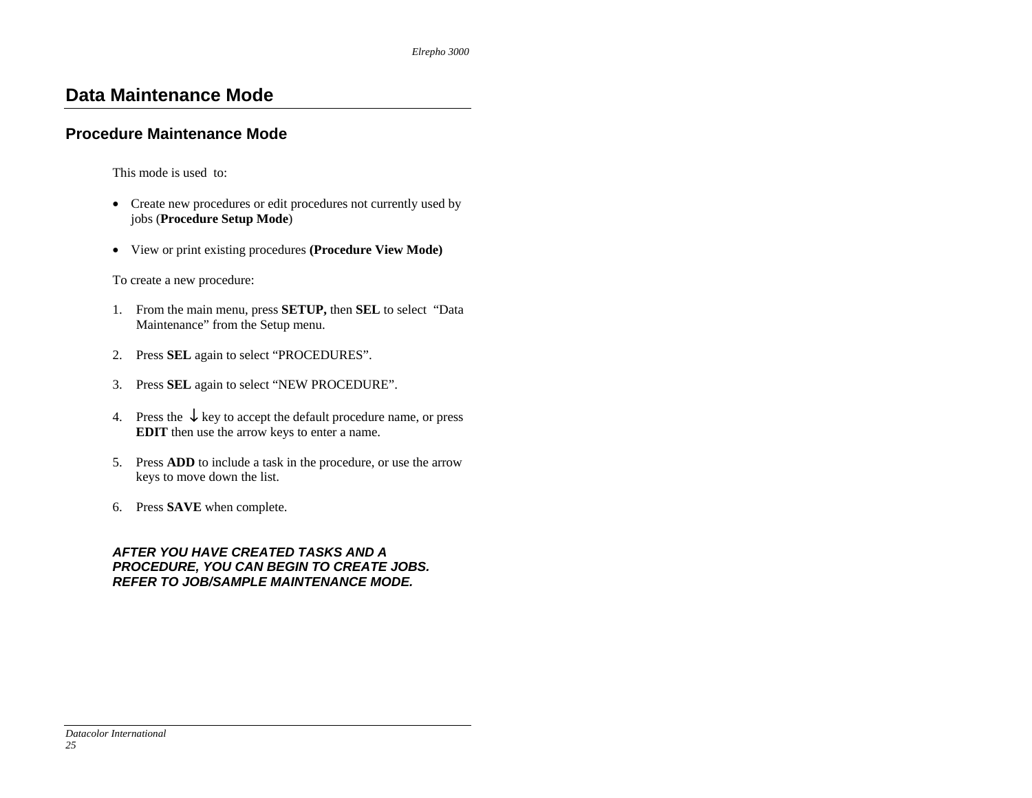# Data Maintenance Mode

## Procedure Maintenance Mode

This mode is used to:

- Create new procedures or edit procedures not currently used by jobs (**Procedure Setup Mode**)
- View or print existing procedures **(Procedure View Mode)**

To create a new procedure:

1. From the main menu, press **SETUP,** then **SEL** to select "Data Maintenance" from the Setup menu.
2. Press **SEL** again to select "PROCEDURES".
3. Press **SEL** again to select "NEW PROCEDURE".
4. Press the ↓ key to accept the default procedure name, or press **EDIT** then use the arrow keys to enter a name.
5. Press **ADD** to include a task in the procedure, or use the arrow keys to move down the list.
6. Press **SAVE** when complete.

***AFTER YOU HAVE CREATED TASKS AND A PROCEDURE, YOU CAN BEGIN TO CREATE JOBS. REFER TO JOB/SAMPLE MAINTENANCE MODE.***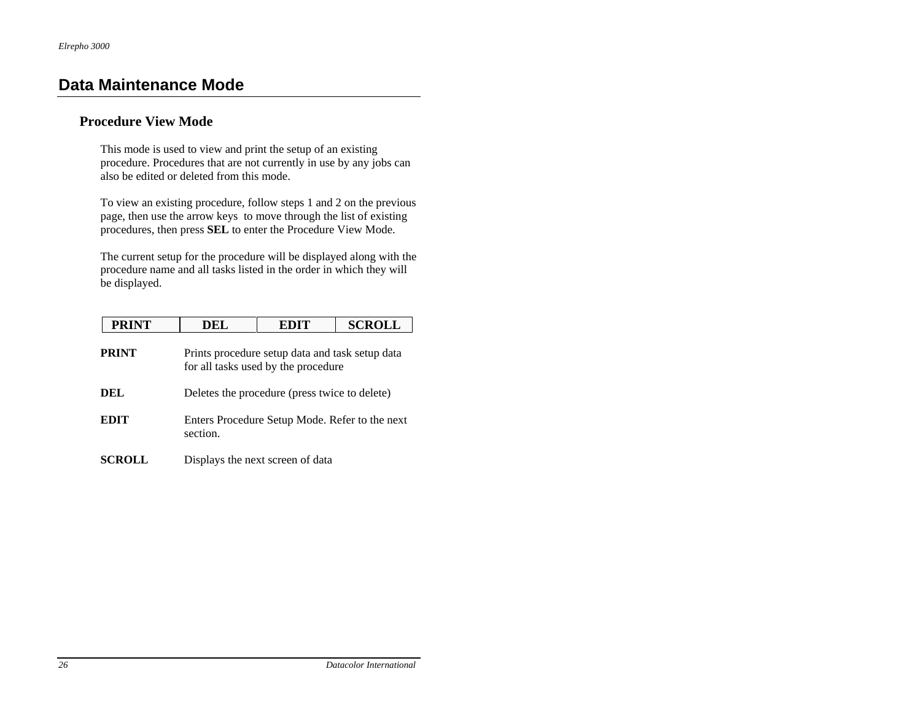# Data Maintenance Mode

## Procedure View Mode

This mode is used to view and print the setup of an existing procedure. Procedures that are not currently in use by any jobs can also be edited or deleted from this mode.

To view an existing procedure, follow steps 1 and 2 on the previous page, then use the arrow keys to move through the list of existing procedures, then press **SEL** to enter the Procedure View Mode.

The current setup for the procedure will be displayed along with the procedure name and all tasks listed in the order in which they will be displayed.

| PRINT | DEL | EDIT | SCROLL |
|---|---|---|---|

**PRINT** Prints procedure setup data and task setup data for all tasks used by the procedure

**DEL** Deletes the procedure (press twice to delete)

**EDIT** Enters Procedure Setup Mode. Refer to the next section.

**SCROLL** Displays the next screen of data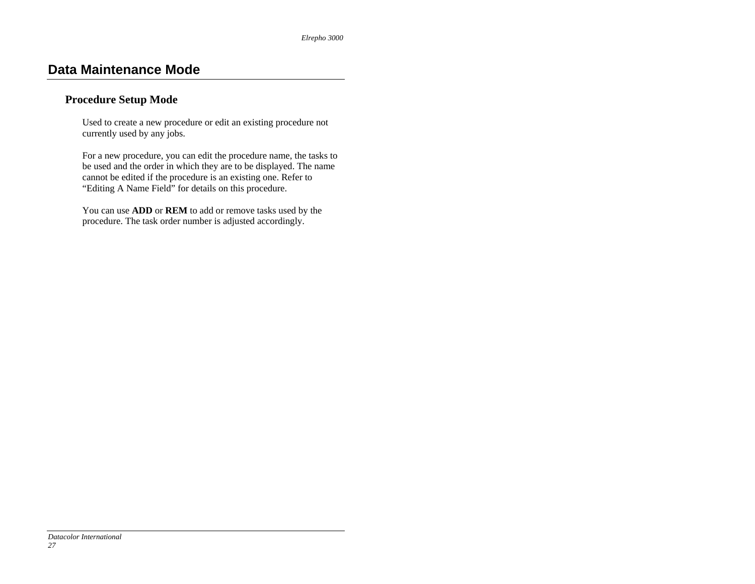# Data Maintenance Mode

## Procedure Setup Mode

Used to create a new procedure or edit an existing procedure not currently used by any jobs.

For a new procedure, you can edit the procedure name, the tasks to be used and the order in which they are to be displayed. The name cannot be edited if the procedure is an existing one. Refer to “Editing A Name Field” for details on this procedure.

You can use **ADD** or **REM** to add or remove tasks used by the procedure. The task order number is adjusted accordingly.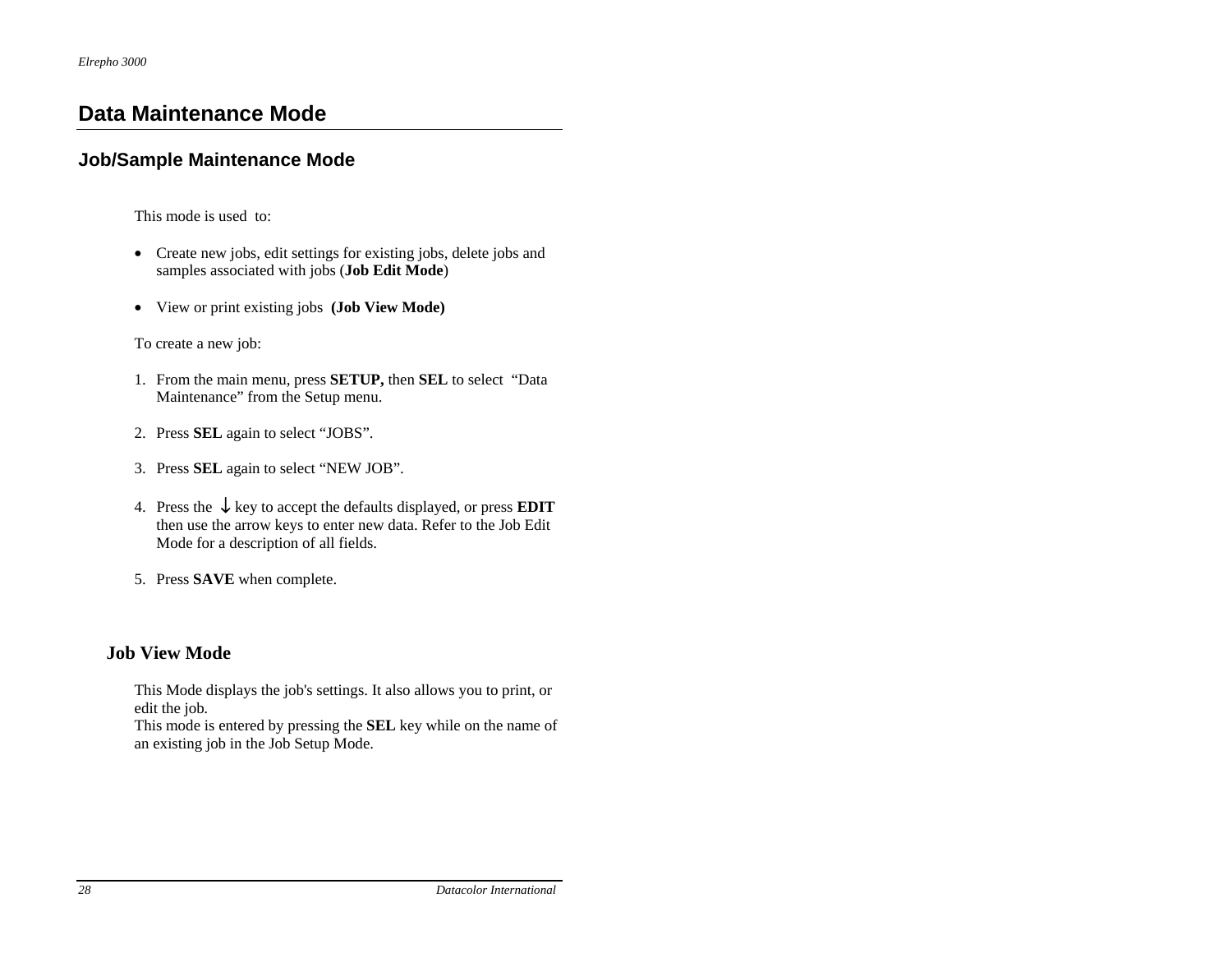# Data Maintenance Mode

## Job/Sample Maintenance Mode

This mode is used to:

- Create new jobs, edit settings for existing jobs, delete jobs and samples associated with jobs (**Job Edit Mode**)
- View or print existing jobs **(Job View Mode)**

To create a new job:

1. From the main menu, press **SETUP,** then **SEL** to select "Data Maintenance" from the Setup menu.
2. Press **SEL** again to select "JOBS".
3. Press **SEL** again to select "NEW JOB".
4. Press the ↓ key to accept the defaults displayed, or press **EDIT** then use the arrow keys to enter new data. Refer to the Job Edit Mode for a description of all fields.
5. Press **SAVE** when complete.

### Job View Mode

This Mode displays the job's settings. It also allows you to print, or edit the job.
This mode is entered by pressing the **SEL** key while on the name of an existing job in the Job Setup Mode.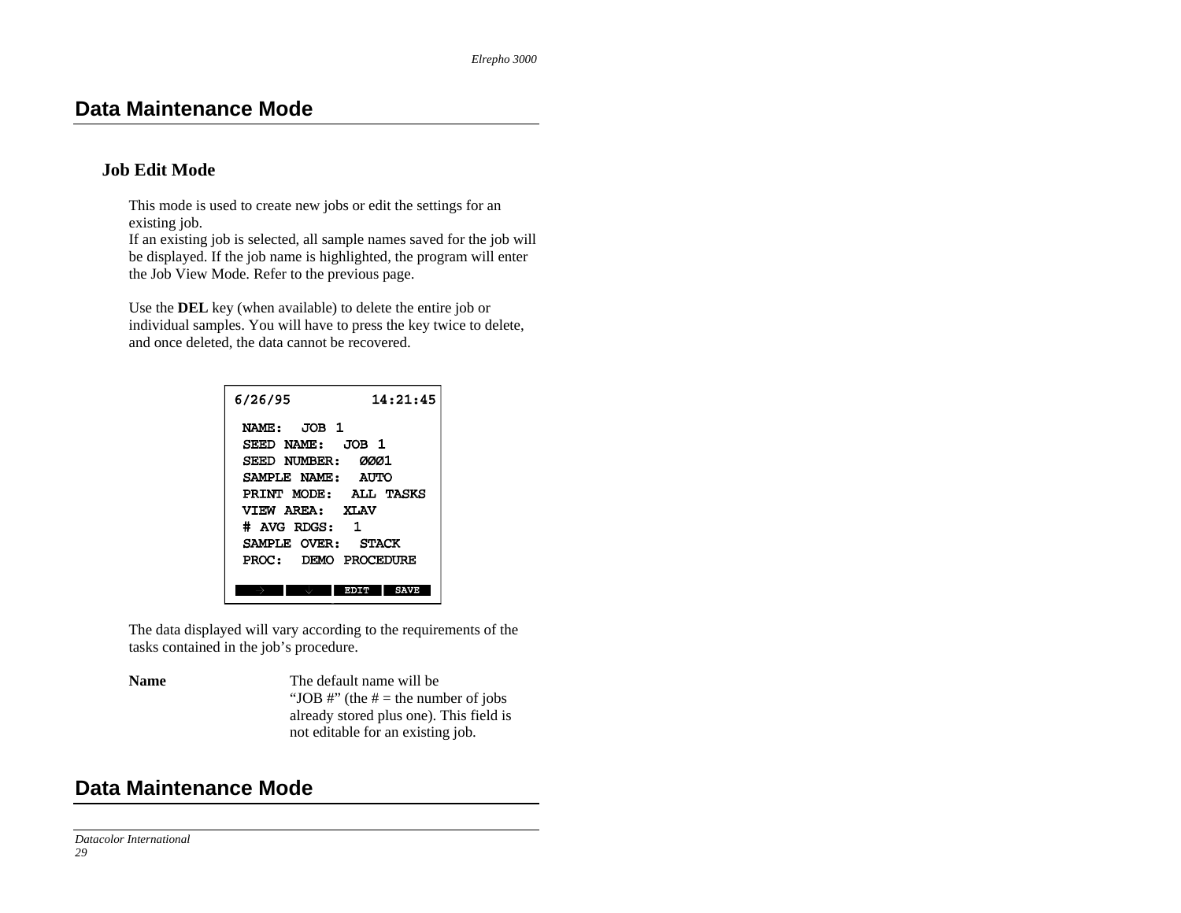# Data Maintenance Mode

## Job Edit Mode

This mode is used to create new jobs or edit the settings for an existing job.
If an existing job is selected, all sample names saved for the job will be displayed. If the job name is highlighted, the program will enter the Job View Mode. Refer to the previous page.

Use the **DEL** key (when available) to delete the entire job or individual samples. You will have to press the key twice to delete, and once deleted, the data cannot be recovered.

```
6/26/95          14:21:45

 NAME:  JOB 1
 SEED NAME:  JOB 1
 SEED NUMBER:  ØØØ1
 SAMPLE NAME:  AUTO
 PRINT MODE:  ALL TASKS
 VIEW AREA:  XLAV
 # AVG RDGS:  1
 SAMPLE OVER:  STACK
 PROC:  DEMO PROCEDURE

   →       ↓      EDIT    SAVE
```

The data displayed will vary according to the requirements of the tasks contained in the job's procedure.

| | |
|---|---|
| **Name** | The default name will be "JOB #" (the # = the number of jobs already stored plus one). This field is not editable for an existing job. |

# Data Maintenance Mode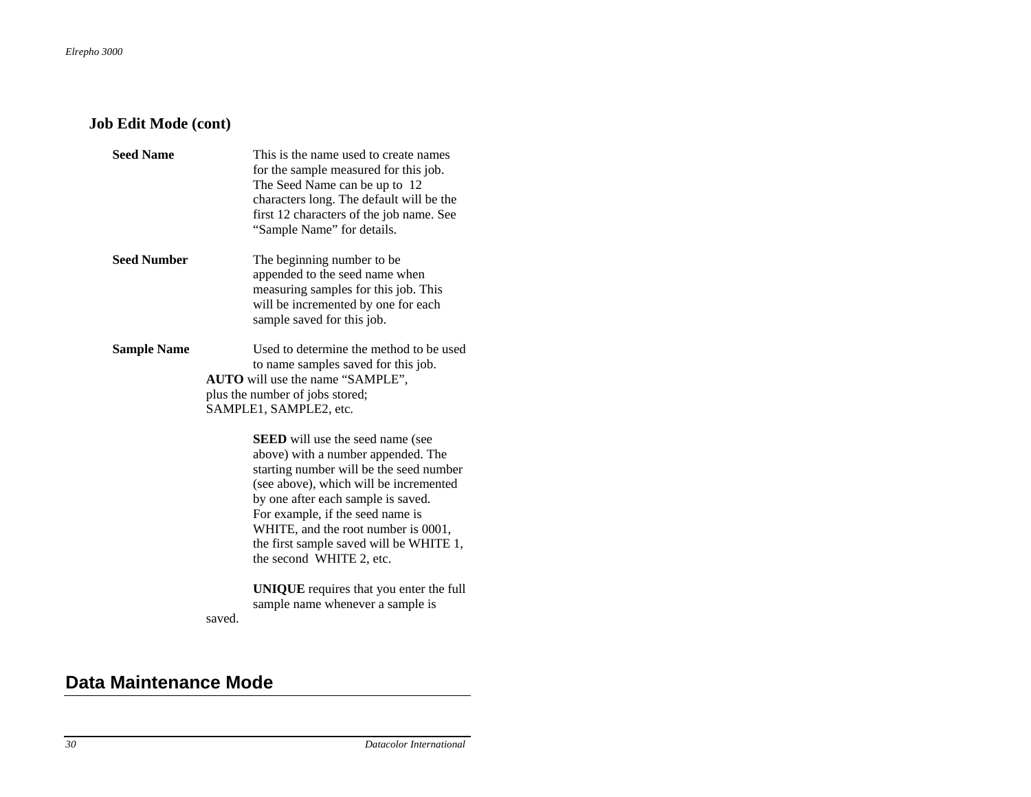### Job Edit Mode (cont)

**Seed Name** This is the name used to create names for the sample measured for this job. The Seed Name can be up to 12 characters long. The default will be the first 12 characters of the job name. See "Sample Name" for details.

**Seed Number** The beginning number to be appended to the seed name when measuring samples for this job. This will be incremented by one for each sample saved for this job.

**Sample Name** Used to determine the method to be used to name samples saved for this job.

**AUTO** will use the name "SAMPLE", plus the number of jobs stored; SAMPLE1, SAMPLE2, etc.

**SEED** will use the seed name (see above) with a number appended. The starting number will be the seed number (see above), which will be incremented by one after each sample is saved. For example, if the seed name is WHITE, and the root number is 0001, the first sample saved will be WHITE 1, the second WHITE 2, etc.

**UNIQUE** requires that you enter the full sample name whenever a sample is saved.

## Data Maintenance Mode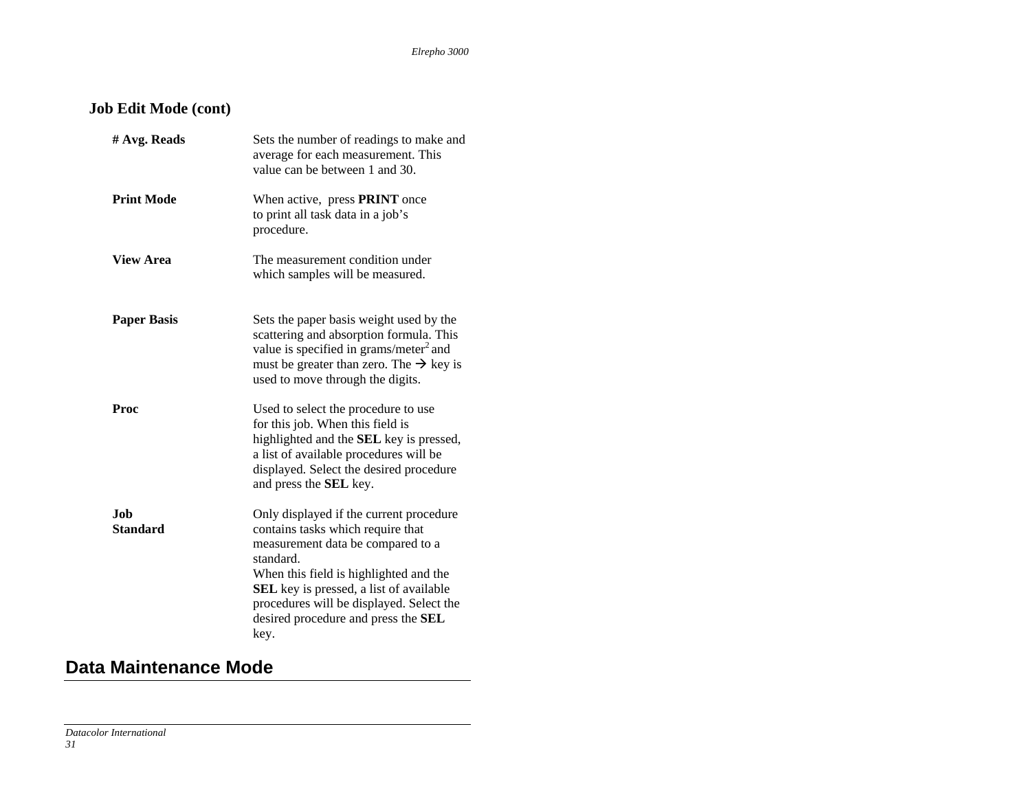### Job Edit Mode (cont)

| | |
|---|---|
| **# Avg. Reads** | Sets the number of readings to make and average for each measurement. This value can be between 1 and 30. |
| **Print Mode** | When active, press **PRINT** once to print all task data in a job's procedure. |
| **View Area** | The measurement condition under which samples will be measured. |
| **Paper Basis** | Sets the paper basis weight used by the scattering and absorption formula. This value is specified in grams/meter$^2$ and must be greater than zero. The → key is used to move through the digits. |
| **Proc** | Used to select the procedure to use for this job. When this field is highlighted and the **SEL** key is pressed, a list of available procedures will be displayed. Select the desired procedure and press the **SEL** key. |
| **Job Standard** | Only displayed if the current procedure contains tasks which require that measurement data be compared to a standard. When this field is highlighted and the **SEL** key is pressed, a list of available procedures will be displayed. Select the desired procedure and press the **SEL** key. |

## Data Maintenance Mode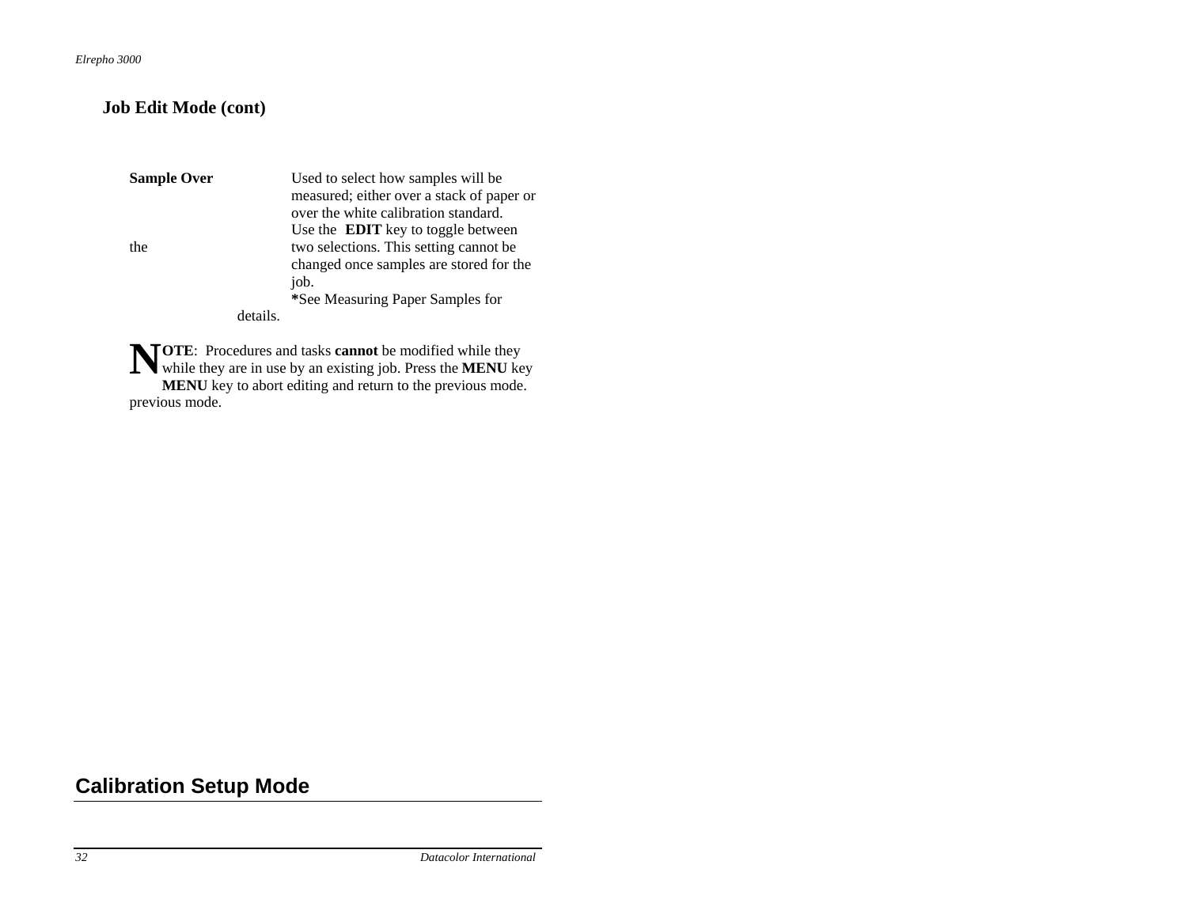## Job Edit Mode (cont)

| | |
|---|---|
| **Sample Over** | Used to select how samples will be measured; either over a stack of paper or over the white calibration standard. Use the **EDIT** key to toggle between the two selections. This setting cannot be changed once samples are stored for the job. *See Measuring Paper Samples for details. |

**NOTE**: Procedures and tasks **cannot** be modified while they while they are in use by an existing job. Press the **MENU** key **MENU** key to abort editing and return to the previous mode. previous mode.

## Calibration Setup Mode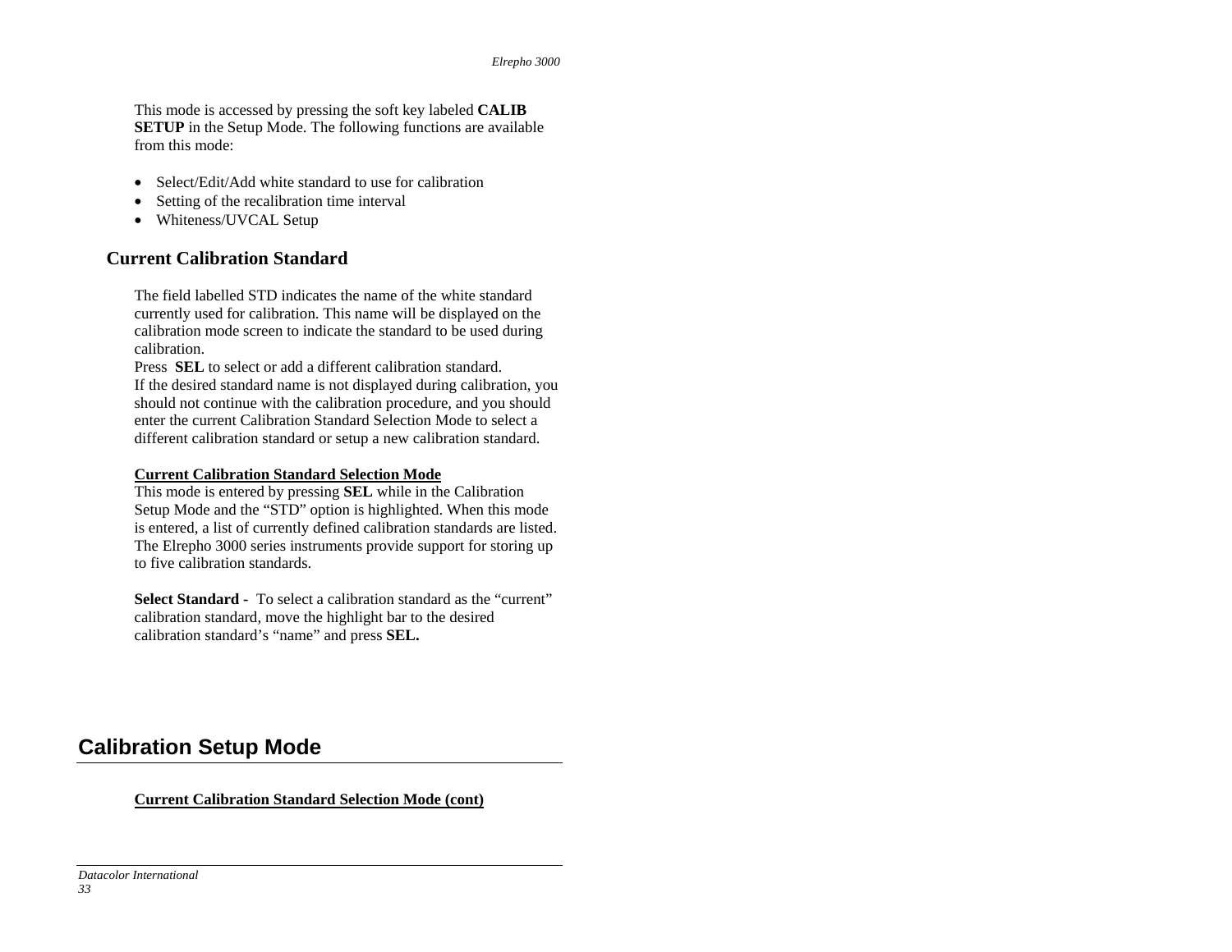This mode is accessed by pressing the soft key labeled **CALIB SETUP** in the Setup Mode. The following functions are available from this mode:

- Select/Edit/Add white standard to use for calibration
- Setting of the recalibration time interval
- Whiteness/UVCAL Setup

## Current Calibration Standard

The field labelled STD indicates the name of the white standard currently used for calibration. This name will be displayed on the calibration mode screen to indicate the standard to be used during calibration.
Press **SEL** to select or add a different calibration standard.
If the desired standard name is not displayed during calibration, you should not continue with the calibration procedure, and you should enter the current Calibration Standard Selection Mode to select a different calibration standard or setup a new calibration standard.

**Current Calibration Standard Selection Mode**
This mode is entered by pressing **SEL** while in the Calibration Setup Mode and the "STD" option is highlighted. When this mode is entered, a list of currently defined calibration standards are listed. The Elrepho 3000 series instruments provide support for storing up to five calibration standards.

**Select Standard -** To select a calibration standard as the "current" calibration standard, move the highlight bar to the desired calibration standard's "name" and press **SEL.**

# Calibration Setup Mode

**Current Calibration Standard Selection Mode (cont)**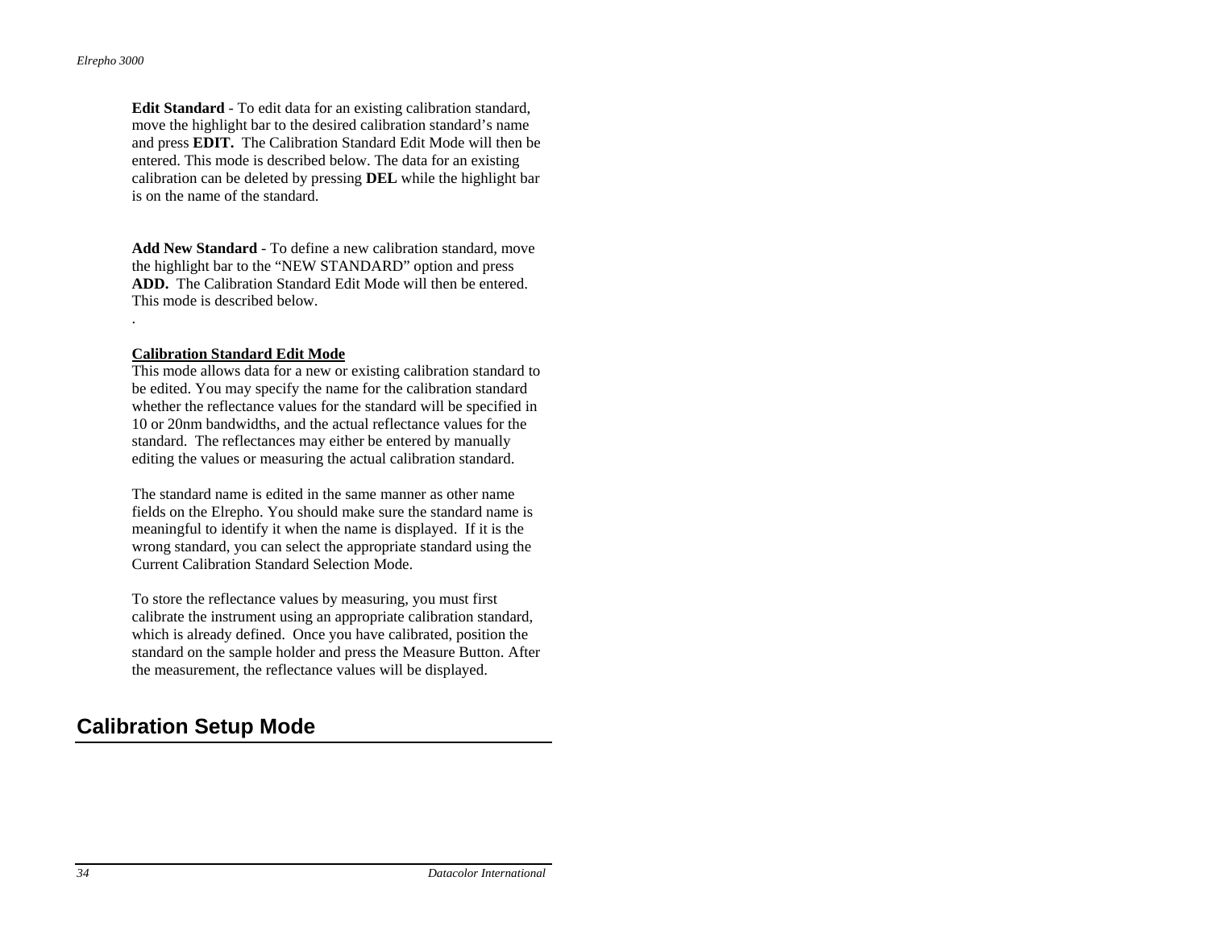**Edit Standard** - To edit data for an existing calibration standard, move the highlight bar to the desired calibration standard's name and press **EDIT.** The Calibration Standard Edit Mode will then be entered. This mode is described below. The data for an existing calibration can be deleted by pressing **DEL** while the highlight bar is on the name of the standard.

**Add New Standard** - To define a new calibration standard, move the highlight bar to the "NEW STANDARD" option and press **ADD.** The Calibration Standard Edit Mode will then be entered. This mode is described below.

.

**Calibration Standard Edit Mode**

This mode allows data for a new or existing calibration standard to be edited. You may specify the name for the calibration standard whether the reflectance values for the standard will be specified in 10 or 20nm bandwidths, and the actual reflectance values for the standard. The reflectances may either be entered by manually editing the values or measuring the actual calibration standard.

The standard name is edited in the same manner as other name fields on the Elrepho. You should make sure the standard name is meaningful to identify it when the name is displayed. If it is the wrong standard, you can select the appropriate standard using the Current Calibration Standard Selection Mode.

To store the reflectance values by measuring, you must first calibrate the instrument using an appropriate calibration standard, which is already defined. Once you have calibrated, position the standard on the sample holder and press the Measure Button. After the measurement, the reflectance values will be displayed.

## Calibration Setup Mode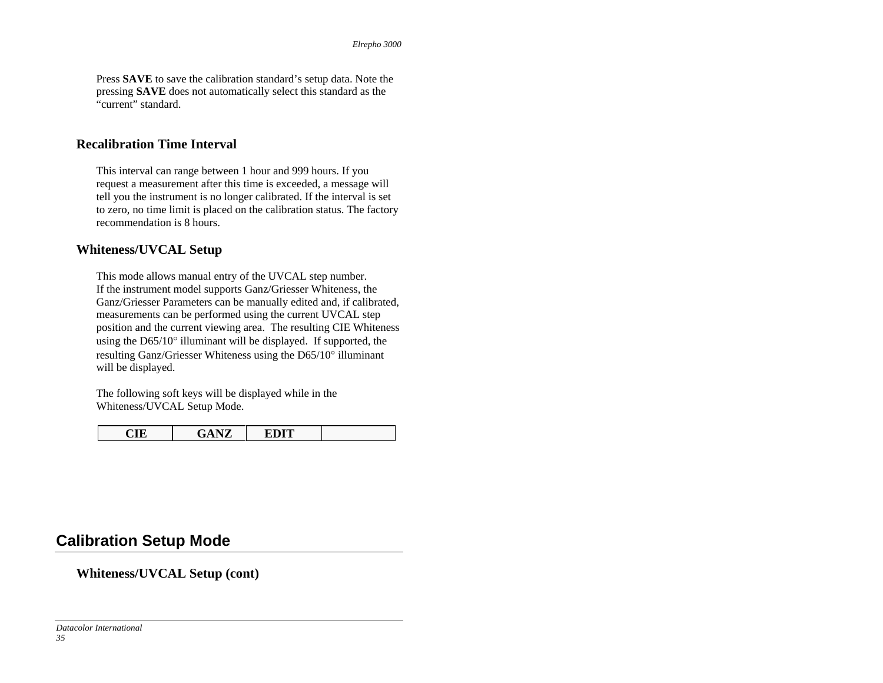Press **SAVE** to save the calibration standard's setup data. Note the pressing **SAVE** does not automatically select this standard as the "current" standard.

### Recalibration Time Interval

This interval can range between 1 hour and 999 hours. If you request a measurement after this time is exceeded, a message will tell you the instrument is no longer calibrated. If the interval is set to zero, no time limit is placed on the calibration status. The factory recommendation is 8 hours.

### Whiteness/UVCAL Setup

This mode allows manual entry of the UVCAL step number.
If the instrument model supports Ganz/Griesser Whiteness, the Ganz/Griesser Parameters can be manually edited and, if calibrated, measurements can be performed using the current UVCAL step position and the current viewing area. The resulting CIE Whiteness using the D65/10° illuminant will be displayed. If supported, the resulting Ganz/Griesser Whiteness using the D65/10° illuminant will be displayed.

The following soft keys will be displayed while in the Whiteness/UVCAL Setup Mode.

| CIE | GANZ | EDIT | |
|---|---|---|---|

## Calibration Setup Mode

### Whiteness/UVCAL Setup (cont)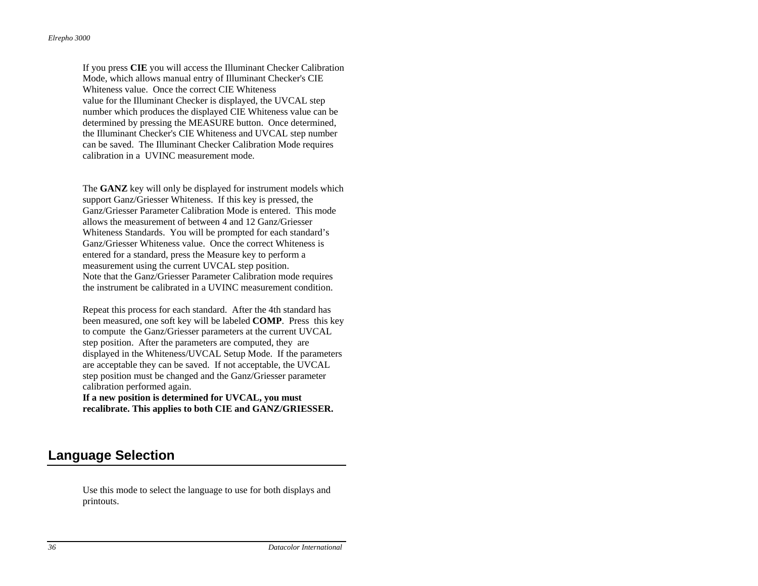If you press **CIE** you will access the Illuminant Checker Calibration Mode, which allows manual entry of Illuminant Checker's CIE Whiteness value. Once the correct CIE Whiteness value for the Illuminant Checker is displayed, the UVCAL step number which produces the displayed CIE Whiteness value can be determined by pressing the MEASURE button. Once determined, the Illuminant Checker's CIE Whiteness and UVCAL step number can be saved. The Illuminant Checker Calibration Mode requires calibration in a UVINC measurement mode.

The **GANZ** key will only be displayed for instrument models which support Ganz/Griesser Whiteness. If this key is pressed, the Ganz/Griesser Parameter Calibration Mode is entered. This mode allows the measurement of between 4 and 12 Ganz/Griesser Whiteness Standards. You will be prompted for each standard's Ganz/Griesser Whiteness value. Once the correct Whiteness is entered for a standard, press the Measure key to perform a measurement using the current UVCAL step position.
Note that the Ganz/Griesser Parameter Calibration mode requires the instrument be calibrated in a UVINC measurement condition.

Repeat this process for each standard. After the 4th standard has been measured, one soft key will be labeled **COMP**. Press this key to compute the Ganz/Griesser parameters at the current UVCAL step position. After the parameters are computed, they are displayed in the Whiteness/UVCAL Setup Mode. If the parameters are acceptable they can be saved. If not acceptable, the UVCAL step position must be changed and the Ganz/Griesser parameter calibration performed again.
**If a new position is determined for UVCAL, you must recalibrate. This applies to both CIE and GANZ/GRIESSER.**

## Language Selection

Use this mode to select the language to use for both displays and printouts.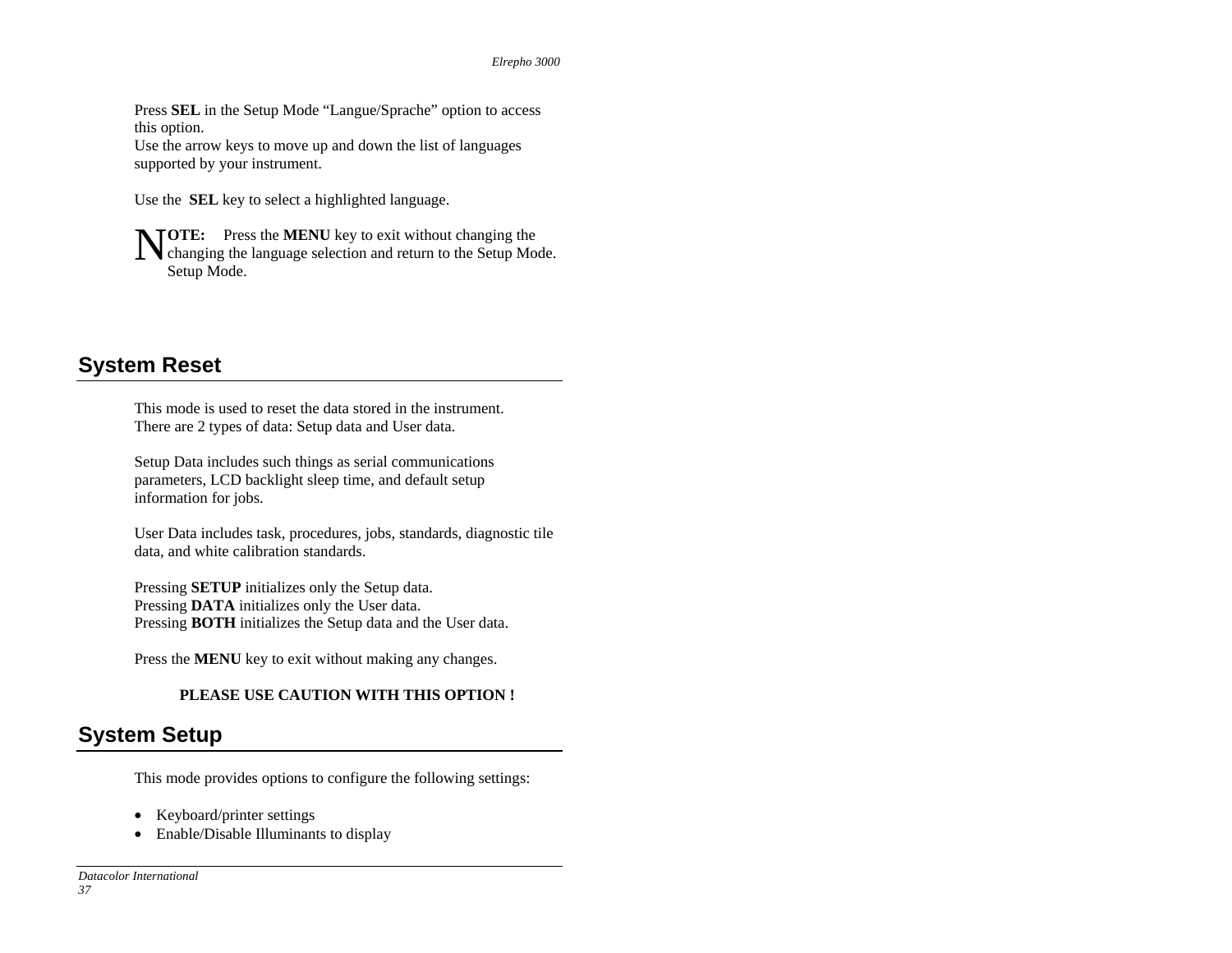Press **SEL** in the Setup Mode "Langue/Sprache" option to access this option.
Use the arrow keys to move up and down the list of languages supported by your instrument.

Use the **SEL** key to select a highlighted language.

**NOTE:** Press the **MENU** key to exit without changing the changing the language selection and return to the Setup Mode. Setup Mode.

## System Reset

This mode is used to reset the data stored in the instrument.
There are 2 types of data: Setup data and User data.

Setup Data includes such things as serial communications parameters, LCD backlight sleep time, and default setup information for jobs.

User Data includes task, procedures, jobs, standards, diagnostic tile data, and white calibration standards.

Pressing **SETUP** initializes only the Setup data.
Pressing **DATA** initializes only the User data.
Pressing **BOTH** initializes the Setup data and the User data.

Press the **MENU** key to exit without making any changes.

**PLEASE USE CAUTION WITH THIS OPTION !**

## System Setup

This mode provides options to configure the following settings:

- Keyboard/printer settings
- Enable/Disable Illuminants to display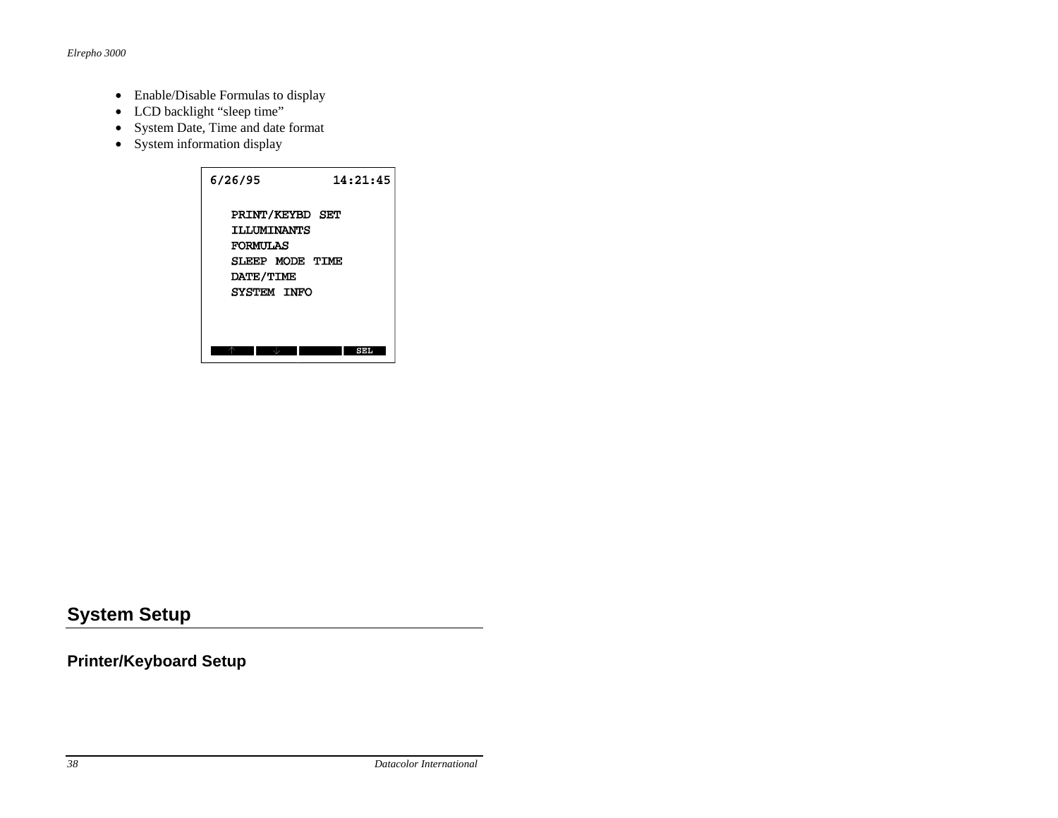- Enable/Disable Formulas to display
- LCD backlight “sleep time”
- System Date, Time and date format
- System information display

```
6/26/95          14:21:45

   PRINT/KEYBD SET
   ILLUMINANTS
   FORMULAS
   SLEEP MODE TIME
   DATE/TIME
   SYSTEM INFO



   ↑      ↓               SEL
```

## System Setup

### Printer/Keyboard Setup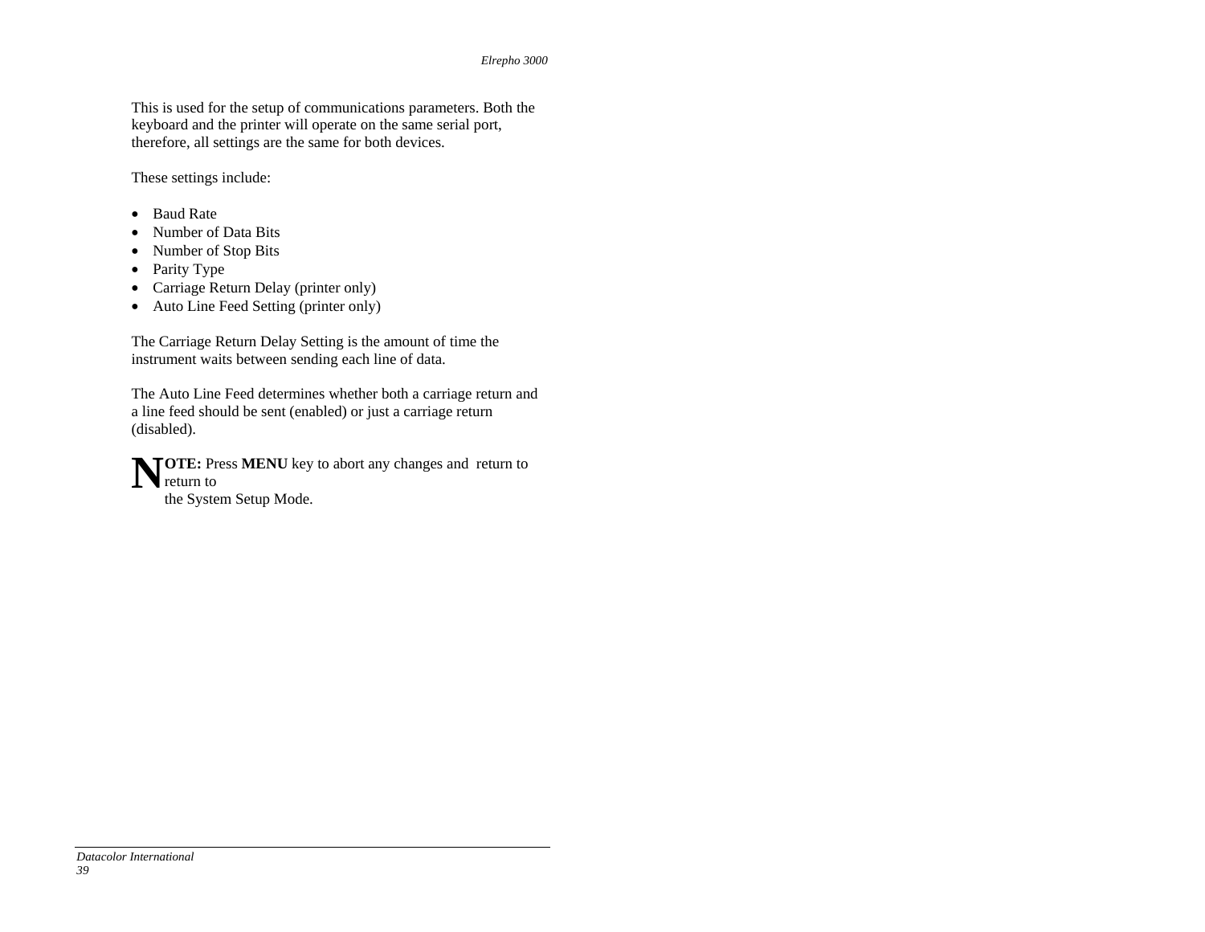This is used for the setup of communications parameters. Both the keyboard and the printer will operate on the same serial port, therefore, all settings are the same for both devices.

These settings include:

- Baud Rate
- Number of Data Bits
- Number of Stop Bits
- Parity Type
- Carriage Return Delay (printer only)
- Auto Line Feed Setting (printer only)

The Carriage Return Delay Setting is the amount of time the instrument waits between sending each line of data.

The Auto Line Feed determines whether both a carriage return and a line feed should be sent (enabled) or just a carriage return (disabled).

**NOTE:** Press **MENU** key to abort any changes and return to return to the System Setup Mode.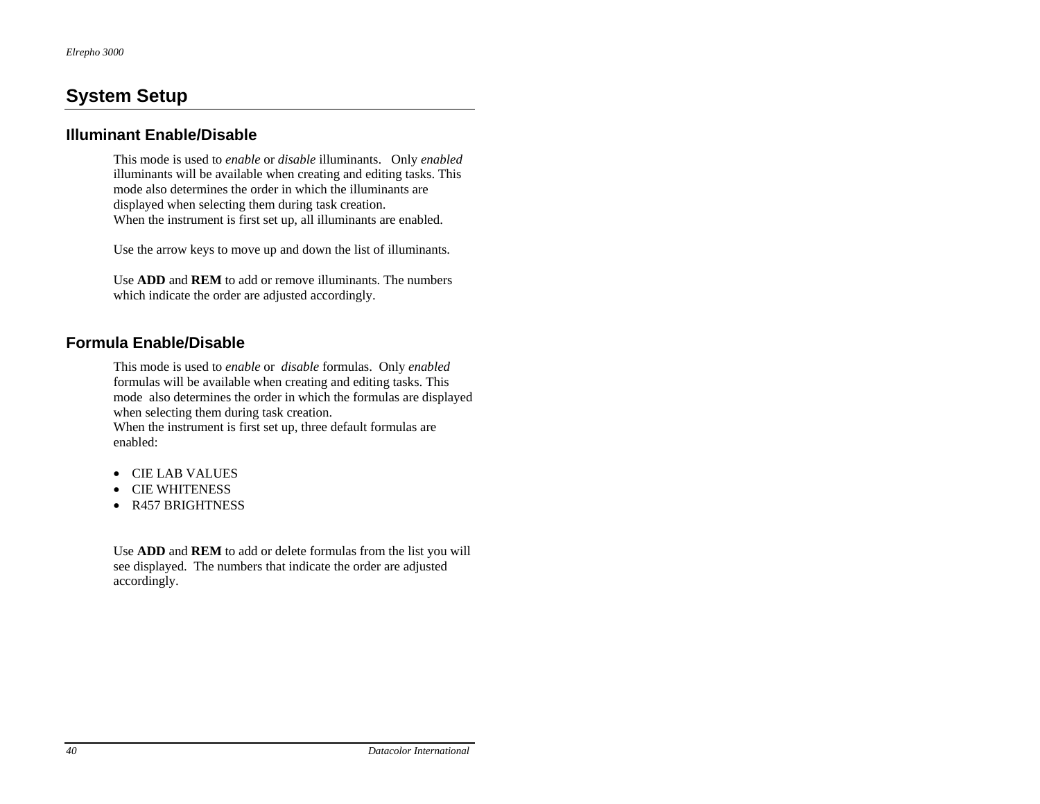# System Setup

## Illuminant Enable/Disable

This mode is used to *enable* or *disable* illuminants. Only *enabled* illuminants will be available when creating and editing tasks. This mode also determines the order in which the illuminants are displayed when selecting them during task creation.
When the instrument is first set up, all illuminants are enabled.

Use the arrow keys to move up and down the list of illuminants.

Use **ADD** and **REM** to add or remove illuminants. The numbers which indicate the order are adjusted accordingly.

## Formula Enable/Disable

This mode is used to *enable* or *disable* formulas. Only *enabled* formulas will be available when creating and editing tasks. This mode also determines the order in which the formulas are displayed when selecting them during task creation.
When the instrument is first set up, three default formulas are enabled:

- CIE LAB VALUES
- CIE WHITENESS
- R457 BRIGHTNESS

Use **ADD** and **REM** to add or delete formulas from the list you will see displayed. The numbers that indicate the order are adjusted accordingly.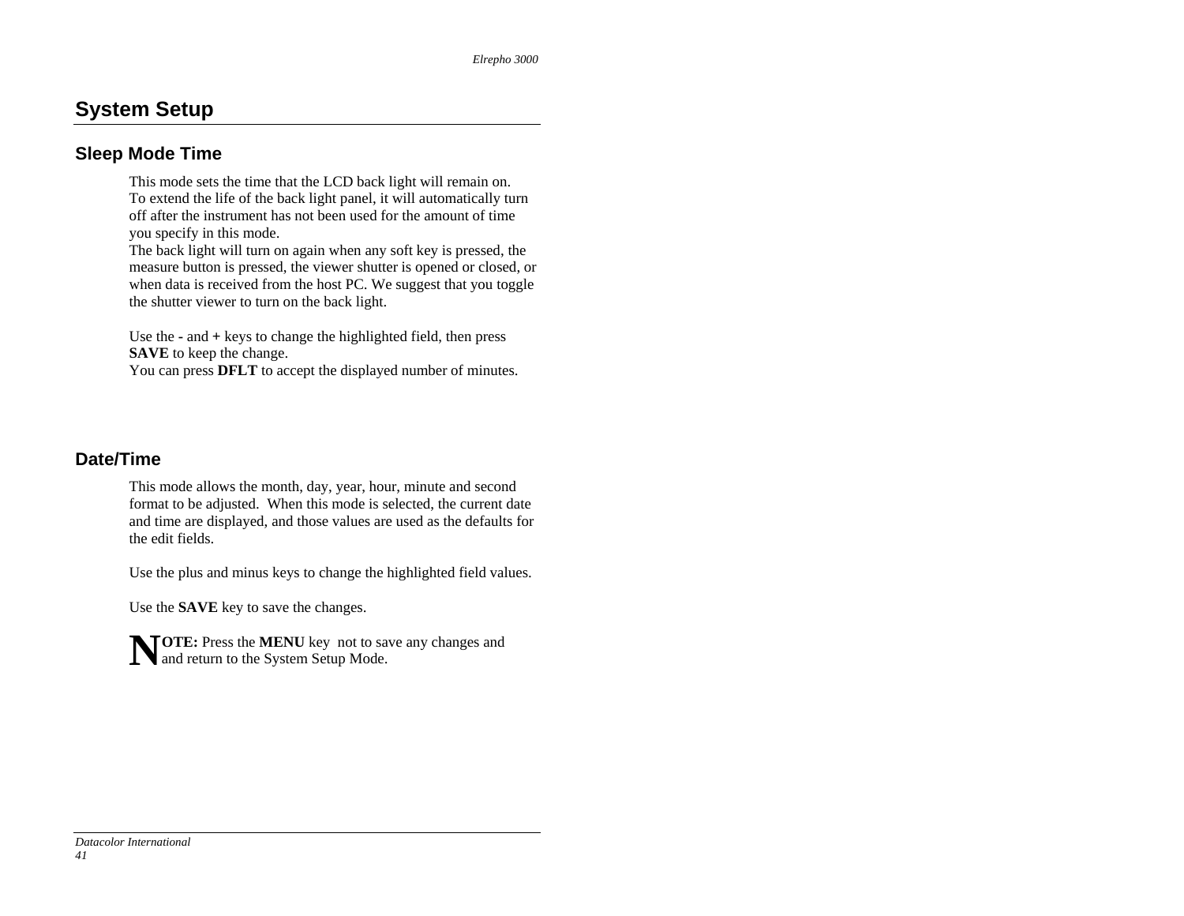# System Setup

## Sleep Mode Time

This mode sets the time that the LCD back light will remain on.
To extend the life of the back light panel, it will automatically turn off after the instrument has not been used for the amount of time you specify in this mode.
The back light will turn on again when any soft key is pressed, the measure button is pressed, the viewer shutter is opened or closed, or when data is received from the host PC. We suggest that you toggle the shutter viewer to turn on the back light.

Use the **-** and **+** keys to change the highlighted field, then press **SAVE** to keep the change.
You can press **DFLT** to accept the displayed number of minutes.

## Date/Time

This mode allows the month, day, year, hour, minute and second format to be adjusted. When this mode is selected, the current date and time are displayed, and those values are used as the defaults for the edit fields.

Use the plus and minus keys to change the highlighted field values.

Use the **SAVE** key to save the changes.

**NOTE:** Press the **MENU** key not to save any changes and and return to the System Setup Mode.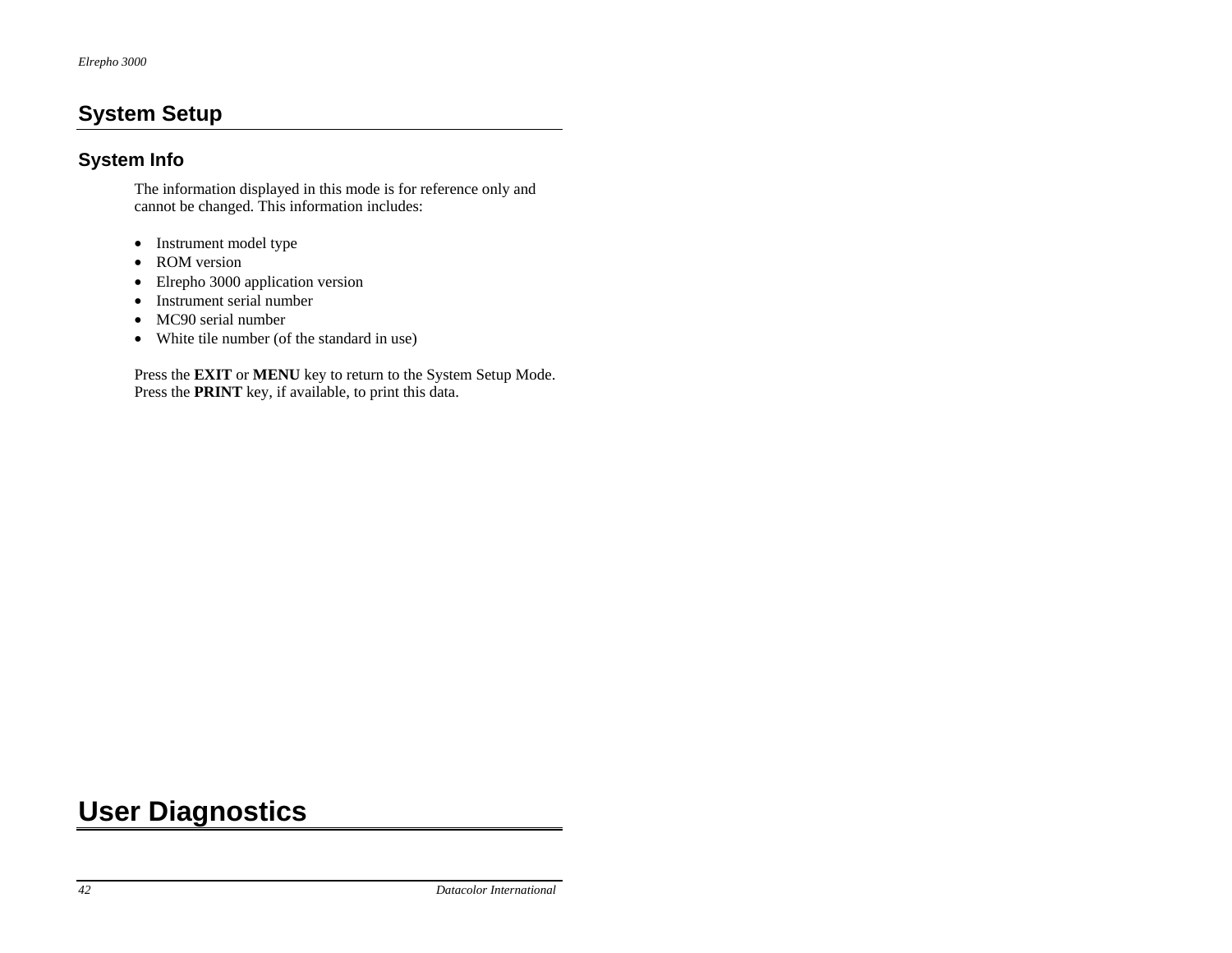# System Setup

## System Info

The information displayed in this mode is for reference only and cannot be changed. This information includes:

- Instrument model type
- ROM version
- Elrepho 3000 application version
- Instrument serial number
- MC90 serial number
- White tile number (of the standard in use)

Press the **EXIT** or **MENU** key to return to the System Setup Mode. Press the **PRINT** key, if available, to print this data.

# User Diagnostics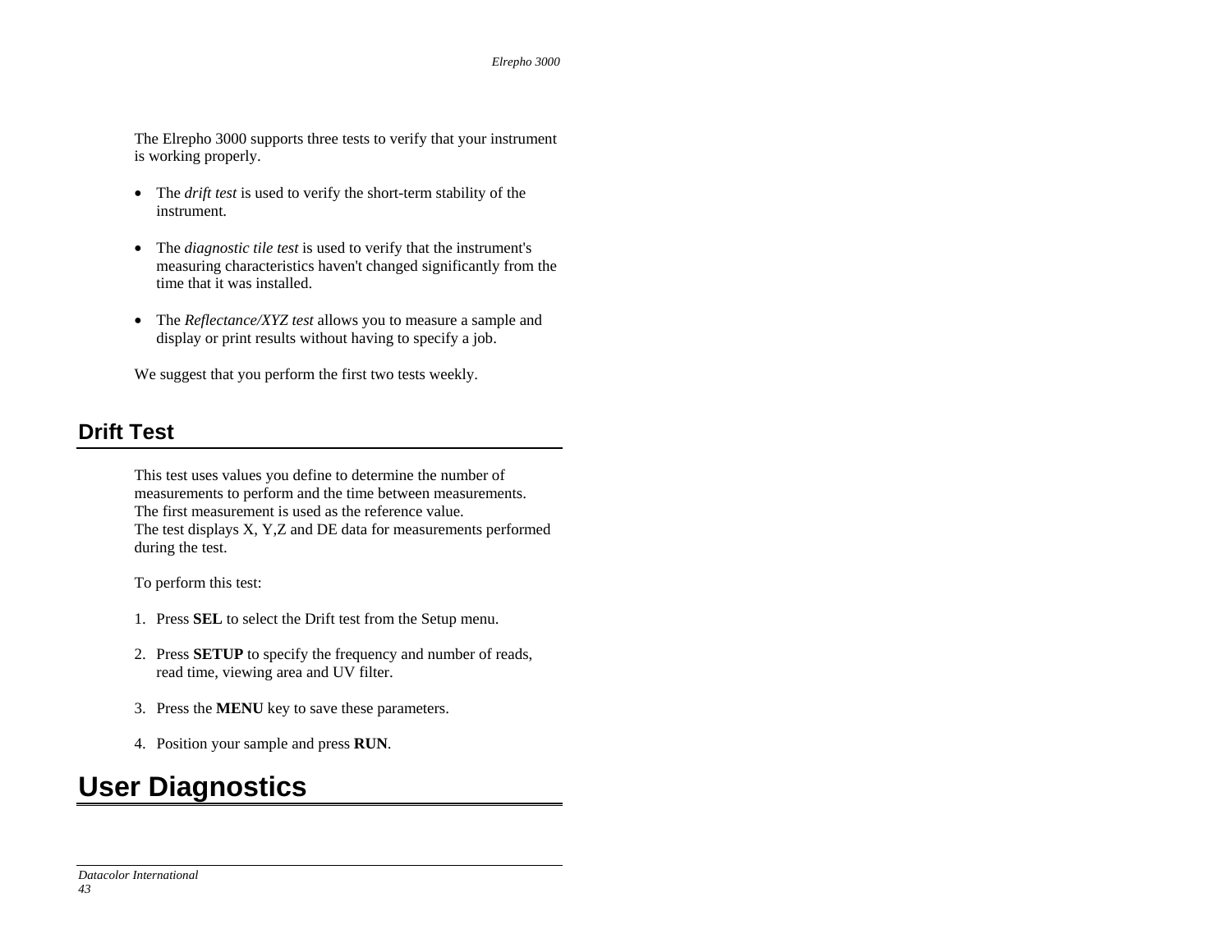The Elrepho 3000 supports three tests to verify that your instrument is working properly.

- The *drift test* is used to verify the short-term stability of the instrument.
- The *diagnostic tile test* is used to verify that the instrument's measuring characteristics haven't changed significantly from the time that it was installed.
- The *Reflectance/XYZ test* allows you to measure a sample and display or print results without having to specify a job.

We suggest that you perform the first two tests weekly.

## Drift Test

This test uses values you define to determine the number of measurements to perform and the time between measurements.
The first measurement is used as the reference value.
The test displays X, Y,Z and DE data for measurements performed during the test.

To perform this test:

1. Press **SEL** to select the Drift test from the Setup menu.
2. Press **SETUP** to specify the frequency and number of reads, read time, viewing area and UV filter.
3. Press the **MENU** key to save these parameters.
4. Position your sample and press **RUN**.

# User Diagnostics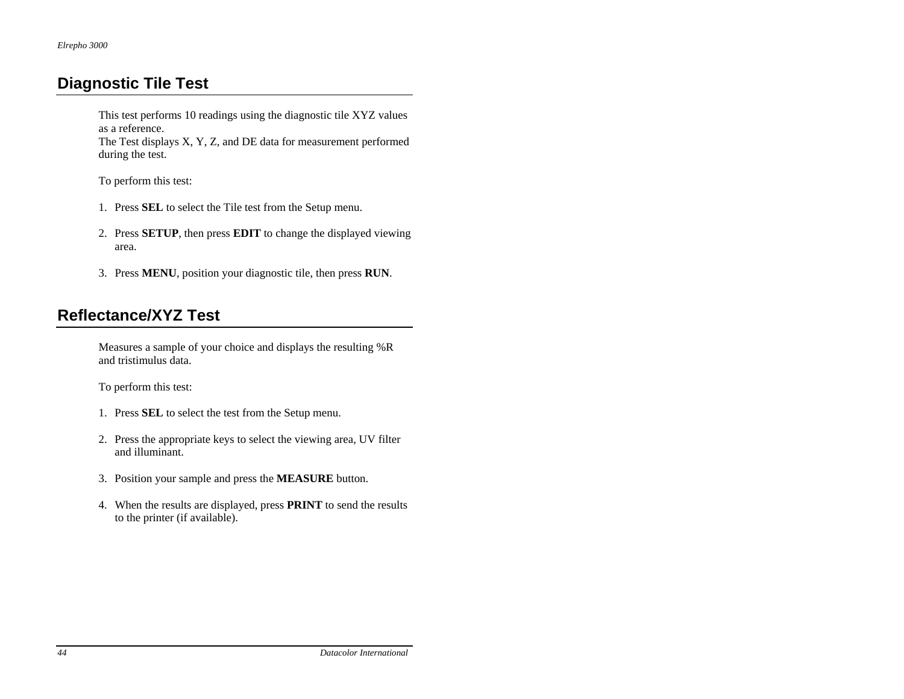## Diagnostic Tile Test

This test performs 10 readings using the diagnostic tile XYZ values as a reference.
The Test displays X, Y, Z, and DE data for measurement performed during the test.

To perform this test:

1. Press **SEL** to select the Tile test from the Setup menu.

2. Press **SETUP**, then press **EDIT** to change the displayed viewing area.

3. Press **MENU**, position your diagnostic tile, then press **RUN**.

## Reflectance/XYZ Test

Measures a sample of your choice and displays the resulting %R and tristimulus data.

To perform this test:

1. Press **SEL** to select the test from the Setup menu.

2. Press the appropriate keys to select the viewing area, UV filter and illuminant.

3. Position your sample and press the **MEASURE** button.

4. When the results are displayed, press **PRINT** to send the results to the printer (if available).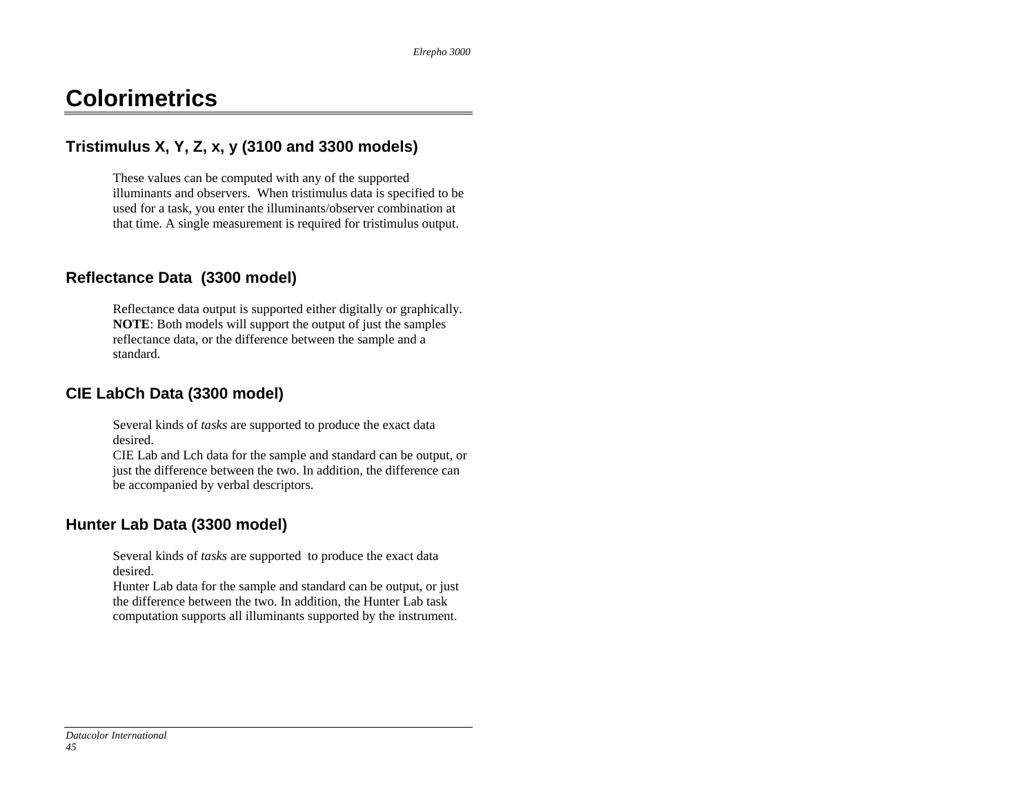# Colorimetrics

## Tristimulus X, Y, Z, x, y (3100 and 3300 models)

These values can be computed with any of the supported illuminants and observers. When tristimulus data is specified to be used for a task, you enter the illuminants/observer combination at that time. A single measurement is required for tristimulus output.

## Reflectance Data (3300 model)

Reflectance data output is supported either digitally or graphically.
**NOTE**: Both models will support the output of just the samples reflectance data, or the difference between the sample and a standard.

## CIE LabCh Data (3300 model)

Several kinds of *tasks* are supported to produce the exact data desired.
CIE Lab and Lch data for the sample and standard can be output, or just the difference between the two. In addition, the difference can be accompanied by verbal descriptors.

## Hunter Lab Data (3300 model)

Several kinds of *tasks* are supported to produce the exact data desired.
Hunter Lab data for the sample and standard can be output, or just the difference between the two. In addition, the Hunter Lab task computation supports all illuminants supported by the instrument.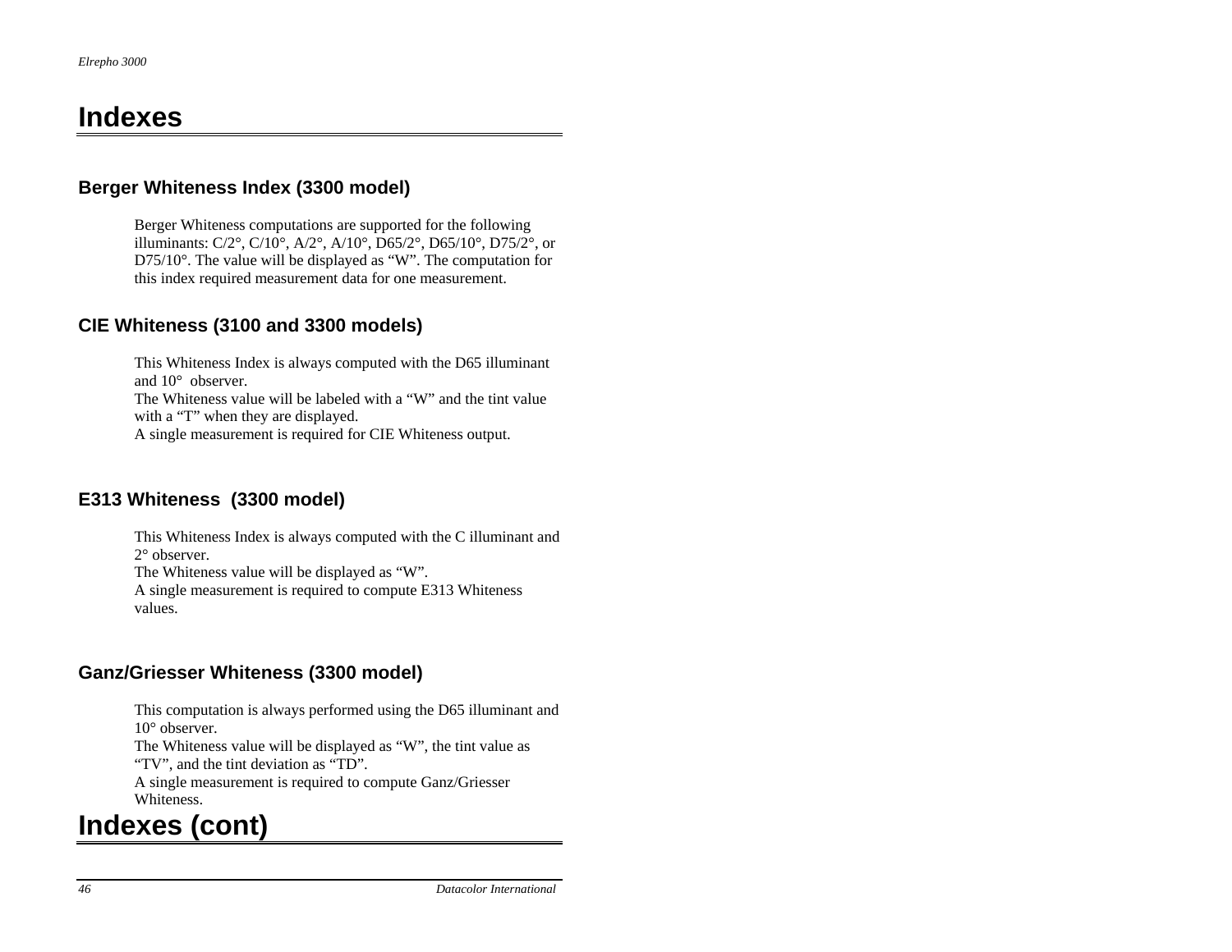# Indexes

## Berger Whiteness Index (3300 model)

Berger Whiteness computations are supported for the following illuminants: C/2°, C/10°, A/2°, A/10°, D65/2°, D65/10°, D75/2°, or D75/10°. The value will be displayed as "W". The computation for this index required measurement data for one measurement.

## CIE Whiteness (3100 and 3300 models)

This Whiteness Index is always computed with the D65 illuminant and 10° observer.
The Whiteness value will be labeled with a "W" and the tint value with a "T" when they are displayed.
A single measurement is required for CIE Whiteness output.

## E313 Whiteness (3300 model)

This Whiteness Index is always computed with the C illuminant and 2° observer.
The Whiteness value will be displayed as "W".
A single measurement is required to compute E313 Whiteness values.

## Ganz/Griesser Whiteness (3300 model)

This computation is always performed using the D65 illuminant and 10° observer.
The Whiteness value will be displayed as "W", the tint value as "TV", and the tint deviation as "TD".
A single measurement is required to compute Ganz/Griesser Whiteness.

# Indexes (cont)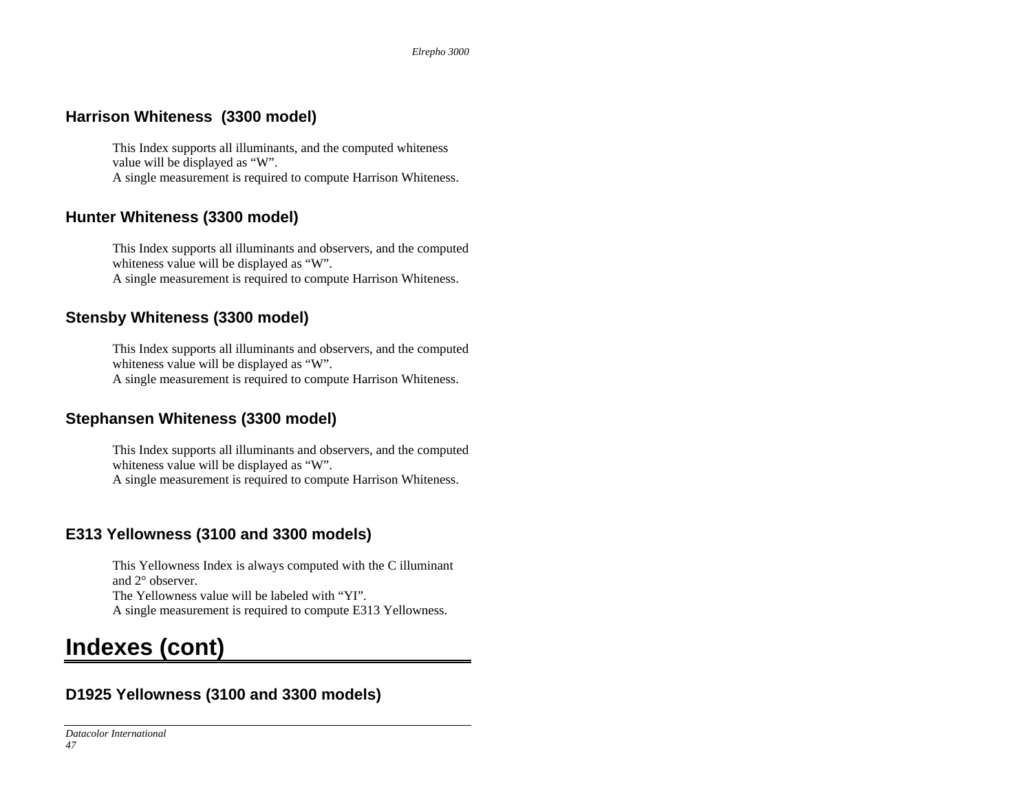### Harrison Whiteness (3300 model)

This Index supports all illuminants, and the computed whiteness value will be displayed as “W”.
A single measurement is required to compute Harrison Whiteness.

### Hunter Whiteness (3300 model)

This Index supports all illuminants and observers, and the computed whiteness value will be displayed as “W”.
A single measurement is required to compute Harrison Whiteness.

### Stensby Whiteness (3300 model)

This Index supports all illuminants and observers, and the computed whiteness value will be displayed as “W”.
A single measurement is required to compute Harrison Whiteness.

### Stephansen Whiteness (3300 model)

This Index supports all illuminants and observers, and the computed whiteness value will be displayed as “W”.
A single measurement is required to compute Harrison Whiteness.

### E313 Yellowness (3100 and 3300 models)

This Yellowness Index is always computed with the C illuminant and 2° observer.
The Yellowness value will be labeled with “YI”.
A single measurement is required to compute E313 Yellowness.

## Indexes (cont)

### D1925 Yellowness (3100 and 3300 models)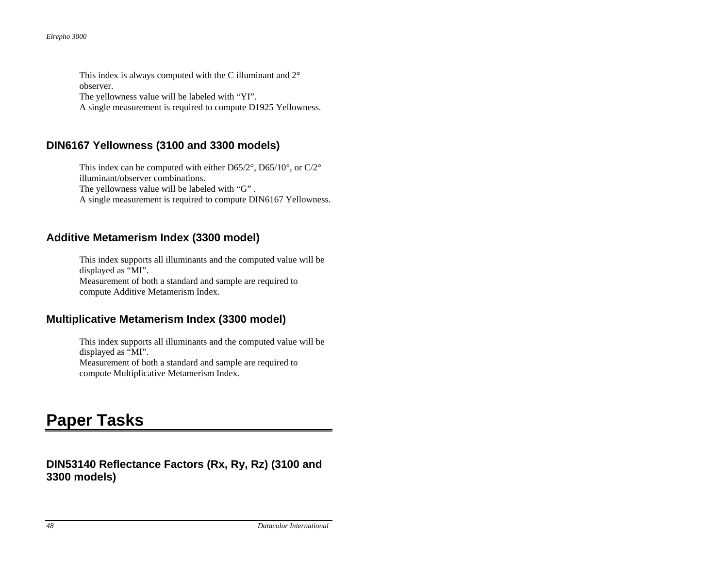This index is always computed with the C illuminant and 2° observer.
The yellowness value will be labeled with "YI".
A single measurement is required to compute D1925 Yellowness.

### DIN6167 Yellowness (3100 and 3300 models)

This index can be computed with either D65/2°, D65/10°, or C/2° illuminant/observer combinations.
The yellowness value will be labeled with "G" .
A single measurement is required to compute DIN6167 Yellowness.

### Additive Metamerism Index (3300 model)

This index supports all illuminants and the computed value will be displayed as "MI".
Measurement of both a standard and sample are required to compute Additive Metamerism Index.

### Multiplicative Metamerism Index (3300 model)

This index supports all illuminants and the computed value will be displayed as "MI".
Measurement of both a standard and sample are required to compute Multiplicative Metamerism Index.

## Paper Tasks

### DIN53140 Reflectance Factors (Rx, Ry, Rz) (3100 and 3300 models)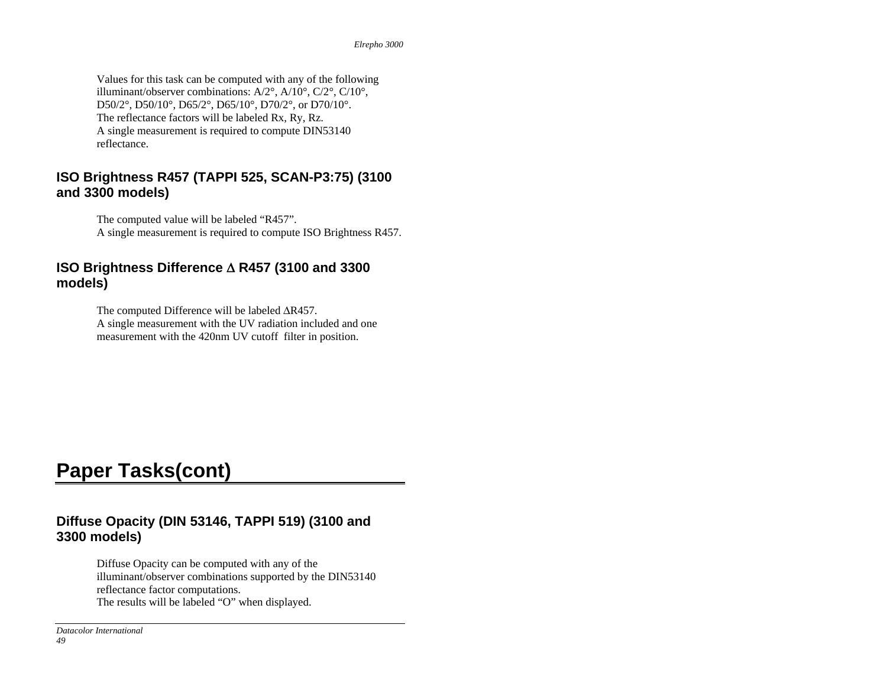Values for this task can be computed with any of the following illuminant/observer combinations: A/2°, A/10°, C/2°, C/10°, D50/2°, D50/10°, D65/2°, D65/10°, D70/2°, or D70/10°.
The reflectance factors will be labeled Rx, Ry, Rz.
A single measurement is required to compute DIN53140 reflectance.

### ISO Brightness R457 (TAPPI 525, SCAN-P3:75) (3100 and 3300 models)

The computed value will be labeled "R457".
A single measurement is required to compute ISO Brightness R457.

### ISO Brightness Difference Δ R457 (3100 and 3300 models)

The computed Difference will be labeled ΔR457.
A single measurement with the UV radiation included and one measurement with the 420nm UV cutoff filter in position.

# Paper Tasks(cont)

### Diffuse Opacity (DIN 53146, TAPPI 519) (3100 and 3300 models)

Diffuse Opacity can be computed with any of the illuminant/observer combinations supported by the DIN53140 reflectance factor computations.
The results will be labeled "O" when displayed.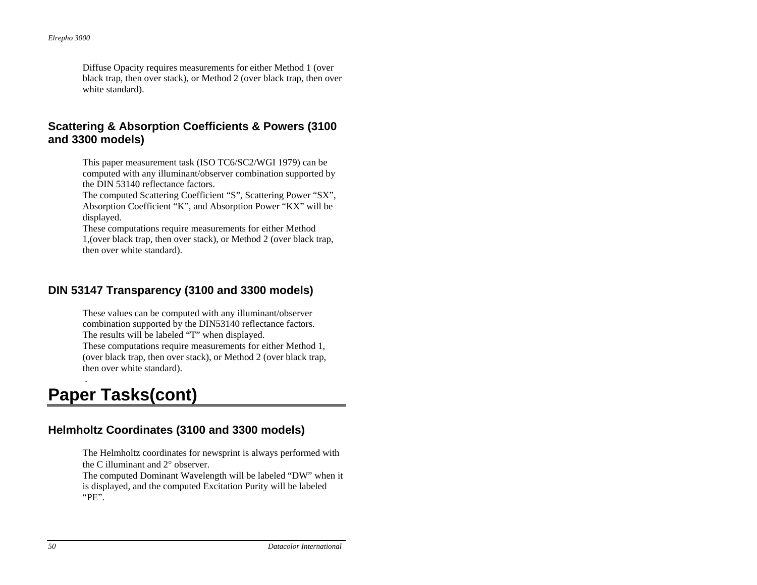Diffuse Opacity requires measurements for either Method 1 (over black trap, then over stack), or Method 2 (over black trap, then over white standard).

### Scattering & Absorption Coefficients & Powers (3100 and 3300 models)

This paper measurement task (ISO TC6/SC2/WGI 1979) can be computed with any illuminant/observer combination supported by the DIN 53140 reflectance factors.
The computed Scattering Coefficient “S”, Scattering Power “SX”, Absorption Coefficient “K”, and Absorption Power “KX” will be displayed.
These computations require measurements for either Method 1,(over black trap, then over stack), or Method 2 (over black trap, then over white standard).

### DIN 53147 Transparency (3100 and 3300 models)

These values can be computed with any illuminant/observer combination supported by the DIN53140 reflectance factors.
The results will be labeled “T” when displayed.
These computations require measurements for either Method 1, (over black trap, then over stack), or Method 2 (over black trap, then over white standard).
.

## Paper Tasks(cont)

### Helmholtz Coordinates (3100 and 3300 models)

The Helmholtz coordinates for newsprint is always performed with the C illuminant and 2° observer.
The computed Dominant Wavelength will be labeled “DW” when it is displayed, and the computed Excitation Purity will be labeled “PE”.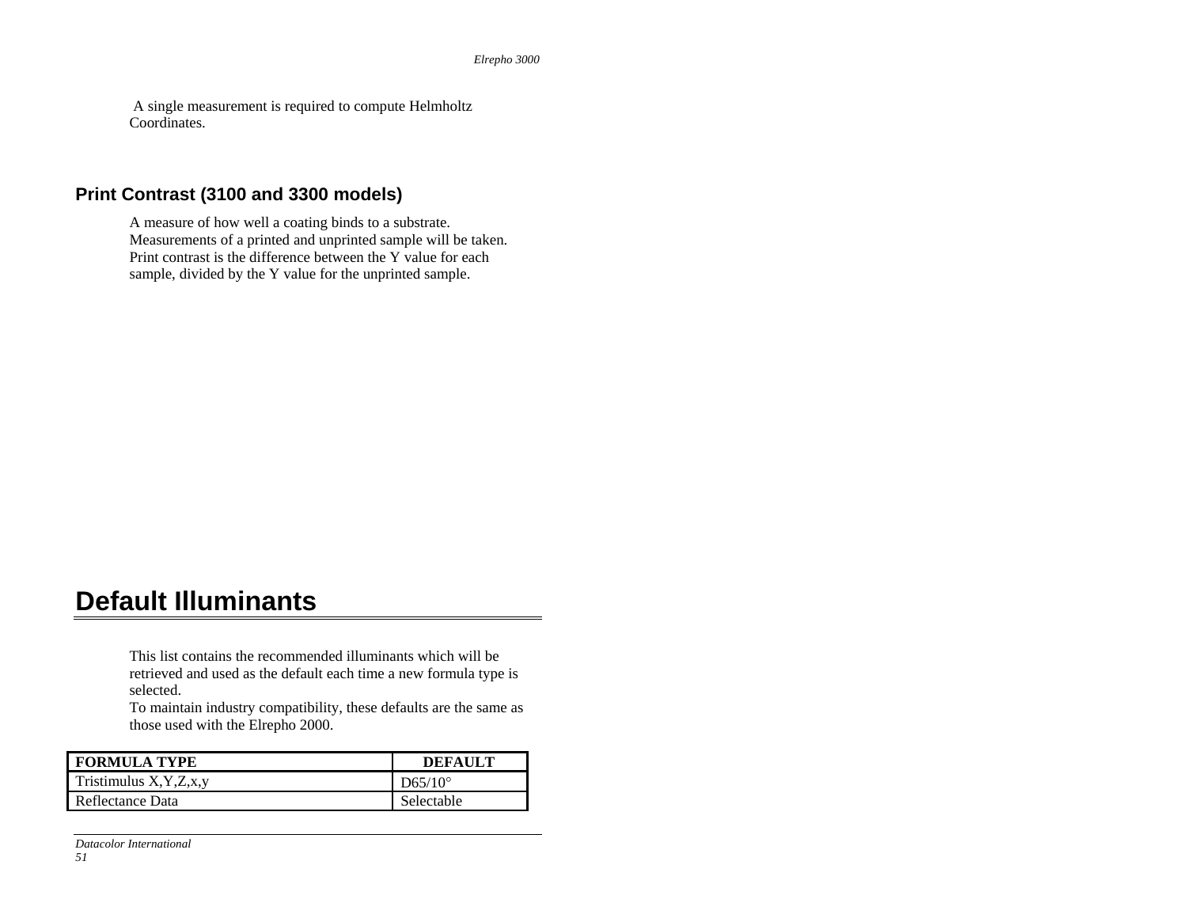A single measurement is required to compute Helmholtz Coordinates.

### Print Contrast (3100 and 3300 models)

A measure of how well a coating binds to a substrate. Measurements of a printed and unprinted sample will be taken. Print contrast is the difference between the Y value for each sample, divided by the Y value for the unprinted sample.

## Default Illuminants

This list contains the recommended illuminants which will be retrieved and used as the default each time a new formula type is selected.
To maintain industry compatibility, these defaults are the same as those used with the Elrepho 2000.

| FORMULA TYPE | DEFAULT |
| --- | --- |
| Tristimulus X,Y,Z,x,y | D65/10° |
| Reflectance Data | Selectable |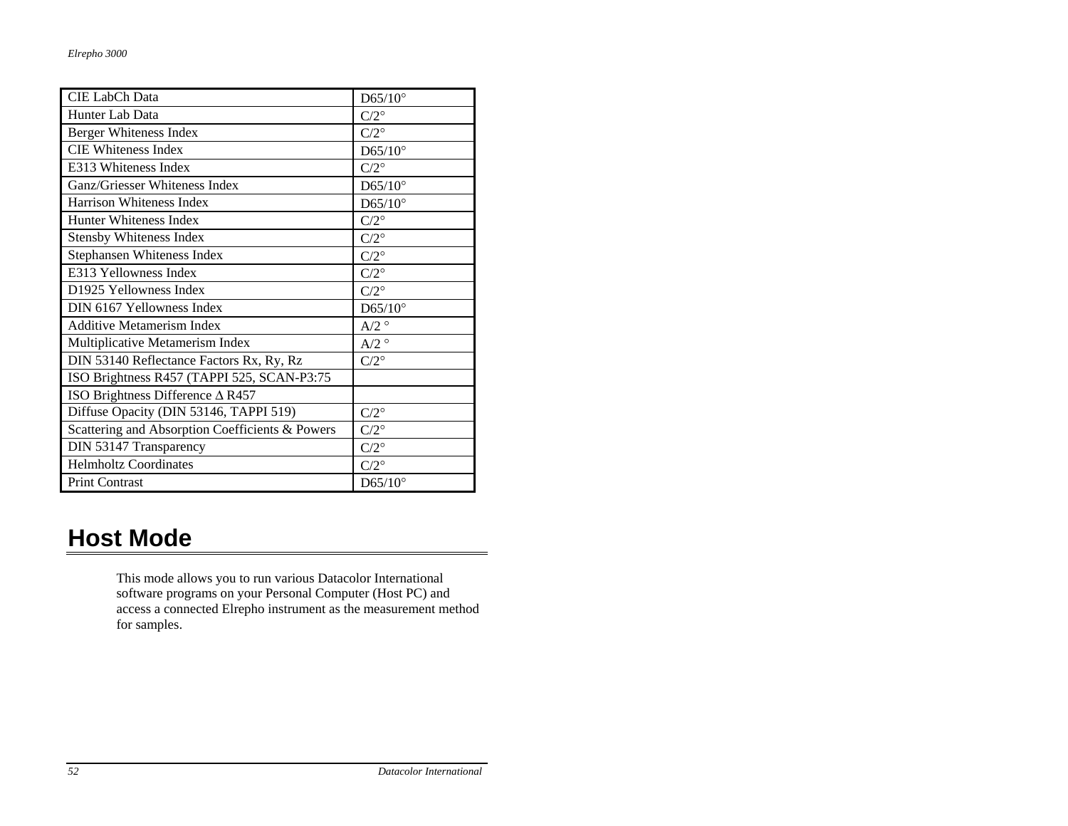| CIE LabCh Data | D65/10° |
|---|---|
| Hunter Lab Data | C/2° |
| Berger Whiteness Index | C/2° |
| CIE Whiteness Index | D65/10° |
| E313 Whiteness Index | C/2° |
| Ganz/Griesser Whiteness Index | D65/10° |
| Harrison Whiteness Index | D65/10° |
| Hunter Whiteness Index | C/2° |
| Stensby Whiteness Index | C/2° |
| Stephansen Whiteness Index | C/2° |
| E313 Yellowness Index | C/2° |
| D1925 Yellowness Index | C/2° |
| DIN 6167 Yellowness Index | D65/10° |
| Additive Metamerism Index | A/2 ° |
| Multiplicative Metamerism Index | A/2 ° |
| DIN 53140 Reflectance Factors Rx, Ry, Rz | C/2° |
| ISO Brightness R457 (TAPPI 525, SCAN-P3:75 | |
| ISO Brightness Difference Δ R457 | |
| Diffuse Opacity (DIN 53146, TAPPI 519) | C/2° |
| Scattering and Absorption Coefficients & Powers | C/2° |
| DIN 53147 Transparency | C/2° |
| Helmholtz Coordinates | C/2° |
| Print Contrast | D65/10° |

# Host Mode

This mode allows you to run various Datacolor International software programs on your Personal Computer (Host PC) and access a connected Elrepho instrument as the measurement method for samples.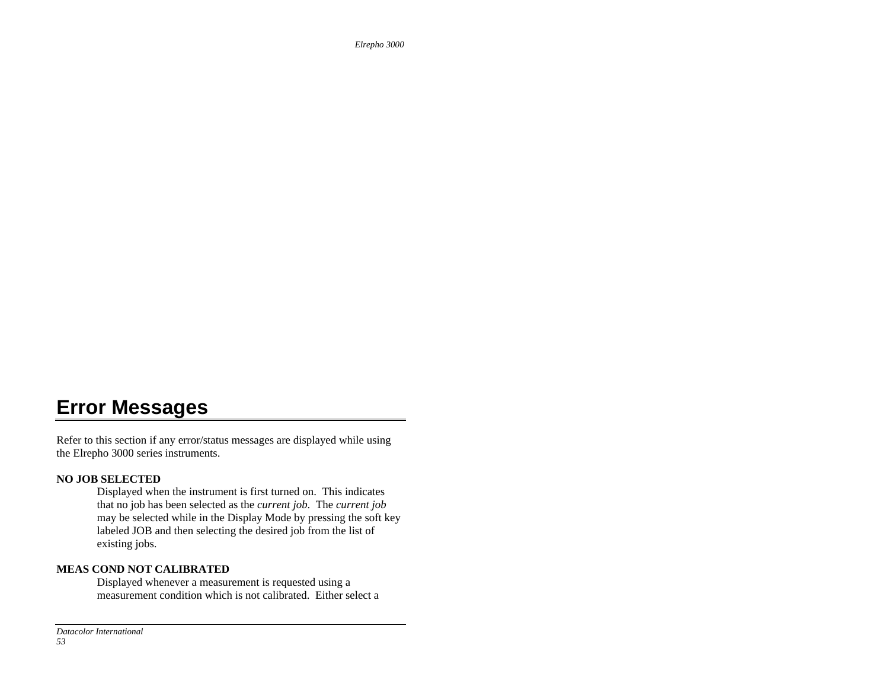# Error Messages

Refer to this section if any error/status messages are displayed while using the Elrepho 3000 series instruments.

**NO JOB SELECTED**

Displayed when the instrument is first turned on. This indicates that no job has been selected as the *current job*. The *current job* may be selected while in the Display Mode by pressing the soft key labeled JOB and then selecting the desired job from the list of existing jobs.

**MEAS COND NOT CALIBRATED**

Displayed whenever a measurement is requested using a measurement condition which is not calibrated. Either select a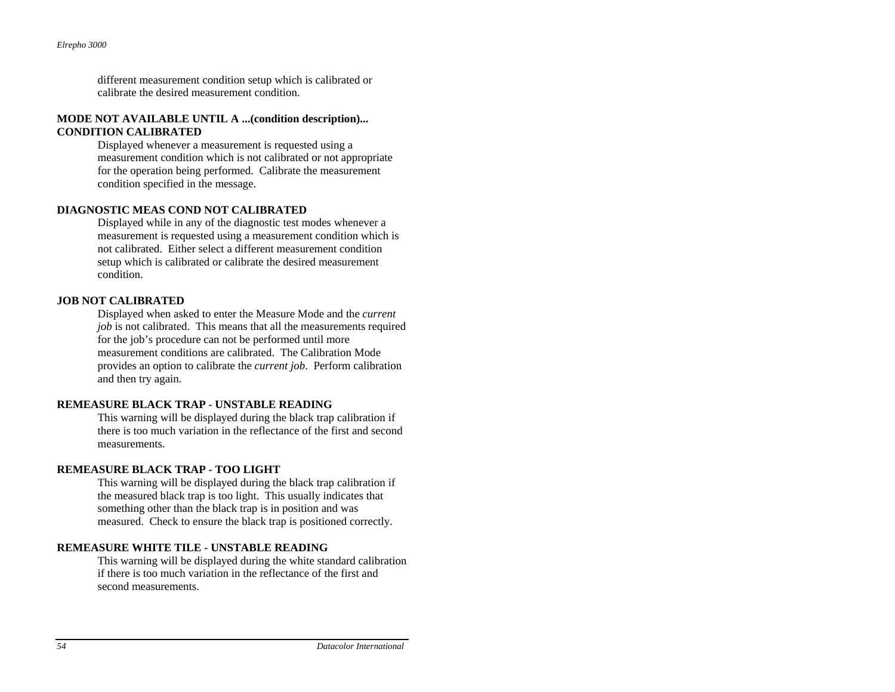different measurement condition setup which is calibrated or calibrate the desired measurement condition.

**MODE NOT AVAILABLE UNTIL A ...(condition description)... CONDITION CALIBRATED**

Displayed whenever a measurement is requested using a measurement condition which is not calibrated or not appropriate for the operation being performed. Calibrate the measurement condition specified in the message.

**DIAGNOSTIC MEAS COND NOT CALIBRATED**

Displayed while in any of the diagnostic test modes whenever a measurement is requested using a measurement condition which is not calibrated. Either select a different measurement condition setup which is calibrated or calibrate the desired measurement condition.

**JOB NOT CALIBRATED**

Displayed when asked to enter the Measure Mode and the *current job* is not calibrated. This means that all the measurements required for the job's procedure can not be performed until more measurement conditions are calibrated. The Calibration Mode provides an option to calibrate the *current job*. Perform calibration and then try again.

**REMEASURE BLACK TRAP - UNSTABLE READING**

This warning will be displayed during the black trap calibration if there is too much variation in the reflectance of the first and second measurements.

**REMEASURE BLACK TRAP - TOO LIGHT**

This warning will be displayed during the black trap calibration if the measured black trap is too light. This usually indicates that something other than the black trap is in position and was measured. Check to ensure the black trap is positioned correctly.

**REMEASURE WHITE TILE - UNSTABLE READING**

This warning will be displayed during the white standard calibration if there is too much variation in the reflectance of the first and second measurements.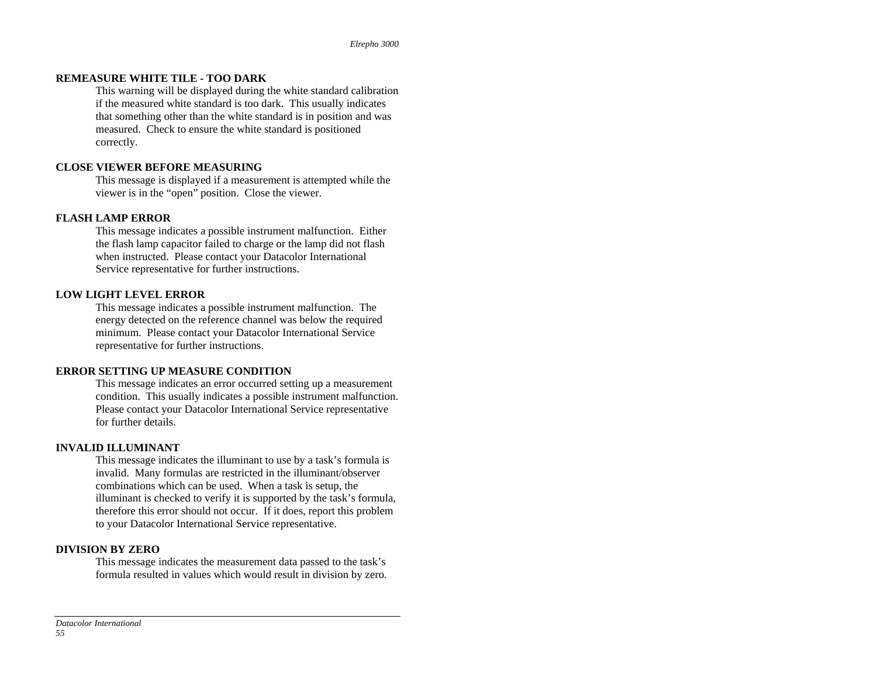**REMEASURE WHITE TILE - TOO DARK**

This warning will be displayed during the white standard calibration if the measured white standard is too dark. This usually indicates that something other than the white standard is in position and was measured. Check to ensure the white standard is positioned correctly.

**CLOSE VIEWER BEFORE MEASURING**

This message is displayed if a measurement is attempted while the viewer is in the "open" position. Close the viewer.

**FLASH LAMP ERROR**

This message indicates a possible instrument malfunction. Either the flash lamp capacitor failed to charge or the lamp did not flash when instructed. Please contact your Datacolor International Service representative for further instructions.

**LOW LIGHT LEVEL ERROR**

This message indicates a possible instrument malfunction. The energy detected on the reference channel was below the required minimum. Please contact your Datacolor International Service representative for further instructions.

**ERROR SETTING UP MEASURE CONDITION**

This message indicates an error occurred setting up a measurement condition. This usually indicates a possible instrument malfunction. Please contact your Datacolor International Service representative for further details.

**INVALID ILLUMINANT**

This message indicates the illuminant to use by a task's formula is invalid. Many formulas are restricted in the illuminant/observer combinations which can be used. When a task is setup, the illuminant is checked to verify it is supported by the task's formula, therefore this error should not occur. If it does, report this problem to your Datacolor International Service representative.

**DIVISION BY ZERO**

This message indicates the measurement data passed to the task's formula resulted in values which would result in division by zero.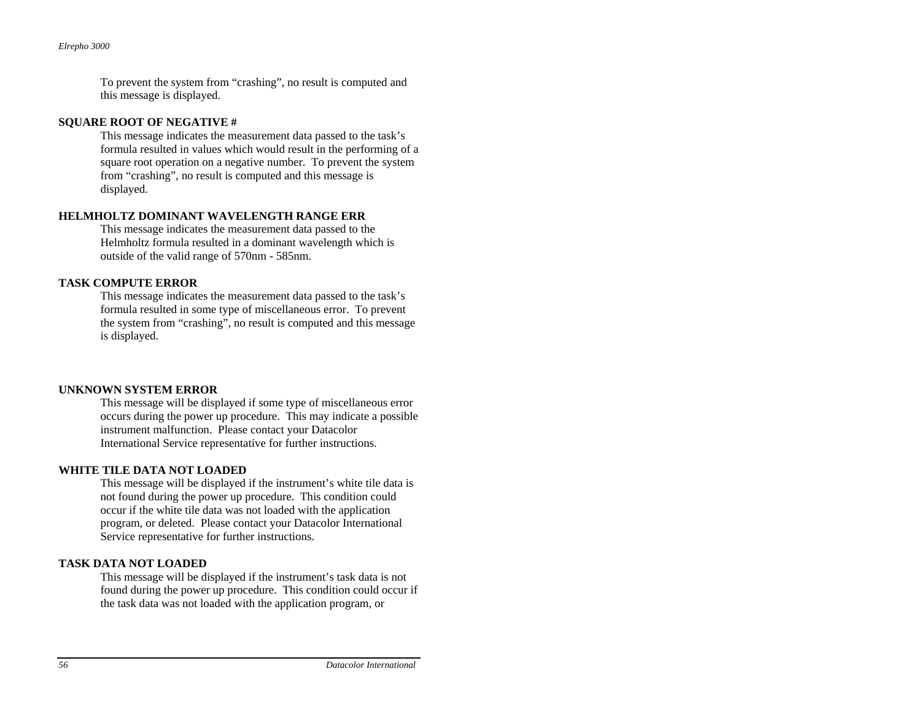To prevent the system from "crashing", no result is computed and this message is displayed.

**SQUARE ROOT OF NEGATIVE #**

This message indicates the measurement data passed to the task's formula resulted in values which would result in the performing of a square root operation on a negative number. To prevent the system from "crashing", no result is computed and this message is displayed.

**HELMHOLTZ DOMINANT WAVELENGTH RANGE ERR**

This message indicates the measurement data passed to the Helmholtz formula resulted in a dominant wavelength which is outside of the valid range of 570nm - 585nm.

**TASK COMPUTE ERROR**

This message indicates the measurement data passed to the task's formula resulted in some type of miscellaneous error. To prevent the system from "crashing", no result is computed and this message is displayed.

**UNKNOWN SYSTEM ERROR**

This message will be displayed if some type of miscellaneous error occurs during the power up procedure. This may indicate a possible instrument malfunction. Please contact your Datacolor International Service representative for further instructions.

**WHITE TILE DATA NOT LOADED**

This message will be displayed if the instrument's white tile data is not found during the power up procedure. This condition could occur if the white tile data was not loaded with the application program, or deleted. Please contact your Datacolor International Service representative for further instructions.

**TASK DATA NOT LOADED**

This message will be displayed if the instrument's task data is not found during the power up procedure. This condition could occur if the task data was not loaded with the application program, or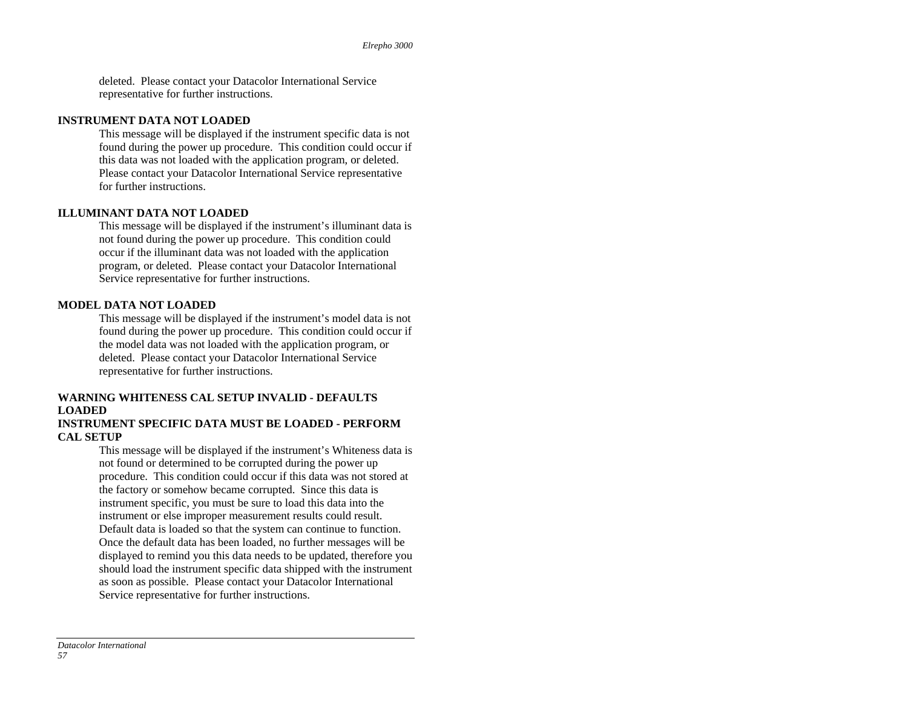deleted. Please contact your Datacolor International Service representative for further instructions.

**INSTRUMENT DATA NOT LOADED**

This message will be displayed if the instrument specific data is not found during the power up procedure. This condition could occur if this data was not loaded with the application program, or deleted. Please contact your Datacolor International Service representative for further instructions.

**ILLUMINANT DATA NOT LOADED**

This message will be displayed if the instrument's illuminant data is not found during the power up procedure. This condition could occur if the illuminant data was not loaded with the application program, or deleted. Please contact your Datacolor International Service representative for further instructions.

**MODEL DATA NOT LOADED**

This message will be displayed if the instrument's model data is not found during the power up procedure. This condition could occur if the model data was not loaded with the application program, or deleted. Please contact your Datacolor International Service representative for further instructions.

**WARNING WHITENESS CAL SETUP INVALID - DEFAULTS LOADED**
**INSTRUMENT SPECIFIC DATA MUST BE LOADED - PERFORM CAL SETUP**

This message will be displayed if the instrument's Whiteness data is not found or determined to be corrupted during the power up procedure. This condition could occur if this data was not stored at the factory or somehow became corrupted. Since this data is instrument specific, you must be sure to load this data into the instrument or else improper measurement results could result. Default data is loaded so that the system can continue to function. Once the default data has been loaded, no further messages will be displayed to remind you this data needs to be updated, therefore you should load the instrument specific data shipped with the instrument as soon as possible. Please contact your Datacolor International Service representative for further instructions.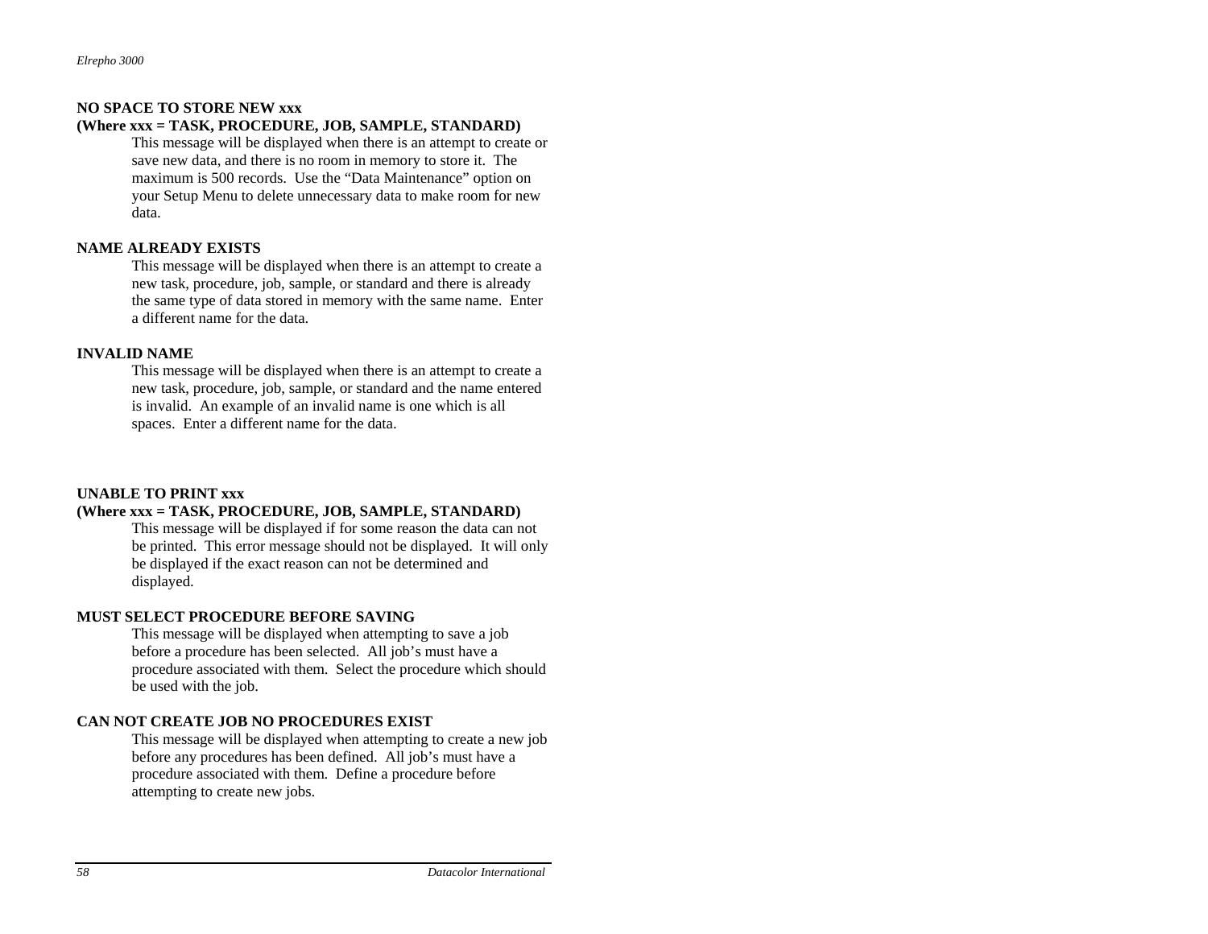**NO SPACE TO STORE NEW xxx**
**(Where xxx = TASK, PROCEDURE, JOB, SAMPLE, STANDARD)**

This message will be displayed when there is an attempt to create or save new data, and there is no room in memory to store it. The maximum is 500 records. Use the "Data Maintenance" option on your Setup Menu to delete unnecessary data to make room for new data.

**NAME ALREADY EXISTS**

This message will be displayed when there is an attempt to create a new task, procedure, job, sample, or standard and there is already the same type of data stored in memory with the same name. Enter a different name for the data.

**INVALID NAME**

This message will be displayed when there is an attempt to create a new task, procedure, job, sample, or standard and the name entered is invalid. An example of an invalid name is one which is all spaces. Enter a different name for the data.

**UNABLE TO PRINT xxx**
**(Where xxx = TASK, PROCEDURE, JOB, SAMPLE, STANDARD)**

This message will be displayed if for some reason the data can not be printed. This error message should not be displayed. It will only be displayed if the exact reason can not be determined and displayed.

**MUST SELECT PROCEDURE BEFORE SAVING**

This message will be displayed when attempting to save a job before a procedure has been selected. All job's must have a procedure associated with them. Select the procedure which should be used with the job.

**CAN NOT CREATE JOB NO PROCEDURES EXIST**

This message will be displayed when attempting to create a new job before any procedures has been defined. All job's must have a procedure associated with them. Define a procedure before attempting to create new jobs.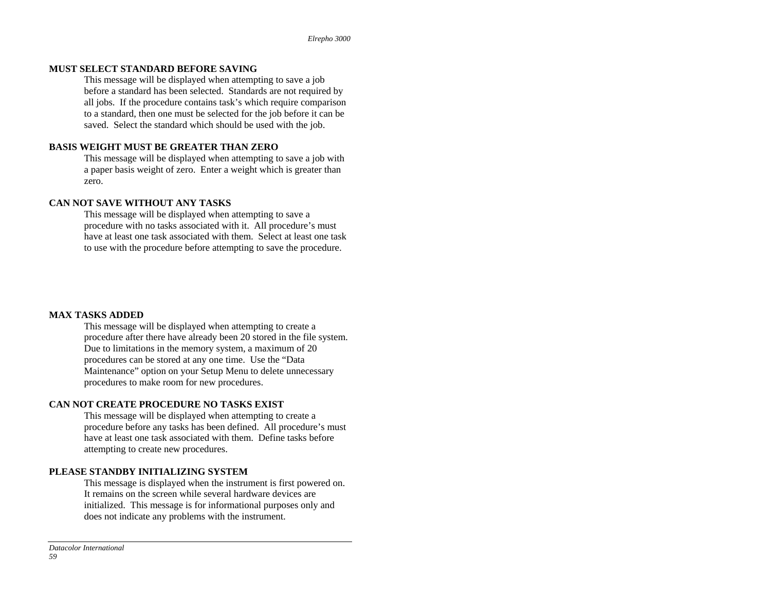**MUST SELECT STANDARD BEFORE SAVING**

This message will be displayed when attempting to save a job before a standard has been selected. Standards are not required by all jobs. If the procedure contains task's which require comparison to a standard, then one must be selected for the job before it can be saved. Select the standard which should be used with the job.

**BASIS WEIGHT MUST BE GREATER THAN ZERO**

This message will be displayed when attempting to save a job with a paper basis weight of zero. Enter a weight which is greater than zero.

**CAN NOT SAVE WITHOUT ANY TASKS**

This message will be displayed when attempting to save a procedure with no tasks associated with it. All procedure's must have at least one task associated with them. Select at least one task to use with the procedure before attempting to save the procedure.

**MAX TASKS ADDED**

This message will be displayed when attempting to create a procedure after there have already been 20 stored in the file system. Due to limitations in the memory system, a maximum of 20 procedures can be stored at any one time. Use the "Data Maintenance" option on your Setup Menu to delete unnecessary procedures to make room for new procedures.

**CAN NOT CREATE PROCEDURE NO TASKS EXIST**

This message will be displayed when attempting to create a procedure before any tasks has been defined. All procedure's must have at least one task associated with them. Define tasks before attempting to create new procedures.

**PLEASE STANDBY INITIALIZING SYSTEM**

This message is displayed when the instrument is first powered on. It remains on the screen while several hardware devices are initialized. This message is for informational purposes only and does not indicate any problems with the instrument.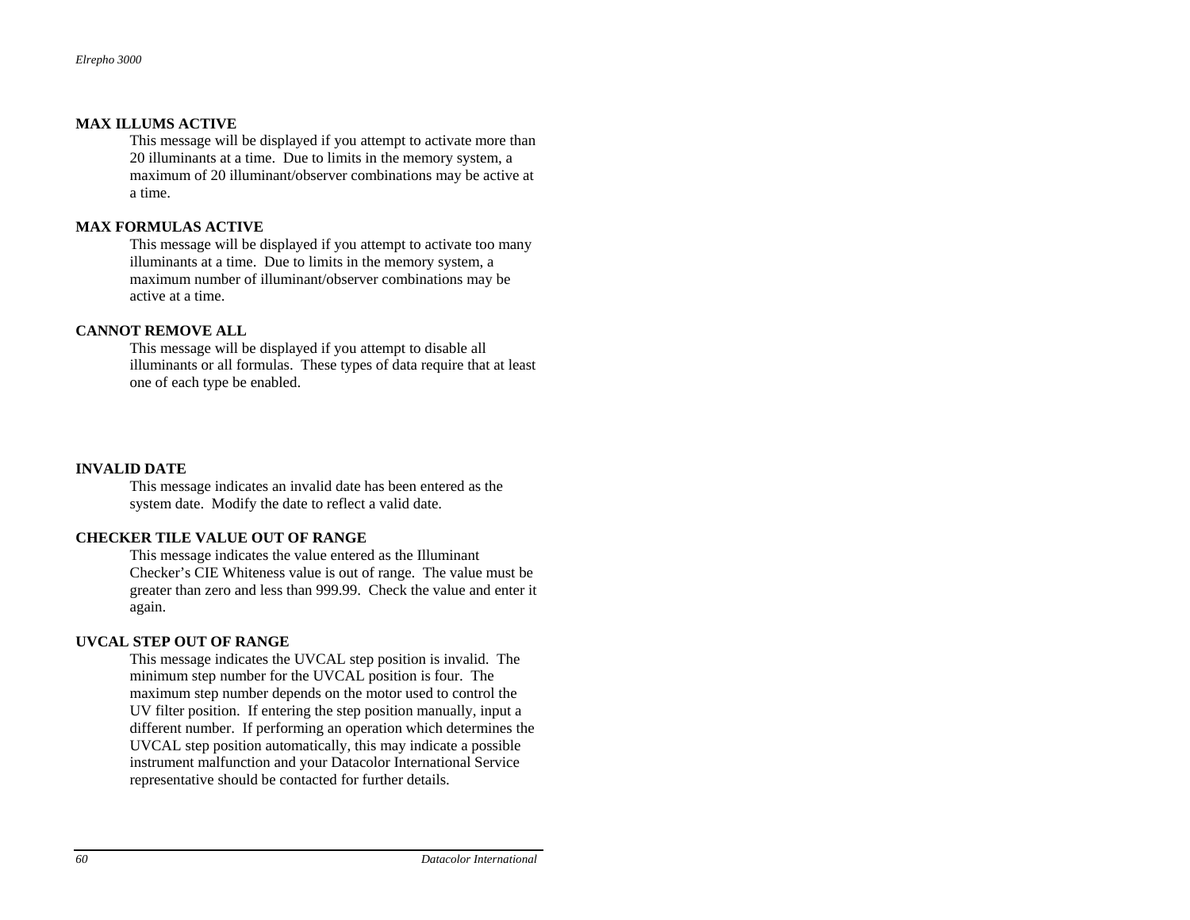**MAX ILLUMS ACTIVE**

This message will be displayed if you attempt to activate more than 20 illuminants at a time. Due to limits in the memory system, a maximum of 20 illuminant/observer combinations may be active at a time.

**MAX FORMULAS ACTIVE**

This message will be displayed if you attempt to activate too many illuminants at a time. Due to limits in the memory system, a maximum number of illuminant/observer combinations may be active at a time.

**CANNOT REMOVE ALL**

This message will be displayed if you attempt to disable all illuminants or all formulas. These types of data require that at least one of each type be enabled.

**INVALID DATE**

This message indicates an invalid date has been entered as the system date. Modify the date to reflect a valid date.

**CHECKER TILE VALUE OUT OF RANGE**

This message indicates the value entered as the Illuminant Checker's CIE Whiteness value is out of range. The value must be greater than zero and less than 999.99. Check the value and enter it again.

**UVCAL STEP OUT OF RANGE**

This message indicates the UVCAL step position is invalid. The minimum step number for the UVCAL position is four. The maximum step number depends on the motor used to control the UV filter position. If entering the step position manually, input a different number. If performing an operation which determines the UVCAL step position automatically, this may indicate a possible instrument malfunction and your Datacolor International Service representative should be contacted for further details.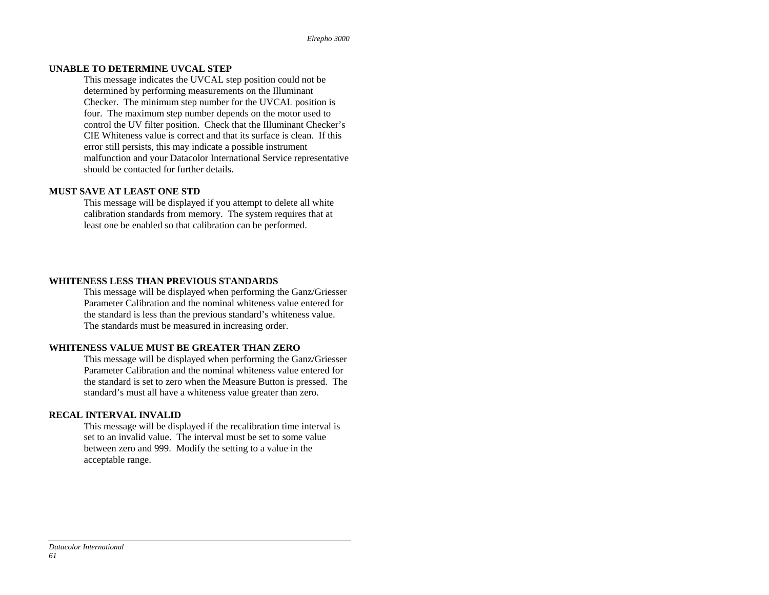**UNABLE TO DETERMINE UVCAL STEP**

This message indicates the UVCAL step position could not be determined by performing measurements on the Illuminant Checker. The minimum step number for the UVCAL position is four. The maximum step number depends on the motor used to control the UV filter position. Check that the Illuminant Checker's CIE Whiteness value is correct and that its surface is clean. If this error still persists, this may indicate a possible instrument malfunction and your Datacolor International Service representative should be contacted for further details.

**MUST SAVE AT LEAST ONE STD**

This message will be displayed if you attempt to delete all white calibration standards from memory. The system requires that at least one be enabled so that calibration can be performed.

**WHITENESS LESS THAN PREVIOUS STANDARDS**

This message will be displayed when performing the Ganz/Griesser Parameter Calibration and the nominal whiteness value entered for the standard is less than the previous standard's whiteness value. The standards must be measured in increasing order.

**WHITENESS VALUE MUST BE GREATER THAN ZERO**

This message will be displayed when performing the Ganz/Griesser Parameter Calibration and the nominal whiteness value entered for the standard is set to zero when the Measure Button is pressed. The standard's must all have a whiteness value greater than zero.

**RECAL INTERVAL INVALID**

This message will be displayed if the recalibration time interval is set to an invalid value. The interval must be set to some value between zero and 999. Modify the setting to a value in the acceptable range.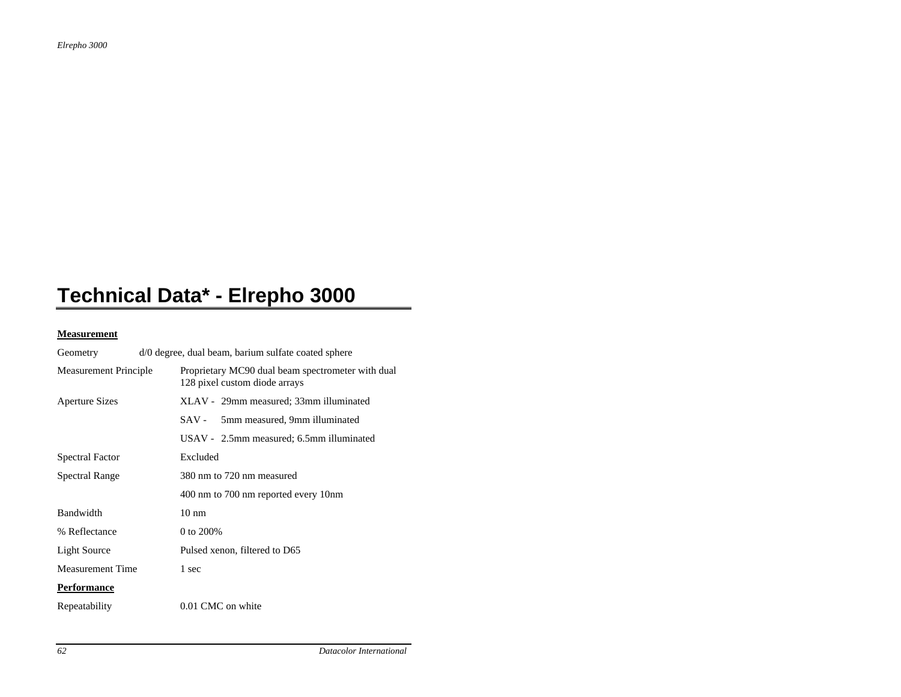# Technical Data* - Elrepho 3000

**Measurement**

| | |
|---|---|
| Geometry | d/0 degree, dual beam, barium sulfate coated sphere |
| Measurement Principle | Proprietary MC90 dual beam spectrometer with dual 128 pixel custom diode arrays |
| Aperture Sizes | XLAV - 29mm measured; 33mm illuminated |
| | SAV - 5mm measured, 9mm illuminated |
| | USAV - 2.5mm measured; 6.5mm illuminated |
| Spectral Factor | Excluded |
| Spectral Range | 380 nm to 720 nm measured |
| | 400 nm to 700 nm reported every 10nm |
| Bandwidth | 10 nm |
| % Reflectance | 0 to 200% |
| Light Source | Pulsed xenon, filtered to D65 |
| Measurement Time | 1 sec |

**Performance**

| | |
|---|---|
| Repeatability | 0.01 CMC on white |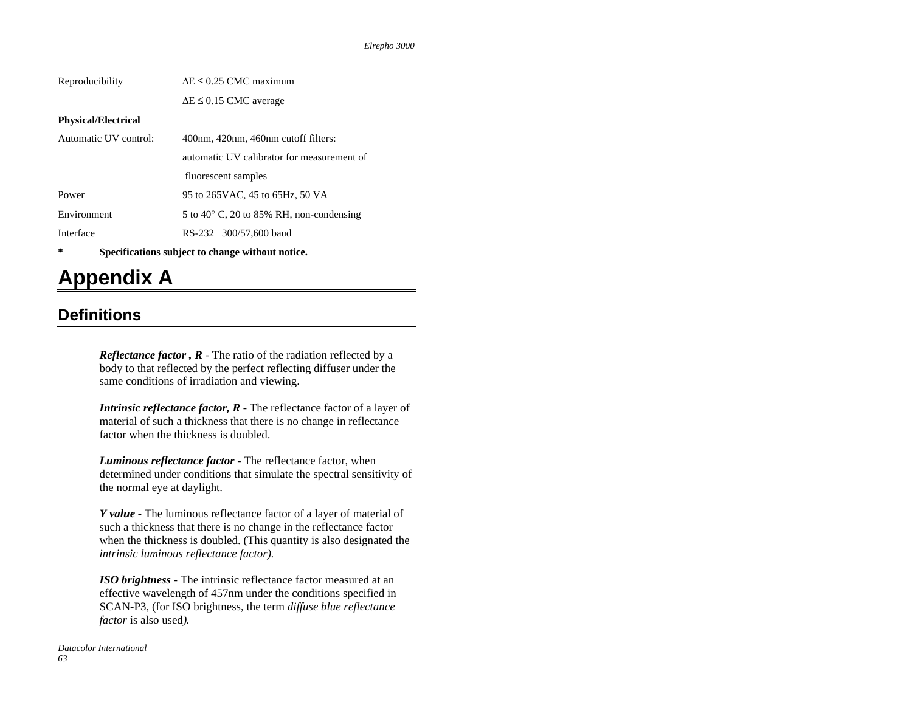| | |
|---|---|
| Reproducibility | $\Delta E \leq 0.25$ CMC maximum |
| | $\Delta E \leq 0.15$ CMC average |
| **Physical/Electrical** | |
| Automatic UV control: | 400nm, 420nm, 460nm cutoff filters: automatic UV calibrator for measurement of fluorescent samples |
| Power | 95 to 265VAC, 45 to 65Hz, 50 VA |
| Environment | 5 to 40° C, 20 to 85% RH, non-condensing |
| Interface | RS-232 300/57,600 baud |

**\* Specifications subject to change without notice.**

# Appendix A

## Definitions

***Reflectance factor , R*** - The ratio of the radiation reflected by a body to that reflected by the perfect reflecting diffuser under the same conditions of irradiation and viewing.

***Intrinsic reflectance factor, R*** - The reflectance factor of a layer of material of such a thickness that there is no change in reflectance factor when the thickness is doubled.

***Luminous reflectance factor*** - The reflectance factor, when determined under conditions that simulate the spectral sensitivity of the normal eye at daylight.

***Y value*** - The luminous reflectance factor of a layer of material of such a thickness that there is no change in the reflectance factor when the thickness is doubled. (This quantity is also designated the *intrinsic luminous reflectance factor).*

***ISO brightness*** - The intrinsic reflectance factor measured at an effective wavelength of 457nm under the conditions specified in SCAN-P3, (for ISO brightness, the term *diffuse blue reflectance factor* is also used*).*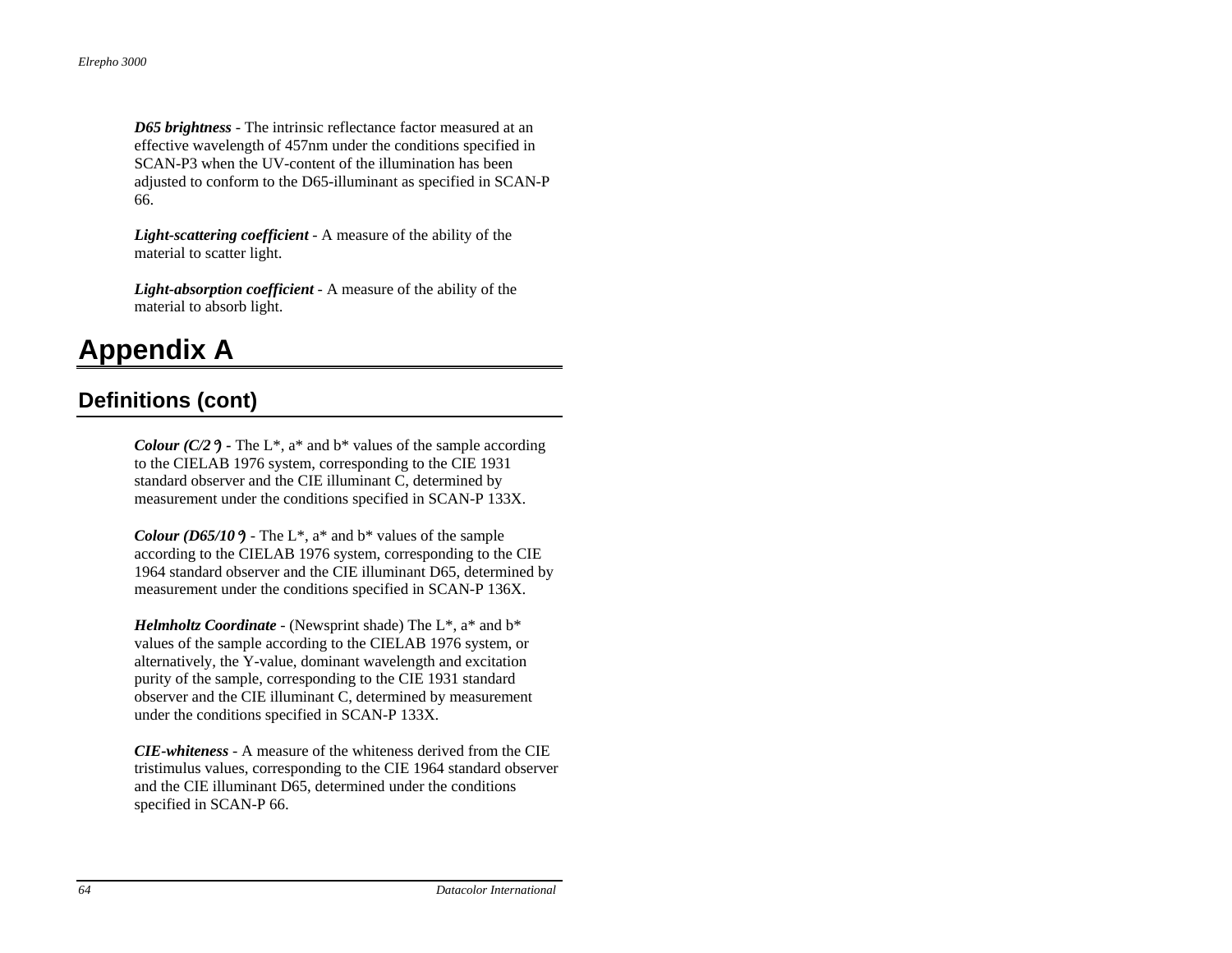***D65 brightness*** - The intrinsic reflectance factor measured at an effective wavelength of 457nm under the conditions specified in SCAN-P3 when the UV-content of the illumination has been adjusted to conform to the D65-illuminant as specified in SCAN-P 66.

***Light-scattering coefficient*** - A measure of the ability of the material to scatter light.

***Light-absorption coefficient*** - A measure of the ability of the material to absorb light.

# Appendix A

## Definitions (cont)

***Colour (C/2°)*** - The L*, a* and b* values of the sample according to the CIELAB 1976 system, corresponding to the CIE 1931 standard observer and the CIE illuminant C, determined by measurement under the conditions specified in SCAN-P 133X.

***Colour (D65/10°)*** - The L*, a* and b* values of the sample according to the CIELAB 1976 system, corresponding to the CIE 1964 standard observer and the CIE illuminant D65, determined by measurement under the conditions specified in SCAN-P 136X.

***Helmholtz Coordinate*** - (Newsprint shade) The L*, a* and b* values of the sample according to the CIELAB 1976 system, or alternatively, the Y-value, dominant wavelength and excitation purity of the sample, corresponding to the CIE 1931 standard observer and the CIE illuminant C, determined by measurement under the conditions specified in SCAN-P 133X.

***CIE-whiteness*** - A measure of the whiteness derived from the CIE tristimulus values, corresponding to the CIE 1964 standard observer and the CIE illuminant D65, determined under the conditions specified in SCAN-P 66.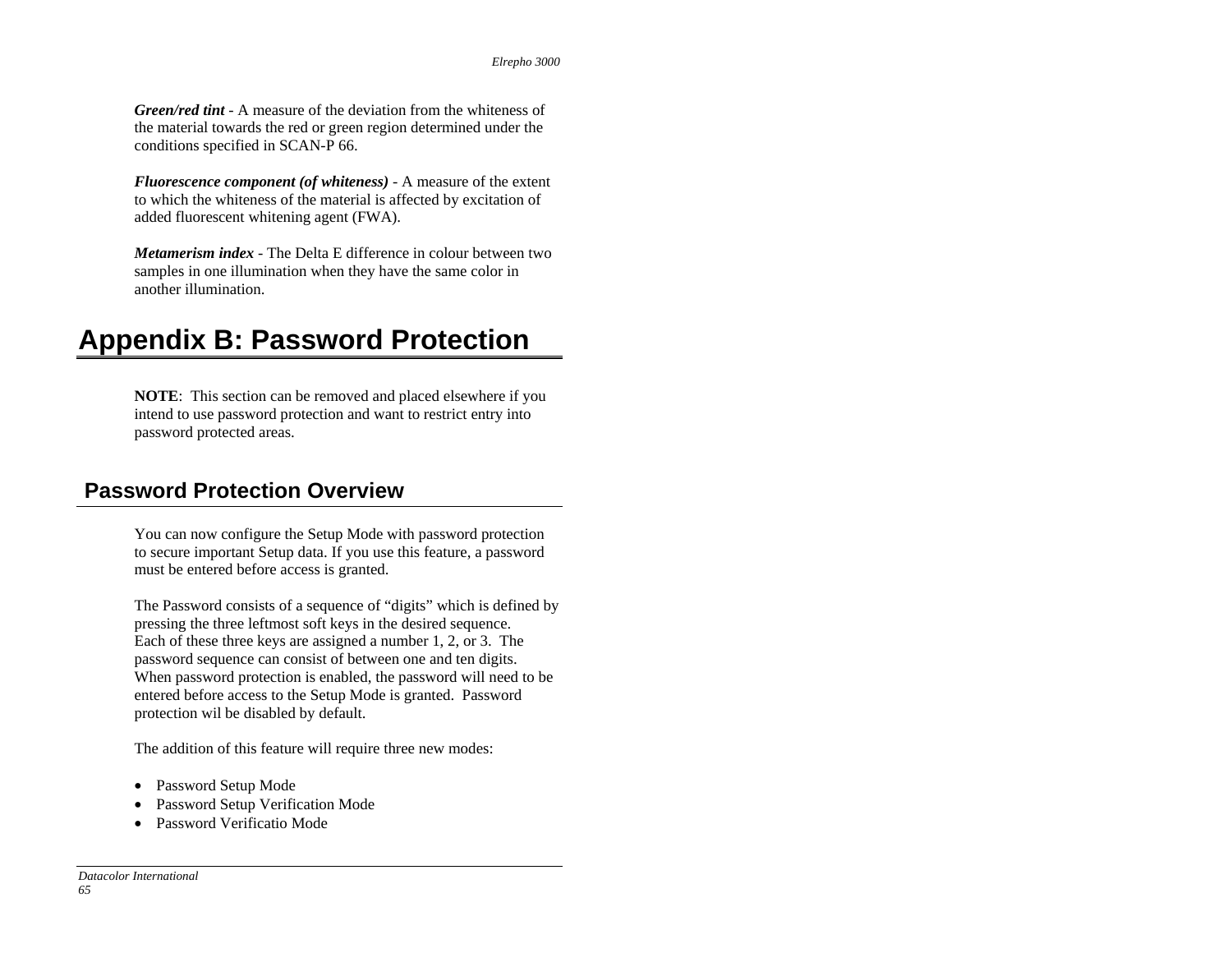***Green/red tint*** - A measure of the deviation from the whiteness of the material towards the red or green region determined under the conditions specified in SCAN-P 66.

***Fluorescence component (of whiteness)*** - A measure of the extent to which the whiteness of the material is affected by excitation of added fluorescent whitening agent (FWA).

***Metamerism index*** - The Delta E difference in colour between two samples in one illumination when they have the same color in another illumination.

# Appendix B: Password Protection

**NOTE**: This section can be removed and placed elsewhere if you intend to use password protection and want to restrict entry into password protected areas.

## Password Protection Overview

You can now configure the Setup Mode with password protection to secure important Setup data. If you use this feature, a password must be entered before access is granted.

The Password consists of a sequence of "digits" which is defined by pressing the three leftmost soft keys in the desired sequence. Each of these three keys are assigned a number 1, 2, or 3. The password sequence can consist of between one and ten digits. When password protection is enabled, the password will need to be entered before access to the Setup Mode is granted. Password protection wil be disabled by default.

The addition of this feature will require three new modes:

- Password Setup Mode
- Password Setup Verification Mode
- Password Verificatio Mode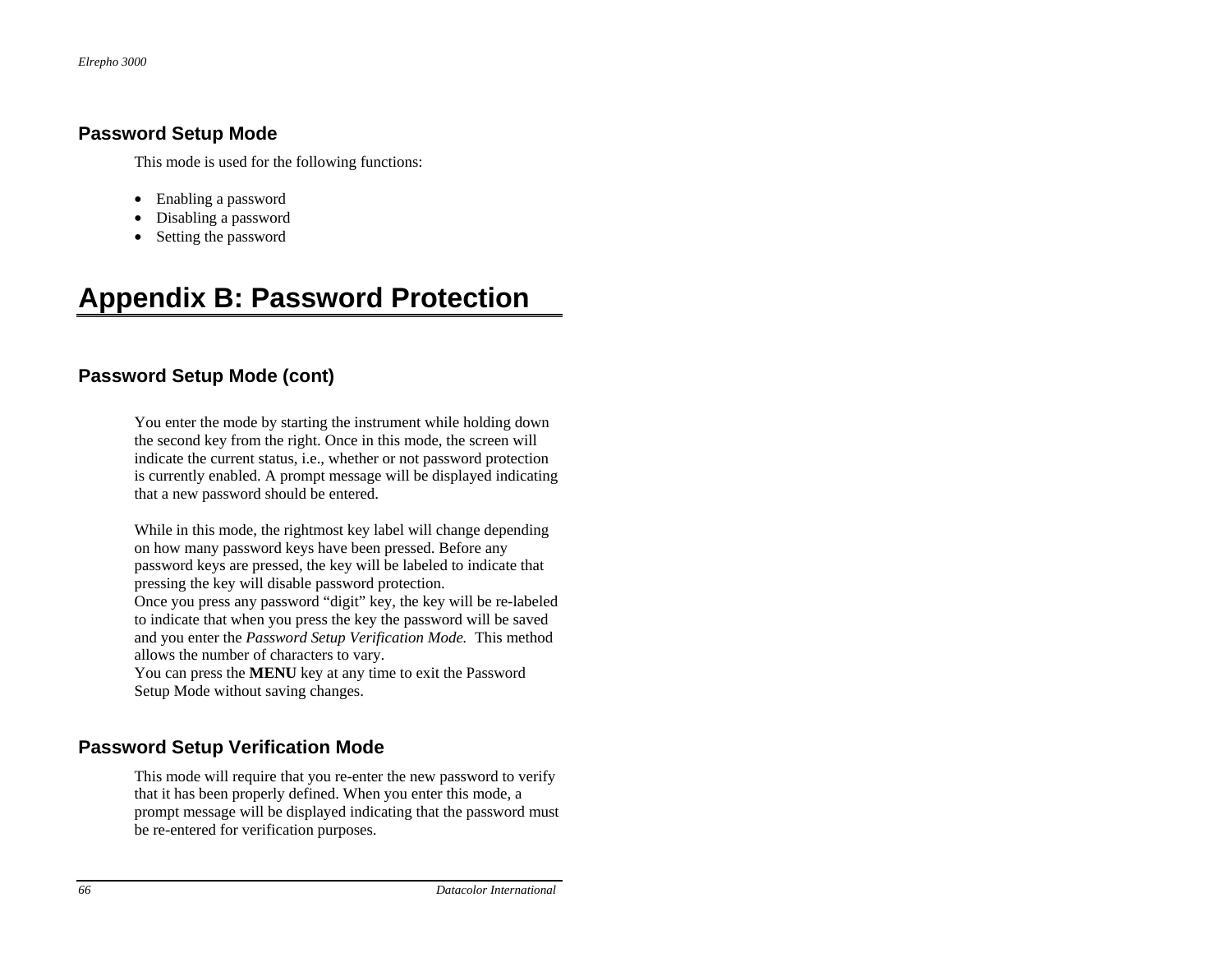## Password Setup Mode

This mode is used for the following functions:

- Enabling a password
- Disabling a password
- Setting the password

# Appendix B: Password Protection

## Password Setup Mode (cont)

You enter the mode by starting the instrument while holding down the second key from the right. Once in this mode, the screen will indicate the current status, i.e., whether or not password protection is currently enabled. A prompt message will be displayed indicating that a new password should be entered.

While in this mode, the rightmost key label will change depending on how many password keys have been pressed. Before any password keys are pressed, the key will be labeled to indicate that pressing the key will disable password protection.
Once you press any password "digit" key, the key will be re-labeled to indicate that when you press the key the password will be saved and you enter the *Password Setup Verification Mode.* This method allows the number of characters to vary.
You can press the **MENU** key at any time to exit the Password Setup Mode without saving changes.

## Password Setup Verification Mode

This mode will require that you re-enter the new password to verify that it has been properly defined. When you enter this mode, a prompt message will be displayed indicating that the password must be re-entered for verification purposes.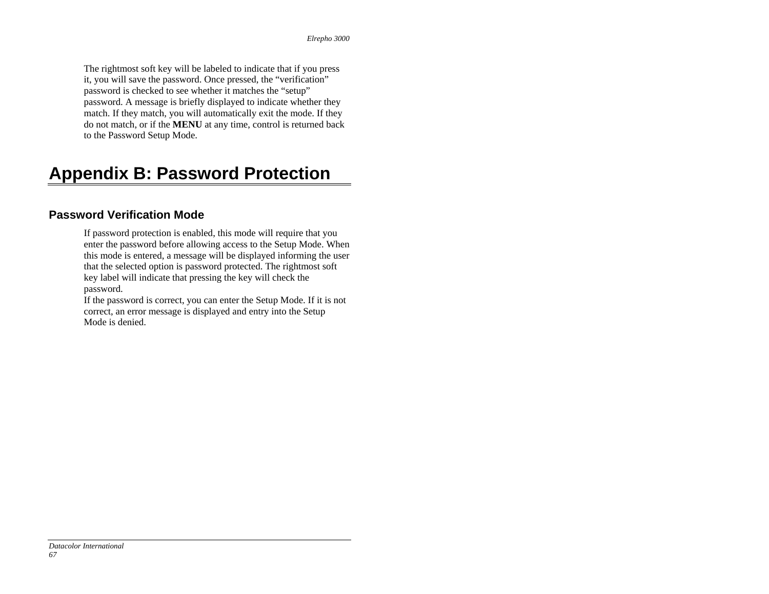The rightmost soft key will be labeled to indicate that if you press it, you will save the password. Once pressed, the “verification” password is checked to see whether it matches the “setup” password. A message is briefly displayed to indicate whether they match. If they match, you will automatically exit the mode. If they do not match, or if the **MENU** at any time, control is returned back to the Password Setup Mode.

# Appendix B: Password Protection

## Password Verification Mode

If password protection is enabled, this mode will require that you enter the password before allowing access to the Setup Mode. When this mode is entered, a message will be displayed informing the user that the selected option is password protected. The rightmost soft key label will indicate that pressing the key will check the password.

If the password is correct, you can enter the Setup Mode. If it is not correct, an error message is displayed and entry into the Setup Mode is denied.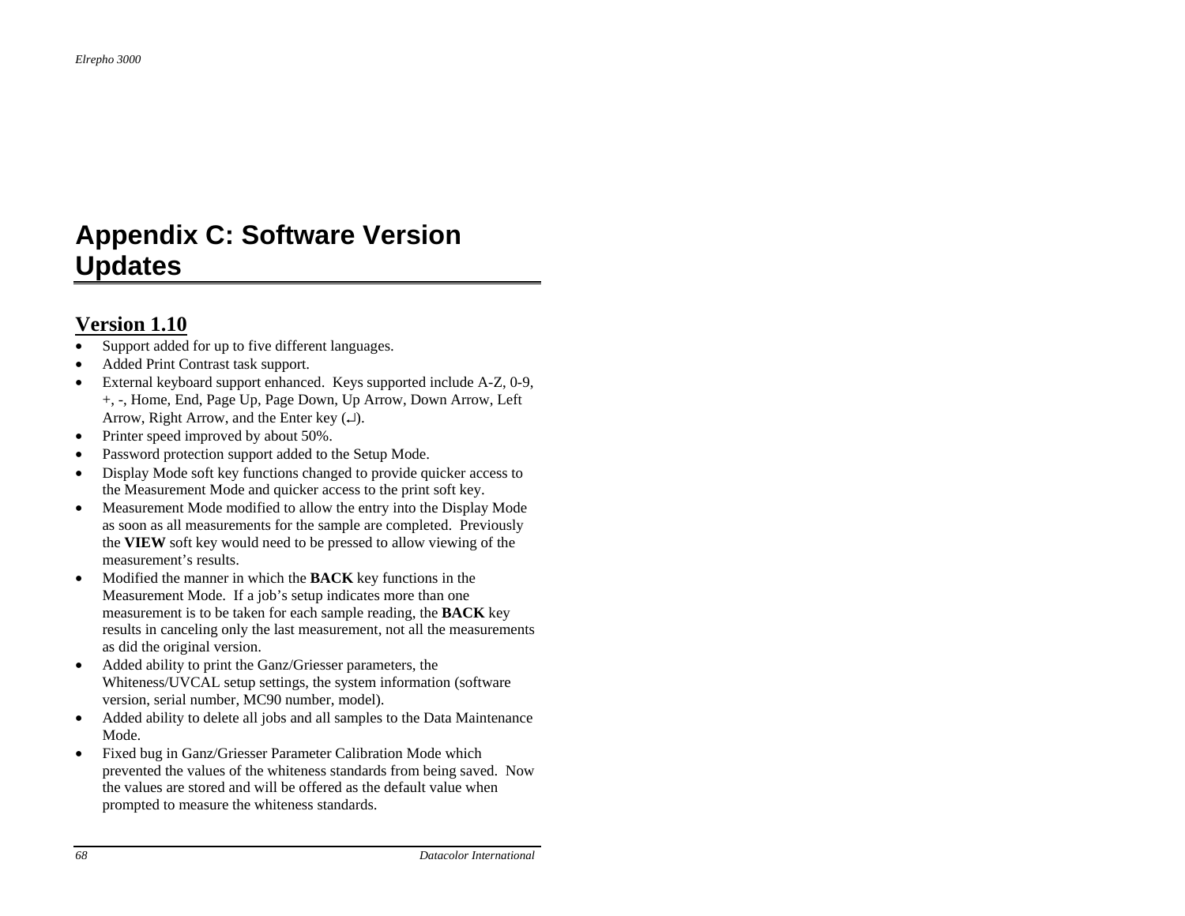# Appendix C: Software Version Updates

## Version 1.10

- Support added for up to five different languages.
- Added Print Contrast task support.
- External keyboard support enhanced. Keys supported include A-Z, 0-9, +, -, Home, End, Page Up, Page Down, Up Arrow, Down Arrow, Left Arrow, Right Arrow, and the Enter key (↵).
- Printer speed improved by about 50%.
- Password protection support added to the Setup Mode.
- Display Mode soft key functions changed to provide quicker access to the Measurement Mode and quicker access to the print soft key.
- Measurement Mode modified to allow the entry into the Display Mode as soon as all measurements for the sample are completed. Previously the **VIEW** soft key would need to be pressed to allow viewing of the measurement's results.
- Modified the manner in which the **BACK** key functions in the Measurement Mode. If a job's setup indicates more than one measurement is to be taken for each sample reading, the **BACK** key results in canceling only the last measurement, not all the measurements as did the original version.
- Added ability to print the Ganz/Griesser parameters, the Whiteness/UVCAL setup settings, the system information (software version, serial number, MC90 number, model).
- Added ability to delete all jobs and all samples to the Data Maintenance Mode.
- Fixed bug in Ganz/Griesser Parameter Calibration Mode which prevented the values of the whiteness standards from being saved. Now the values are stored and will be offered as the default value when prompted to measure the whiteness standards.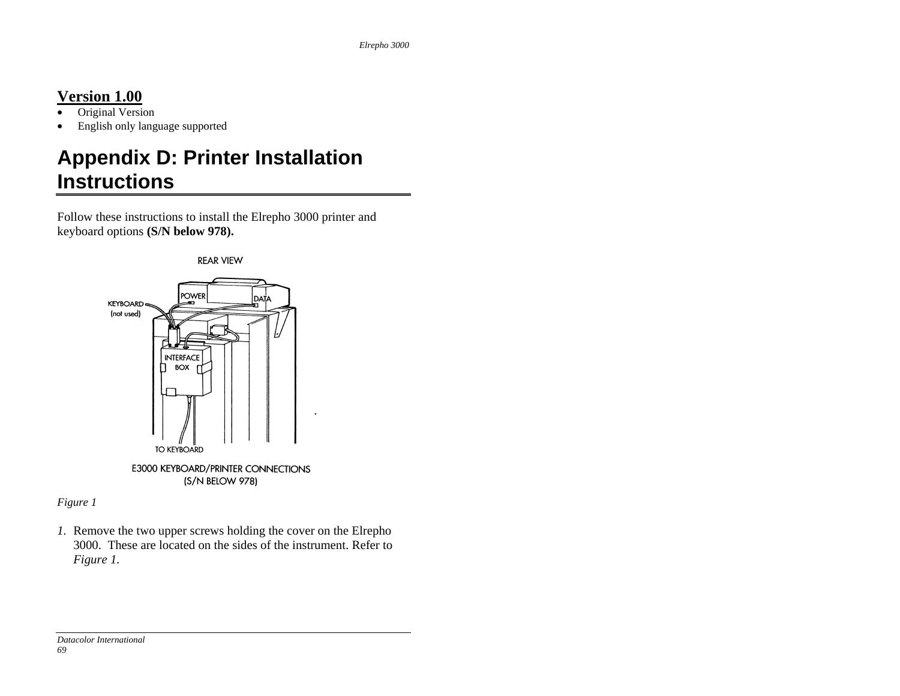## Version 1.00

- Original Version
- English only language supported

# Appendix D: Printer Installation Instructions

Follow these instructions to install the Elrepho 3000 printer and keyboard options **(S/N below 978).**

*Figure 1*

1. Remove the two upper screws holding the cover on the Elrepho 3000. These are located on the sides of the instrument. Refer to *Figure 1.*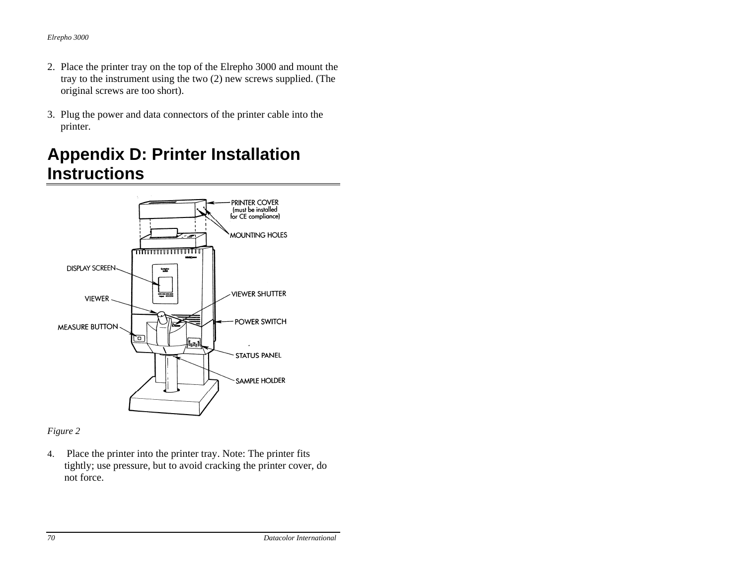2. Place the printer tray on the top of the Elrepho 3000 and mount the tray to the instrument using the two (2) new screws supplied. (The original screws are too short).

3. Plug the power and data connectors of the printer cable into the printer.

# Appendix D: Printer Installation Instructions

*Figure 2*

4. Place the printer into the printer tray. Note: The printer fits tightly; use pressure, but to avoid cracking the printer cover, do not force.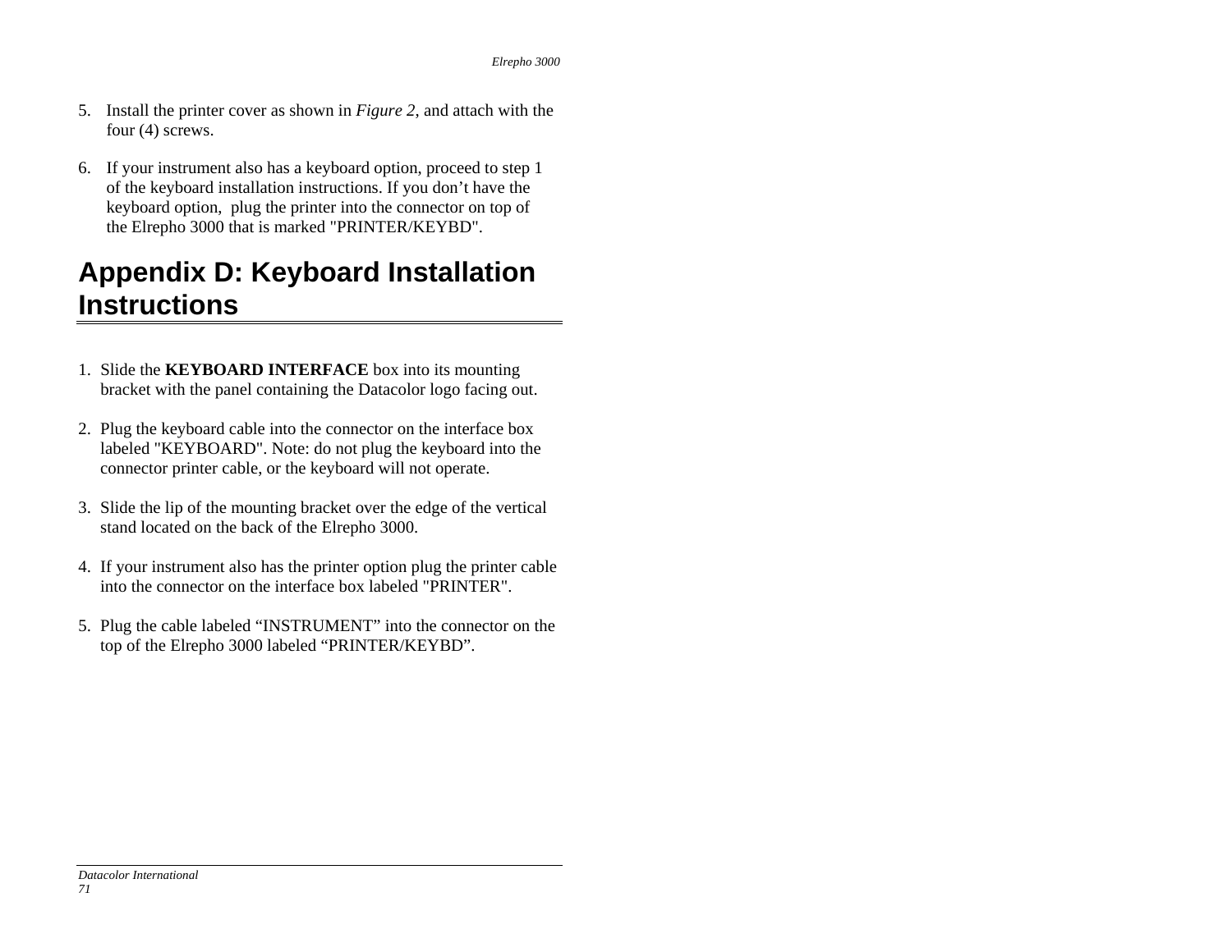5. Install the printer cover as shown in *Figure 2*, and attach with the four (4) screws.

6. If your instrument also has a keyboard option, proceed to step 1 of the keyboard installation instructions. If you don't have the keyboard option, plug the printer into the connector on top of the Elrepho 3000 that is marked "PRINTER/KEYBD".

# Appendix D: Keyboard Installation Instructions

1. Slide the **KEYBOARD INTERFACE** box into its mounting bracket with the panel containing the Datacolor logo facing out.

2. Plug the keyboard cable into the connector on the interface box labeled "KEYBOARD". Note: do not plug the keyboard into the connector printer cable, or the keyboard will not operate.

3. Slide the lip of the mounting bracket over the edge of the vertical stand located on the back of the Elrepho 3000.

4. If your instrument also has the printer option plug the printer cable into the connector on the interface box labeled "PRINTER".

5. Plug the cable labeled “INSTRUMENT” into the connector on the top of the Elrepho 3000 labeled “PRINTER/KEYBD”.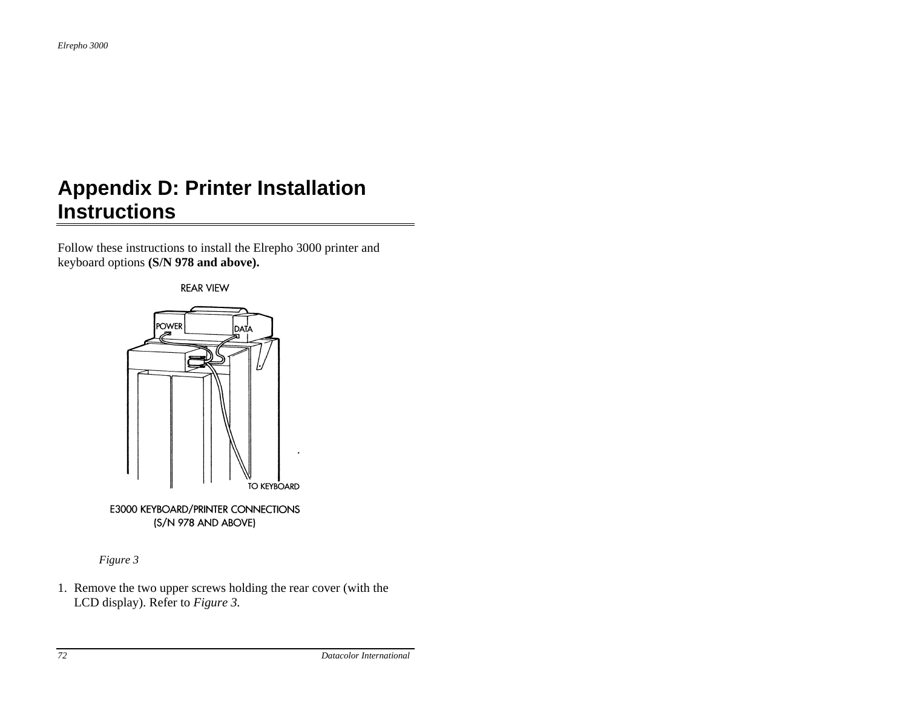# Appendix D: Printer Installation Instructions

Follow these instructions to install the Elrepho 3000 printer and keyboard options **(S/N 978 and above).**

REAR VIEW

POWER

DATA

TO KEYBOARD

E3000 KEYBOARD/PRINTER CONNECTIONS (S/N 978 AND ABOVE)

*Figure 3*

1. Remove the two upper screws holding the rear cover (with the LCD display). Refer to *Figure 3*.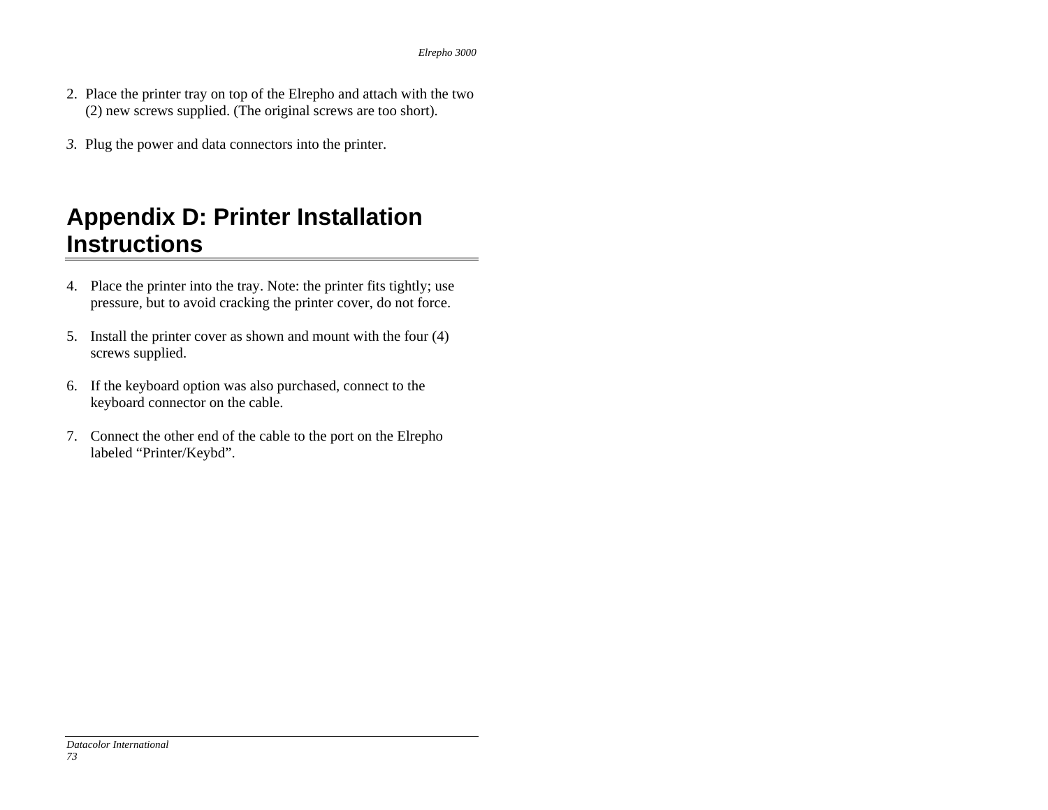2. Place the printer tray on top of the Elrepho and attach with the two (2) new screws supplied. (The original screws are too short).

3. Plug the power and data connectors into the printer.

# Appendix D: Printer Installation Instructions

4. Place the printer into the tray. Note: the printer fits tightly; use pressure, but to avoid cracking the printer cover, do not force.

5. Install the printer cover as shown and mount with the four (4) screws supplied.

6. If the keyboard option was also purchased, connect to the keyboard connector on the cable.

7. Connect the other end of the cable to the port on the Elrepho labeled “Printer/Keybd”.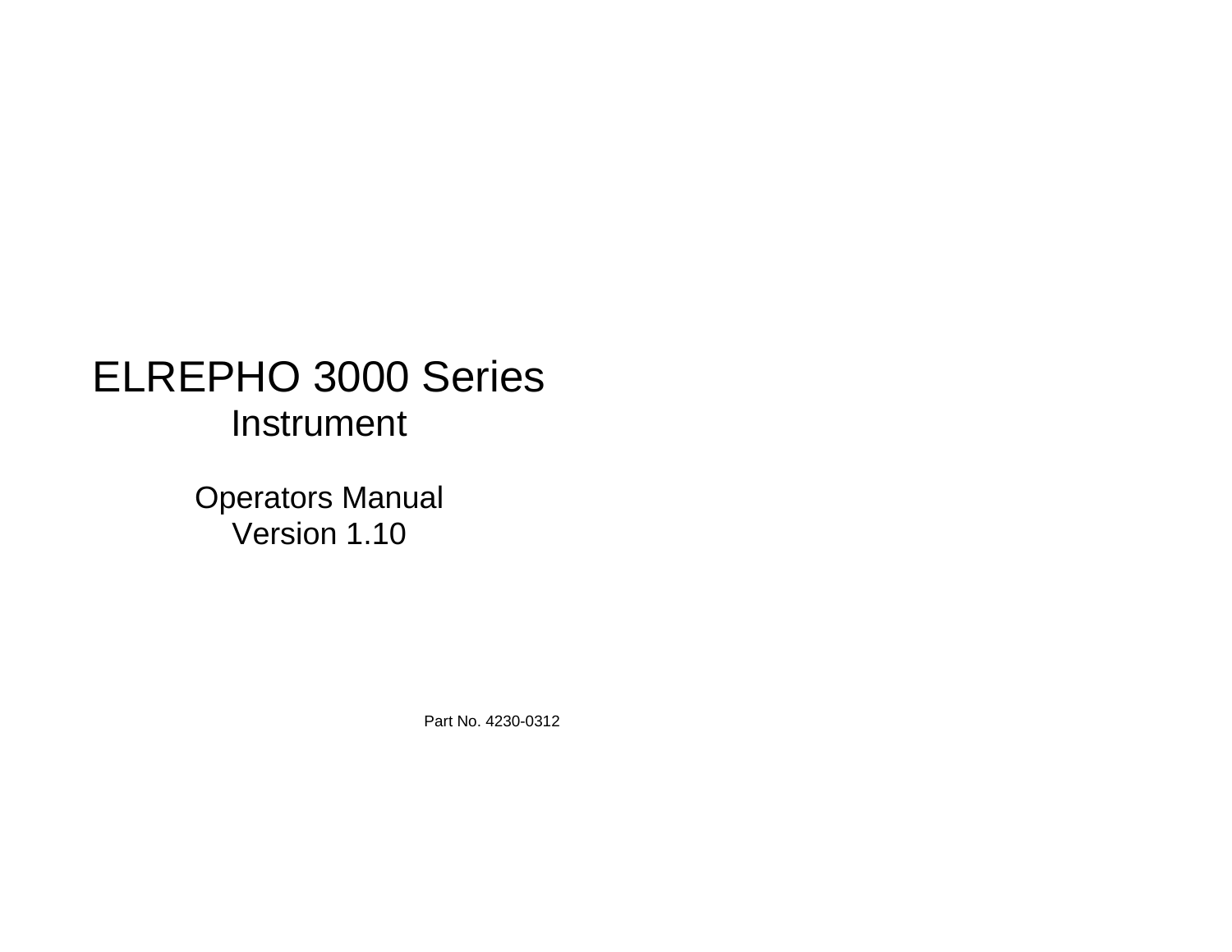# ELREPHO 3000 Series

## Instrument

Operators Manual
Version 1.10

Part No. 4230-0312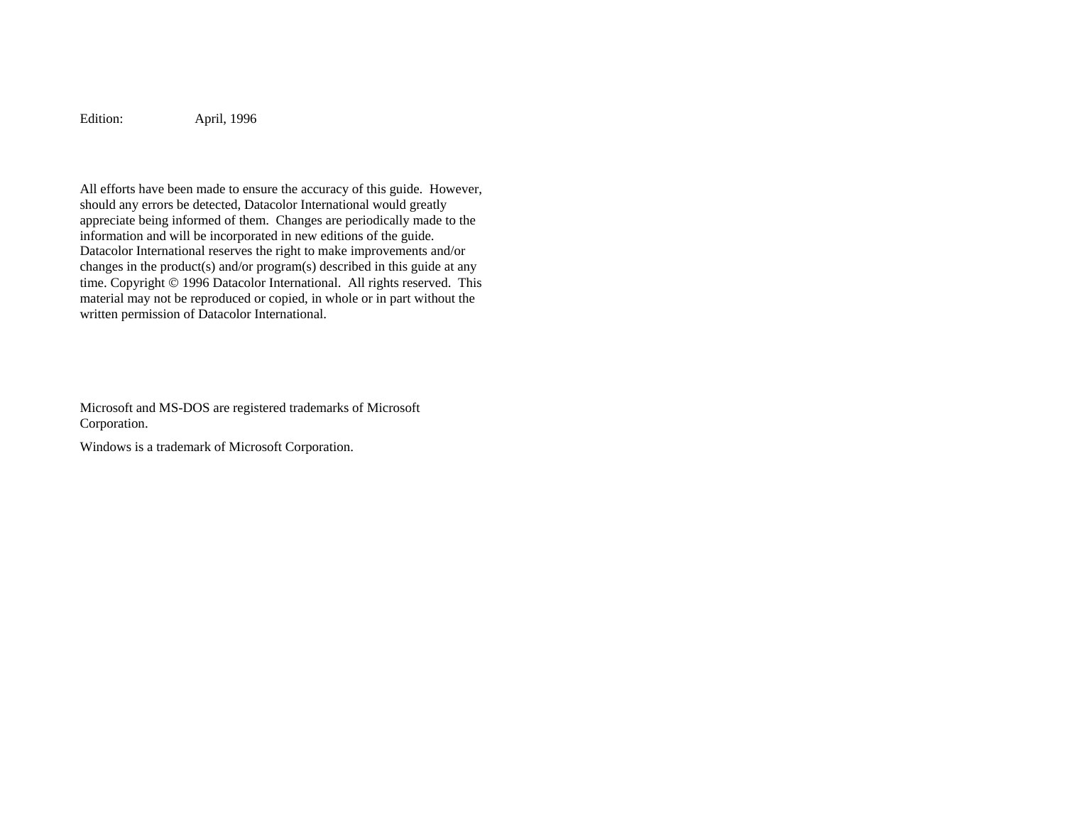Edition: April, 1996

All efforts have been made to ensure the accuracy of this guide. However, should any errors be detected, Datacolor International would greatly appreciate being informed of them. Changes are periodically made to the information and will be incorporated in new editions of the guide. Datacolor International reserves the right to make improvements and/or changes in the product(s) and/or program(s) described in this guide at any time. Copyright © 1996 Datacolor International. All rights reserved. This material may not be reproduced or copied, in whole or in part without the written permission of Datacolor International.

Microsoft and MS-DOS are registered trademarks of Microsoft Corporation.

Windows is a trademark of Microsoft Corporation.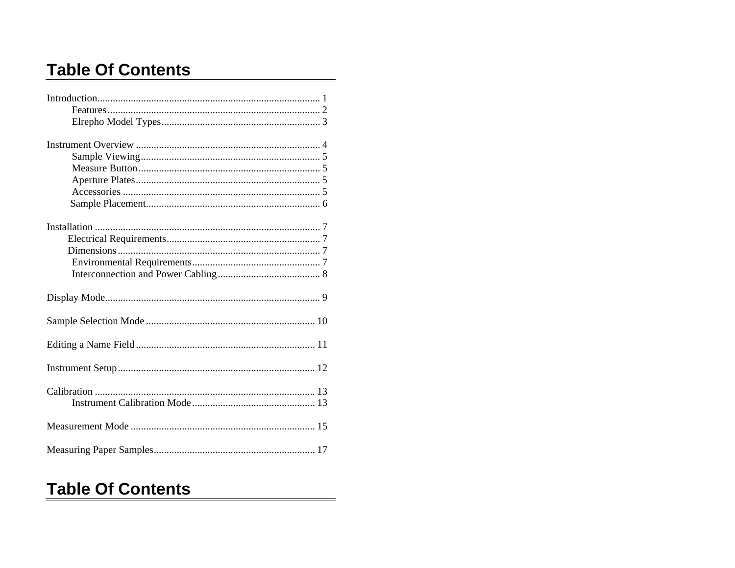# Table Of Contents

Introduction...................................................................................... 1
- Features.................................................................................. 2
- Elrepho Model Types............................................................. 3

Instrument Overview ....................................................................... 4
- Sample Viewing..................................................................... 5
- Measure Button...................................................................... 5
- Aperture Plates....................................................................... 5
- Accessories ............................................................................ 5
- Sample Placement................................................................... 6

Installation ....................................................................................... 7
- Electrical Requirements........................................................... 7
- Dimensions.............................................................................. 7
- Environmental Requirements.................................................. 7
- Interconnection and Power Cabling........................................ 8

Display Mode................................................................................... 9

Sample Selection Mode ................................................................. 10

Editing a Name Field..................................................................... 11

Instrument Setup............................................................................ 12

Calibration ..................................................................................... 13
- Instrument Calibration Mode................................................ 13

Measurement Mode ....................................................................... 15

Measuring Paper Samples.............................................................. 17

# Table Of Contents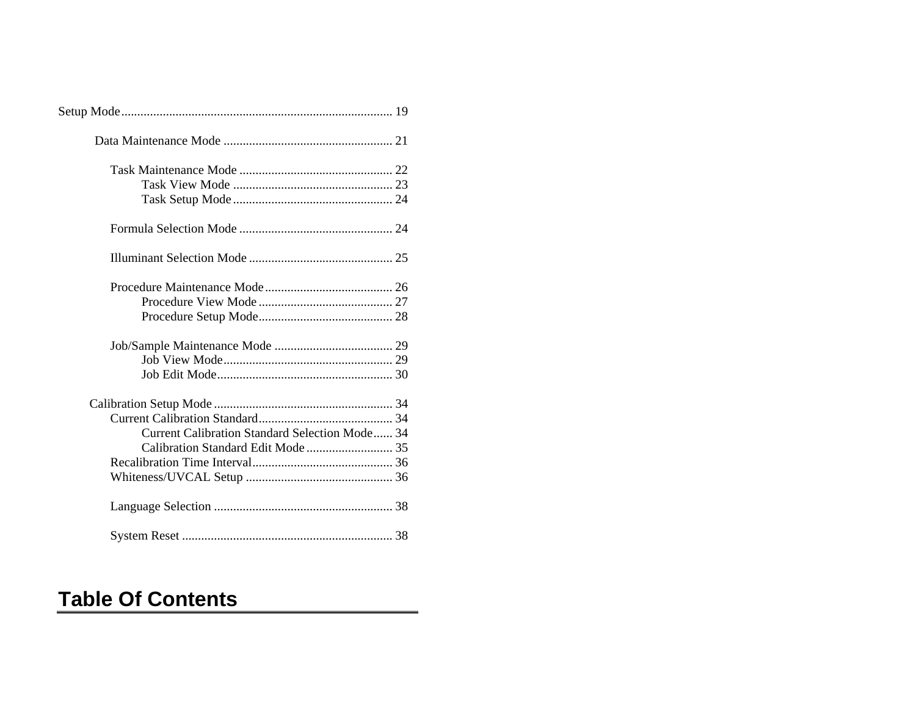Setup Mode .................................................................................... 19

Data Maintenance Mode .................................................... 21

Task Maintenance Mode ................................................ 22
Task View Mode .................................................. 23
Task Setup Mode .................................................. 24

Formula Selection Mode ................................................ 24

Illuminant Selection Mode ............................................. 25

Procedure Maintenance Mode ........................................ 26
Procedure View Mode .......................................... 27
Procedure Setup Mode .......................................... 28

Job/Sample Maintenance Mode ..................................... 29
Job View Mode ..................................................... 29
Job Edit Mode ....................................................... 30

Calibration Setup Mode ........................................................ 34
Current Calibration Standard .......................................... 34
Current Calibration Standard Selection Mode ...... 34
Calibration Standard Edit Mode ........................... 35
Recalibration Time Interval ............................................ 36
Whiteness/UVCAL Setup .............................................. 36

Language Selection ........................................................ 38

System Reset .................................................................. 38

# Table Of Contents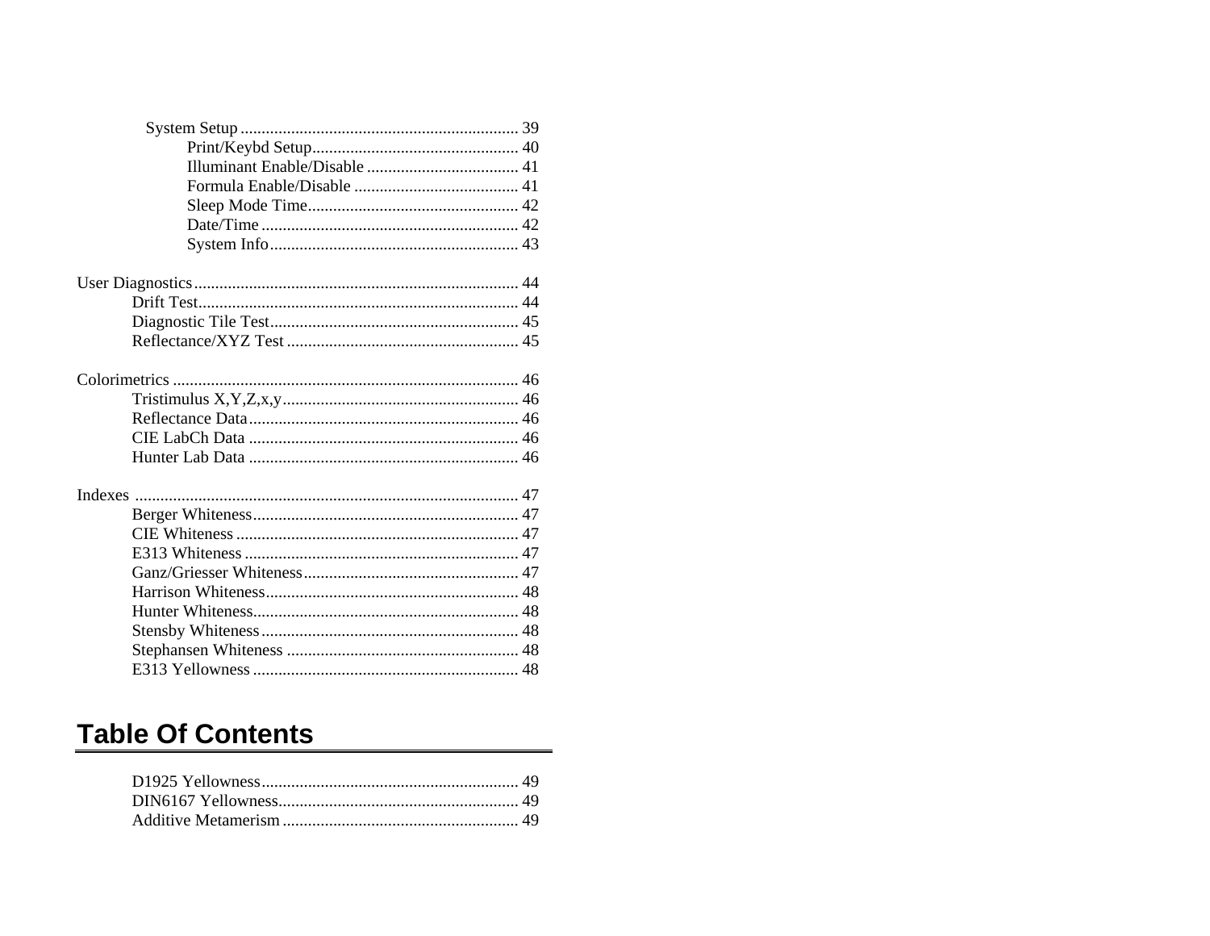- System Setup ................................................................. 39
  - Print/Keybd Setup................................................ 40
  - Illuminant Enable/Disable ................................... 41
  - Formula Enable/Disable ...................................... 41
  - Sleep Mode Time................................................. 42
  - Date/Time ............................................................ 42
  - System Info.......................................................... 43

User Diagnostics............................................................................ 44

- Drift Test........................................................................... 44
- Diagnostic Tile Test.......................................................... 45
- Reflectance/XYZ Test ...................................................... 45

Colorimetrics ................................................................................. 46

- Tristimulus X,Y,Z,x,y....................................................... 46
- Reflectance Data............................................................... 46
- CIE LabCh Data ............................................................... 46
- Hunter Lab Data ............................................................... 46

Indexes .......................................................................................... 47

- Berger Whiteness.............................................................. 47
- CIE Whiteness .................................................................. 47
- E313 Whiteness ................................................................ 47
- Ganz/Griesser Whiteness.................................................. 47
- Harrison Whiteness........................................................... 48
- Hunter Whiteness.............................................................. 48
- Stensby Whiteness............................................................ 48
- Stephansen Whiteness ...................................................... 48
- E313 Yellowness .............................................................. 48

## Table Of Contents

- D1925 Yellowness............................................................ 49
- DIN6167 Yellowness........................................................ 49
- Additive Metamerism....................................................... 49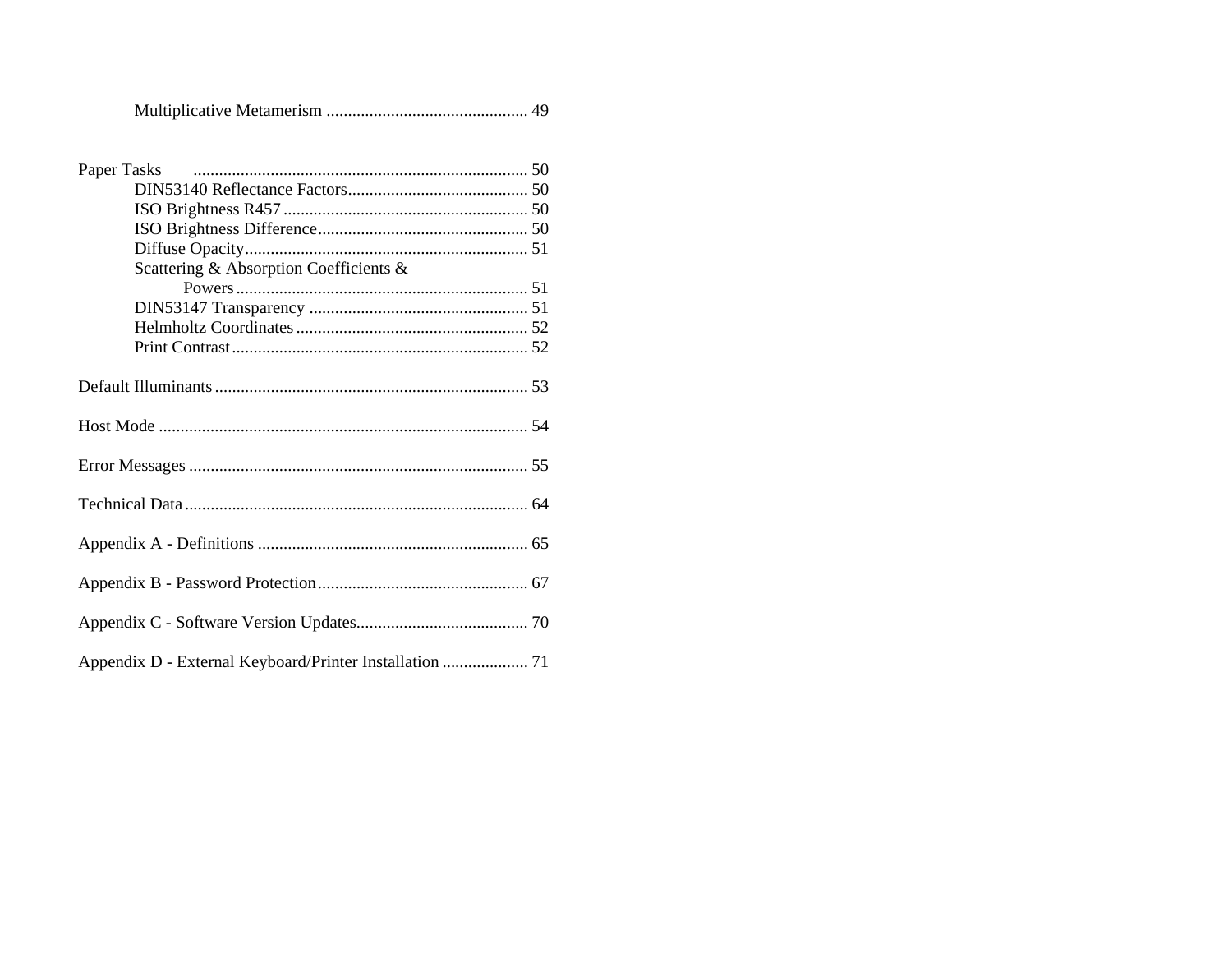Multiplicative Metamerism .............................................. 49

Paper Tasks ............................................................................ 50
DIN53140 Reflectance Factors.......................................... 50
ISO Brightness R457 ........................................................ 50
ISO Brightness Difference................................................ 50
Diffuse Opacity................................................................. 51
Scattering & Absorption Coefficients & Powers................................................................... 51
DIN53147 Transparency .................................................. 51
Helmholtz Coordinates ..................................................... 52
Print Contrast.................................................................... 52

Default Illuminants ........................................................................ 53

Host Mode ..................................................................................... 54

Error Messages .............................................................................. 55

Technical Data ............................................................................... 64

Appendix A - Definitions .............................................................. 65

Appendix B - Password Protection................................................ 67

Appendix C - Software Version Updates....................................... 70

Appendix D - External Keyboard/Printer Installation .................... 71